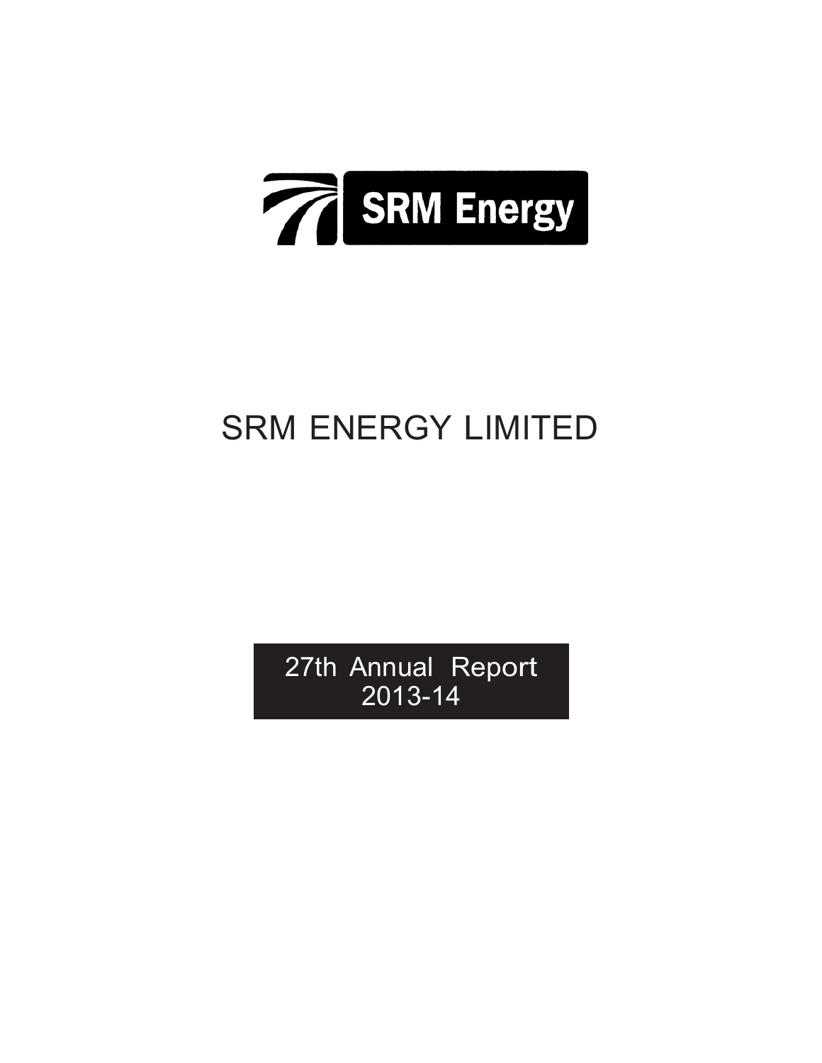SRM Energy

# SRM ENERGY LIMITED

27th Annual Report
2013-14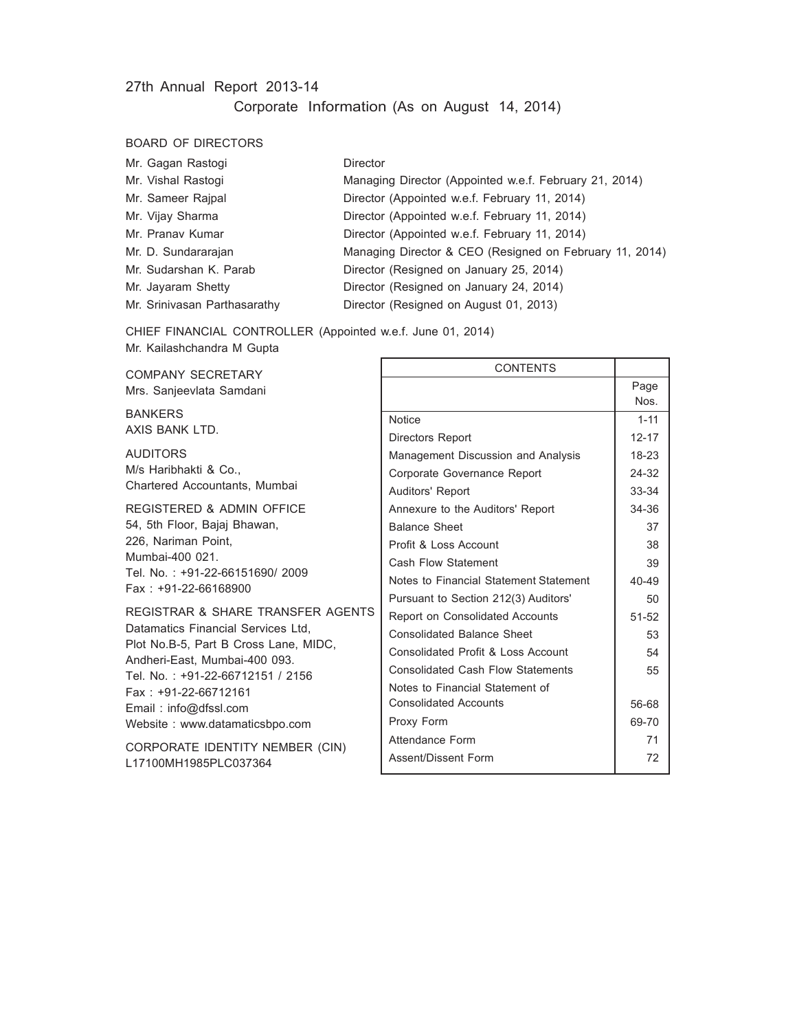# 27th Annual Report 2013-14

## Corporate Information (As on August 14, 2014)

### BOARD OF DIRECTORS

| | |
|---|---|
| Mr. Gagan Rastogi | Director |
| Mr. Vishal Rastogi | Managing Director (Appointed w.e.f. February 21, 2014) |
| Mr. Sameer Rajpal | Director (Appointed w.e.f. February 11, 2014) |
| Mr. Vijay Sharma | Director (Appointed w.e.f. February 11, 2014) |
| Mr. Pranav Kumar | Director (Appointed w.e.f. February 11, 2014) |
| Mr. D. Sundararajan | Managing Director & CEO (Resigned on February 11, 2014) |
| Mr. Sudarshan K. Parab | Director (Resigned on January 25, 2014) |
| Mr. Jayaram Shetty | Director (Resigned on January 24, 2014) |
| Mr. Srinivasan Parthasarathy | Director (Resigned on August 01, 2013) |

CHIEF FINANCIAL CONTROLLER (Appointed w.e.f. June 01, 2014)
Mr. Kailashchandra M Gupta

COMPANY SECRETARY
Mrs. Sanjeevlata Samdani

BANKERS
AXIS BANK LTD.

AUDITORS
M/s Haribhakti & Co.,
Chartered Accountants, Mumbai

REGISTERED & ADMIN OFFICE
54, 5th Floor, Bajaj Bhawan,
226, Nariman Point,
Mumbai-400 021.
Tel. No. : +91-22-66151690/ 2009
Fax : +91-22-66168900

REGISTRAR & SHARE TRANSFER AGENTS
Datamatics Financial Services Ltd,
Plot No.B-5, Part B Cross Lane, MIDC,
Andheri-East, Mumbai-400 093.
Tel. No. : +91-22-66712151 / 2156
Fax : +91-22-66712161
Email : info@dfssl.com
Website : www.datamaticsbpo.com

CORPORATE IDENTITY NEMBER (CIN)
L17100MH1985PLC037364

| CONTENTS | Page Nos. |
|---|---|
| Notice | 1-11 |
| Directors Report | 12-17 |
| Management Discussion and Analysis | 18-23 |
| Corporate Governance Report | 24-32 |
| Auditors' Report | 33-34 |
| Annexure to the Auditors' Report | 34-36 |
| Balance Sheet | 37 |
| Profit & Loss Account | 38 |
| Cash Flow Statement | 39 |
| Notes to Financial Statement Statement | 40-49 |
| Pursuant to Section 212(3) Auditors' | 50 |
| Report on Consolidated Accounts | 51-52 |
| Consolidated Balance Sheet | 53 |
| Consolidated Profit & Loss Account | 54 |
| Consolidated Cash Flow Statements | 55 |
| Notes to Financial Statement of Consolidated Accounts | 56-68 |
| Proxy Form | 69-70 |
| Attendance Form | 71 |
| Assent/Dissent Form | 72 |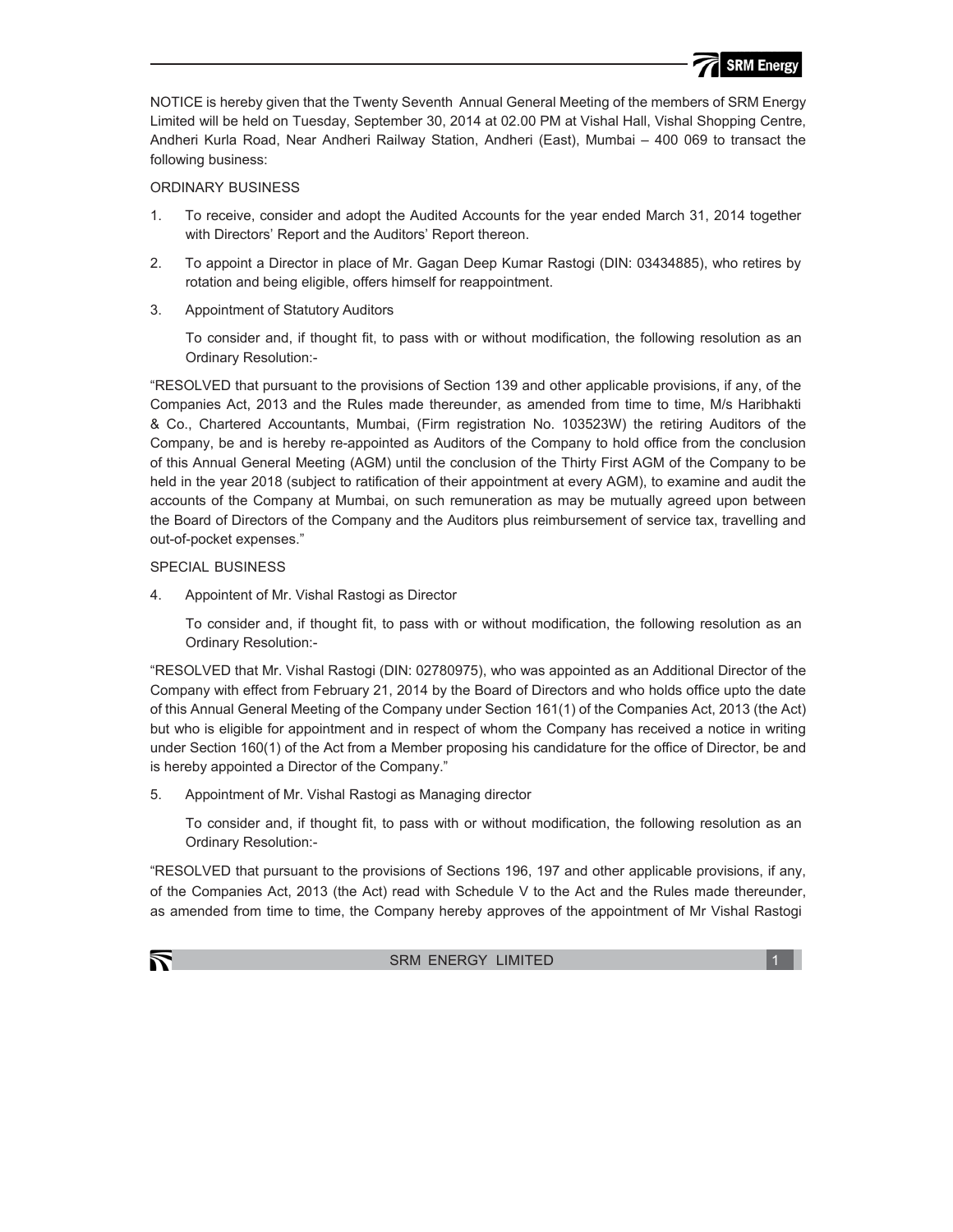NOTICE is hereby given that the Twenty Seventh Annual General Meeting of the members of SRM Energy Limited will be held on Tuesday, September 30, 2014 at 02.00 PM at Vishal Hall, Vishal Shopping Centre, Andheri Kurla Road, Near Andheri Railway Station, Andheri (East), Mumbai – 400 069 to transact the following business:

ORDINARY BUSINESS

1. To receive, consider and adopt the Audited Accounts for the year ended March 31, 2014 together with Directors' Report and the Auditors' Report thereon.

2. To appoint a Director in place of Mr. Gagan Deep Kumar Rastogi (DIN: 03434885), who retires by rotation and being eligible, offers himself for reappointment.

3. Appointment of Statutory Auditors

   To consider and, if thought fit, to pass with or without modification, the following resolution as an Ordinary Resolution:-

"RESOLVED that pursuant to the provisions of Section 139 and other applicable provisions, if any, of the Companies Act, 2013 and the Rules made thereunder, as amended from time to time, M/s Haribhakti & Co., Chartered Accountants, Mumbai, (Firm registration No. 103523W) the retiring Auditors of the Company, be and is hereby re-appointed as Auditors of the Company to hold office from the conclusion of this Annual General Meeting (AGM) until the conclusion of the Thirty First AGM of the Company to be held in the year 2018 (subject to ratification of their appointment at every AGM), to examine and audit the accounts of the Company at Mumbai, on such remuneration as may be mutually agreed upon between the Board of Directors of the Company and the Auditors plus reimbursement of service tax, travelling and out-of-pocket expenses."

SPECIAL BUSINESS

4. Appointent of Mr. Vishal Rastogi as Director

   To consider and, if thought fit, to pass with or without modification, the following resolution as an Ordinary Resolution:-

"RESOLVED that Mr. Vishal Rastogi (DIN: 02780975), who was appointed as an Additional Director of the Company with effect from February 21, 2014 by the Board of Directors and who holds office upto the date of this Annual General Meeting of the Company under Section 161(1) of the Companies Act, 2013 (the Act) but who is eligible for appointment and in respect of whom the Company has received a notice in writing under Section 160(1) of the Act from a Member proposing his candidature for the office of Director, be and is hereby appointed a Director of the Company."

5. Appointment of Mr. Vishal Rastogi as Managing director

   To consider and, if thought fit, to pass with or without modification, the following resolution as an Ordinary Resolution:-

"RESOLVED that pursuant to the provisions of Sections 196, 197 and other applicable provisions, if any, of the Companies Act, 2013 (the Act) read with Schedule V to the Act and the Rules made thereunder, as amended from time to time, the Company hereby approves of the appointment of Mr Vishal Rastogi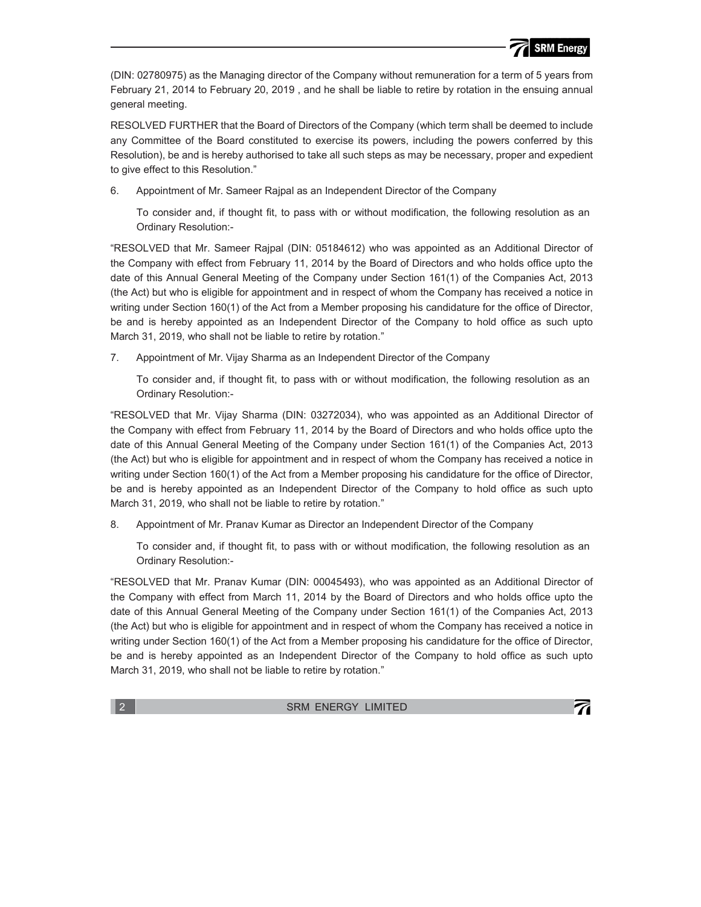(DIN: 02780975) as the Managing director of the Company without remuneration for a term of 5 years from February 21, 2014 to February 20, 2019 , and he shall be liable to retire by rotation in the ensuing annual general meeting.

RESOLVED FURTHER that the Board of Directors of the Company (which term shall be deemed to include any Committee of the Board constituted to exercise its powers, including the powers conferred by this Resolution), be and is hereby authorised to take all such steps as may be necessary, proper and expedient to give effect to this Resolution."

6. Appointment of Mr. Sameer Rajpal as an Independent Director of the Company

   To consider and, if thought fit, to pass with or without modification, the following resolution as an Ordinary Resolution:-

"RESOLVED that Mr. Sameer Rajpal (DIN: 05184612) who was appointed as an Additional Director of the Company with effect from February 11, 2014 by the Board of Directors and who holds office upto the date of this Annual General Meeting of the Company under Section 161(1) of the Companies Act, 2013 (the Act) but who is eligible for appointment and in respect of whom the Company has received a notice in writing under Section 160(1) of the Act from a Member proposing his candidature for the office of Director, be and is hereby appointed as an Independent Director of the Company to hold office as such upto March 31, 2019, who shall not be liable to retire by rotation."

7. Appointment of Mr. Vijay Sharma as an Independent Director of the Company

   To consider and, if thought fit, to pass with or without modification, the following resolution as an Ordinary Resolution:-

"RESOLVED that Mr. Vijay Sharma (DIN: 03272034), who was appointed as an Additional Director of the Company with effect from February 11, 2014 by the Board of Directors and who holds office upto the date of this Annual General Meeting of the Company under Section 161(1) of the Companies Act, 2013 (the Act) but who is eligible for appointment and in respect of whom the Company has received a notice in writing under Section 160(1) of the Act from a Member proposing his candidature for the office of Director, be and is hereby appointed as an Independent Director of the Company to hold office as such upto March 31, 2019, who shall not be liable to retire by rotation."

8. Appointment of Mr. Pranav Kumar as Director an Independent Director of the Company

   To consider and, if thought fit, to pass with or without modification, the following resolution as an Ordinary Resolution:-

"RESOLVED that Mr. Pranav Kumar (DIN: 00045493), who was appointed as an Additional Director of the Company with effect from March 11, 2014 by the Board of Directors and who holds office upto the date of this Annual General Meeting of the Company under Section 161(1) of the Companies Act, 2013 (the Act) but who is eligible for appointment and in respect of whom the Company has received a notice in writing under Section 160(1) of the Act from a Member proposing his candidature for the office of Director, be and is hereby appointed as an Independent Director of the Company to hold office as such upto March 31, 2019, who shall not be liable to retire by rotation."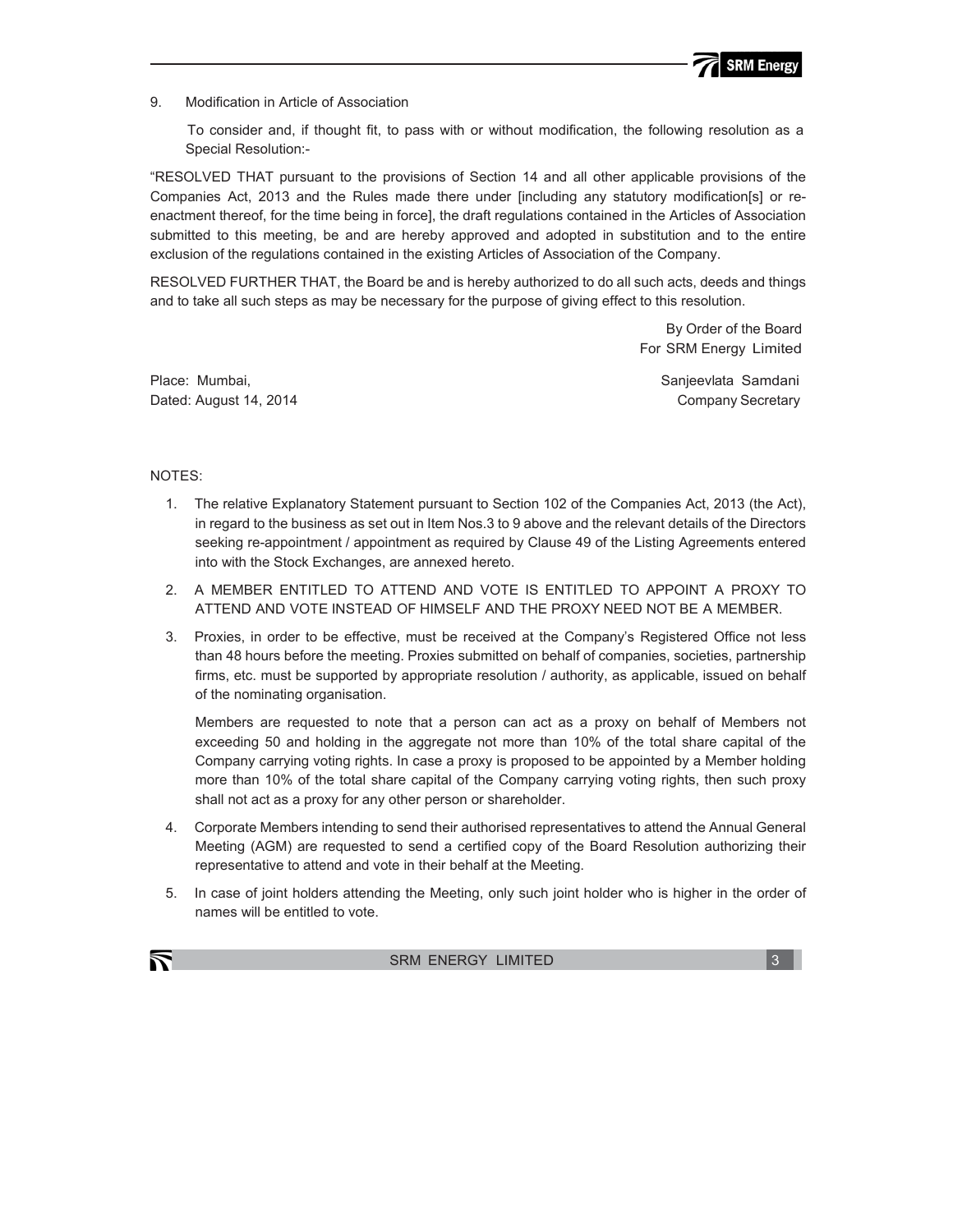9. Modification in Article of Association

To consider and, if thought fit, to pass with or without modification, the following resolution as a Special Resolution:-

"RESOLVED THAT pursuant to the provisions of Section 14 and all other applicable provisions of the Companies Act, 2013 and the Rules made there under [including any statutory modification[s] or re-enactment thereof, for the time being in force], the draft regulations contained in the Articles of Association submitted to this meeting, be and are hereby approved and adopted in substitution and to the entire exclusion of the regulations contained in the existing Articles of Association of the Company.

RESOLVED FURTHER THAT, the Board be and is hereby authorized to do all such acts, deeds and things and to take all such steps as may be necessary for the purpose of giving effect to this resolution.

By Order of the Board
For SRM Energy Limited

Place: Mumbai,
Dated: August 14, 2014

Sanjeevlata Samdani
Company Secretary

NOTES:

1. The relative Explanatory Statement pursuant to Section 102 of the Companies Act, 2013 (the Act), in regard to the business as set out in Item Nos.3 to 9 above and the relevant details of the Directors seeking re-appointment / appointment as required by Clause 49 of the Listing Agreements entered into with the Stock Exchanges, are annexed hereto.

2. A MEMBER ENTITLED TO ATTEND AND VOTE IS ENTITLED TO APPOINT A PROXY TO ATTEND AND VOTE INSTEAD OF HIMSELF AND THE PROXY NEED NOT BE A MEMBER.

3. Proxies, in order to be effective, must be received at the Company's Registered Office not less than 48 hours before the meeting. Proxies submitted on behalf of companies, societies, partnership firms, etc. must be supported by appropriate resolution / authority, as applicable, issued on behalf of the nominating organisation.

   Members are requested to note that a person can act as a proxy on behalf of Members not exceeding 50 and holding in the aggregate not more than 10% of the total share capital of the Company carrying voting rights. In case a proxy is proposed to be appointed by a Member holding more than 10% of the total share capital of the Company carrying voting rights, then such proxy shall not act as a proxy for any other person or shareholder.

4. Corporate Members intending to send their authorised representatives to attend the Annual General Meeting (AGM) are requested to send a certified copy of the Board Resolution authorizing their representative to attend and vote in their behalf at the Meeting.

5. In case of joint holders attending the Meeting, only such joint holder who is higher in the order of names will be entitled to vote.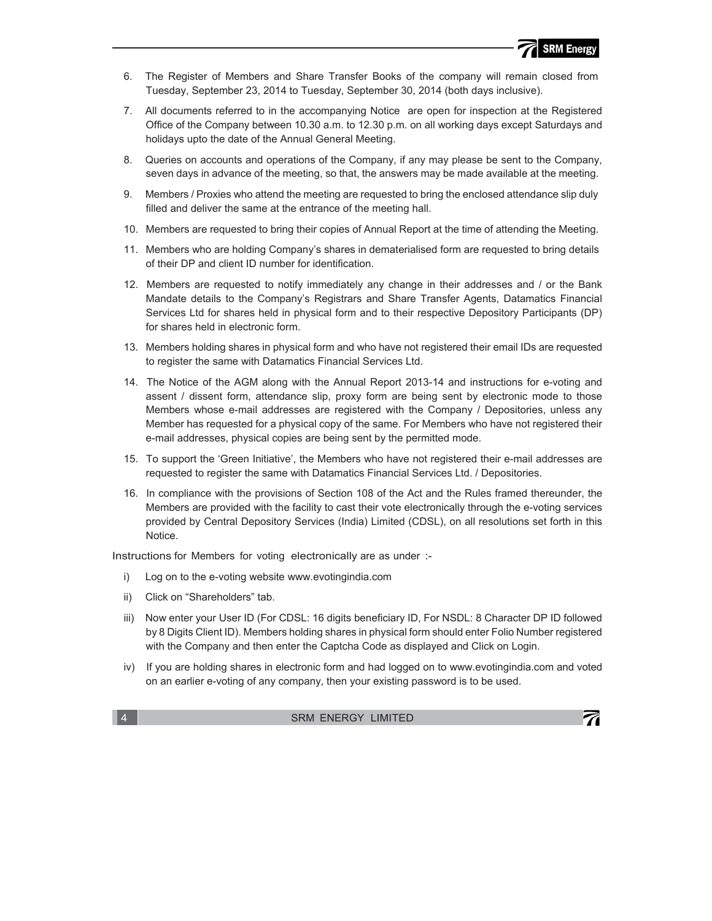6. The Register of Members and Share Transfer Books of the company will remain closed from Tuesday, September 23, 2014 to Tuesday, September 30, 2014 (both days inclusive).

7. All documents referred to in the accompanying Notice are open for inspection at the Registered Office of the Company between 10.30 a.m. to 12.30 p.m. on all working days except Saturdays and holidays upto the date of the Annual General Meeting.

8. Queries on accounts and operations of the Company, if any may please be sent to the Company, seven days in advance of the meeting, so that, the answers may be made available at the meeting.

9. Members / Proxies who attend the meeting are requested to bring the enclosed attendance slip duly filled and deliver the same at the entrance of the meeting hall.

10. Members are requested to bring their copies of Annual Report at the time of attending the Meeting.

11. Members who are holding Company's shares in dematerialised form are requested to bring details of their DP and client ID number for identification.

12. Members are requested to notify immediately any change in their addresses and / or the Bank Mandate details to the Company's Registrars and Share Transfer Agents, Datamatics Financial Services Ltd for shares held in physical form and to their respective Depository Participants (DP) for shares held in electronic form.

13. Members holding shares in physical form and who have not registered their email IDs are requested to register the same with Datamatics Financial Services Ltd.

14. The Notice of the AGM along with the Annual Report 2013-14 and instructions for e-voting and assent / dissent form, attendance slip, proxy form are being sent by electronic mode to those Members whose e-mail addresses are registered with the Company / Depositories, unless any Member has requested for a physical copy of the same. For Members who have not registered their e-mail addresses, physical copies are being sent by the permitted mode.

15. To support the 'Green Initiative', the Members who have not registered their e-mail addresses are requested to register the same with Datamatics Financial Services Ltd. / Depositories.

16. In compliance with the provisions of Section 108 of the Act and the Rules framed thereunder, the Members are provided with the facility to cast their vote electronically through the e-voting services provided by Central Depository Services (India) Limited (CDSL), on all resolutions set forth in this Notice.

Instructions for Members for voting electronically are as under :-

i) Log on to the e-voting website www.evotingindia.com

ii) Click on "Shareholders" tab.

iii) Now enter your User ID (For CDSL: 16 digits beneficiary ID, For NSDL: 8 Character DP ID followed by 8 Digits Client ID). Members holding shares in physical form should enter Folio Number registered with the Company and then enter the Captcha Code as displayed and Click on Login.

iv) If you are holding shares in electronic form and had logged on to www.evotingindia.com and voted on an earlier e-voting of any company, then your existing password is to be used.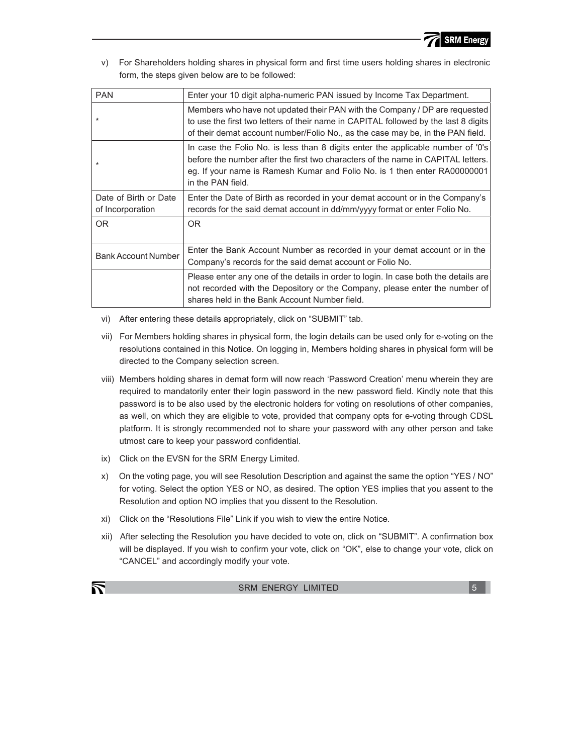v) For Shareholders holding shares in physical form and first time users holding shares in electronic form, the steps given below are to be followed:

| PAN | Enter your 10 digit alpha-numeric PAN issued by Income Tax Department. |
|---|---|
| * | Members who have not updated their PAN with the Company / DP are requested to use the first two letters of their name in CAPITAL followed by the last 8 digits of their demat account number/Folio No., as the case may be, in the PAN field. |
| * | In case the Folio No. is less than 8 digits enter the applicable number of '0's before the number after the first two characters of the name in CAPITAL letters. eg. If your name is Ramesh Kumar and Folio No. is 1 then enter RA00000001 in the PAN field. |
| Date of Birth or Date of Incorporation | Enter the Date of Birth as recorded in your demat account or in the Company's records for the said demat account in dd/mm/yyyy format or enter Folio No. |
| OR | OR |
| Bank Account Number | Enter the Bank Account Number as recorded in your demat account or in the Company's records for the said demat account or Folio No. |
| | Please enter any one of the details in order to login. In case both the details are not recorded with the Depository or the Company, please enter the number of shares held in the Bank Account Number field. |

vi) After entering these details appropriately, click on "SUBMIT" tab.

vii) For Members holding shares in physical form, the login details can be used only for e-voting on the resolutions contained in this Notice. On logging in, Members holding shares in physical form will be directed to the Company selection screen.

viii) Members holding shares in demat form will now reach 'Password Creation' menu wherein they are required to mandatorily enter their login password in the new password field. Kindly note that this password is to be also used by the electronic holders for voting on resolutions of other companies, as well, on which they are eligible to vote, provided that company opts for e-voting through CDSL platform. It is strongly recommended not to share your password with any other person and take utmost care to keep your password confidential.

ix) Click on the EVSN for the SRM Energy Limited.

x) On the voting page, you will see Resolution Description and against the same the option "YES / NO" for voting. Select the option YES or NO, as desired. The option YES implies that you assent to the Resolution and option NO implies that you dissent to the Resolution.

xi) Click on the "Resolutions File" Link if you wish to view the entire Notice.

xii) After selecting the Resolution you have decided to vote on, click on "SUBMIT". A confirmation box will be displayed. If you wish to confirm your vote, click on "OK", else to change your vote, click on "CANCEL" and accordingly modify your vote.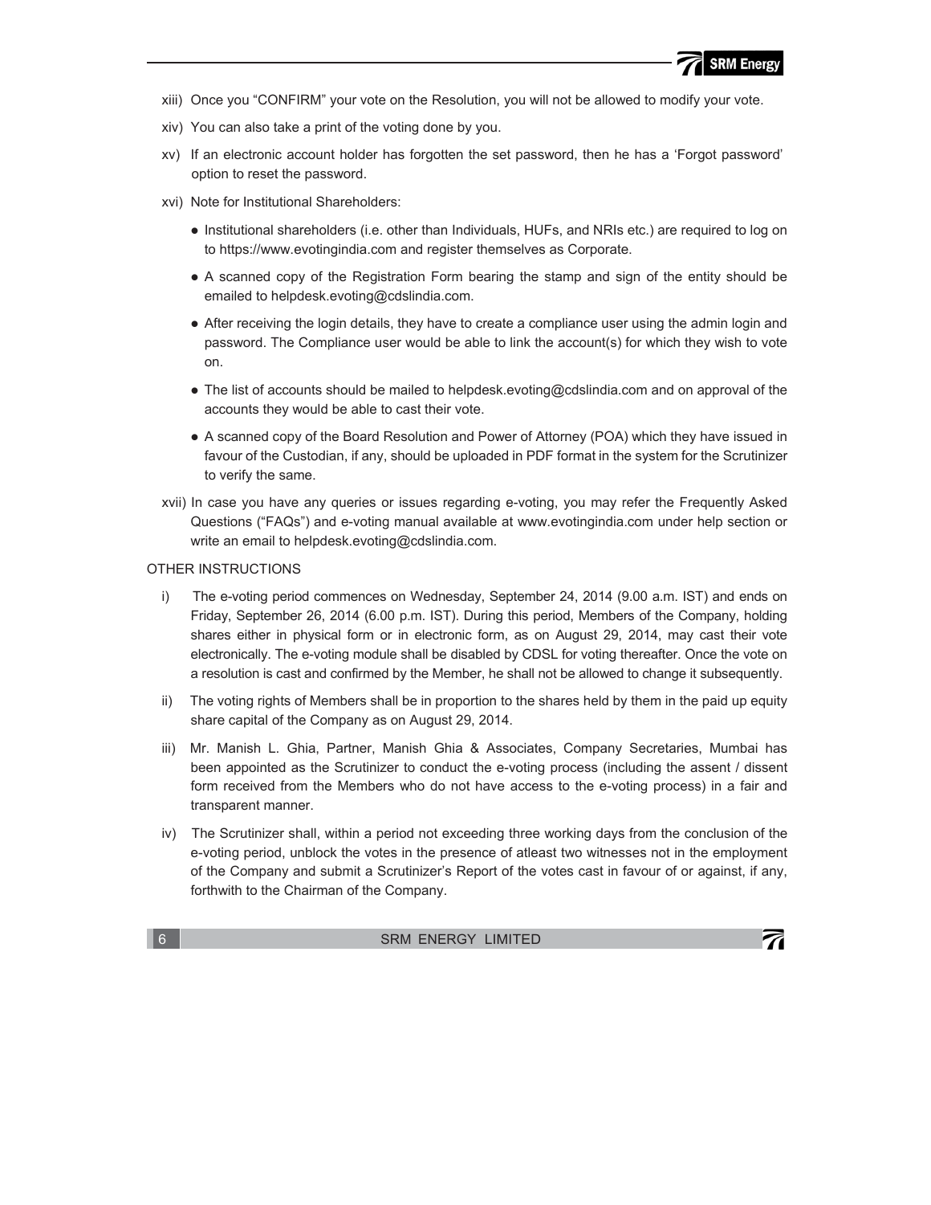xiii) Once you "CONFIRM" your vote on the Resolution, you will not be allowed to modify your vote.

xiv) You can also take a print of the voting done by you.

xv) If an electronic account holder has forgotten the set password, then he has a 'Forgot password' option to reset the password.

xvi) Note for Institutional Shareholders:

- Institutional shareholders (i.e. other than Individuals, HUFs, and NRIs etc.) are required to log on to https://www.evotingindia.com and register themselves as Corporate.
- A scanned copy of the Registration Form bearing the stamp and sign of the entity should be emailed to helpdesk.evoting@cdslindia.com.
- After receiving the login details, they have to create a compliance user using the admin login and password. The Compliance user would be able to link the account(s) for which they wish to vote on.
- The list of accounts should be mailed to helpdesk.evoting@cdslindia.com and on approval of the accounts they would be able to cast their vote.
- A scanned copy of the Board Resolution and Power of Attorney (POA) which they have issued in favour of the Custodian, if any, should be uploaded in PDF format in the system for the Scrutinizer to verify the same.

xvii) In case you have any queries or issues regarding e-voting, you may refer the Frequently Asked Questions ("FAQs") and e-voting manual available at www.evotingindia.com under help section or write an email to helpdesk.evoting@cdslindia.com.

OTHER INSTRUCTIONS

i) The e-voting period commences on Wednesday, September 24, 2014 (9.00 a.m. IST) and ends on Friday, September 26, 2014 (6.00 p.m. IST). During this period, Members of the Company, holding shares either in physical form or in electronic form, as on August 29, 2014, may cast their vote electronically. The e-voting module shall be disabled by CDSL for voting thereafter. Once the vote on a resolution is cast and confirmed by the Member, he shall not be allowed to change it subsequently.

ii) The voting rights of Members shall be in proportion to the shares held by them in the paid up equity share capital of the Company as on August 29, 2014.

iii) Mr. Manish L. Ghia, Partner, Manish Ghia & Associates, Company Secretaries, Mumbai has been appointed as the Scrutinizer to conduct the e-voting process (including the assent / dissent form received from the Members who do not have access to the e-voting process) in a fair and transparent manner.

iv) The Scrutinizer shall, within a period not exceeding three working days from the conclusion of the e-voting period, unblock the votes in the presence of atleast two witnesses not in the employment of the Company and submit a Scrutinizer's Report of the votes cast in favour of or against, if any, forthwith to the Chairman of the Company.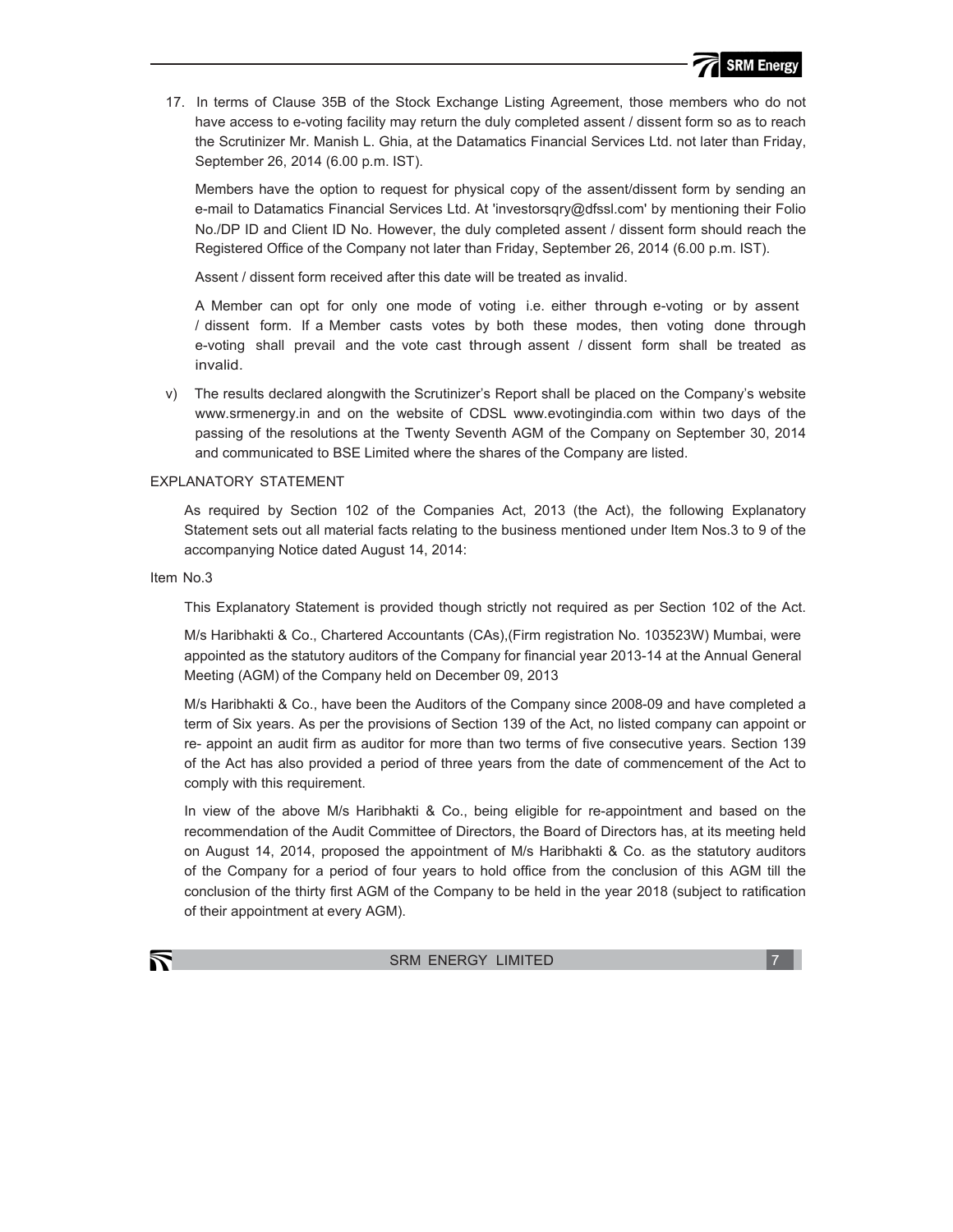17. In terms of Clause 35B of the Stock Exchange Listing Agreement, those members who do not have access to e-voting facility may return the duly completed assent / dissent form so as to reach the Scrutinizer Mr. Manish L. Ghia, at the Datamatics Financial Services Ltd. not later than Friday, September 26, 2014 (6.00 p.m. IST).

    Members have the option to request for physical copy of the assent/dissent form by sending an e-mail to Datamatics Financial Services Ltd. At 'investorsqry@dfssl.com' by mentioning their Folio No./DP ID and Client ID No. However, the duly completed assent / dissent form should reach the Registered Office of the Company not later than Friday, September 26, 2014 (6.00 p.m. IST).

    Assent / dissent form received after this date will be treated as invalid.

    A Member can opt for only one mode of voting i.e. either through e-voting or by assent / dissent form. If a Member casts votes by both these modes, then voting done through e-voting shall prevail and the vote cast through assent / dissent form shall be treated as invalid.

v) The results declared alongwith the Scrutinizer's Report shall be placed on the Company's website www.srmenergy.in and on the website of CDSL www.evotingindia.com within two days of the passing of the resolutions at the Twenty Seventh AGM of the Company on September 30, 2014 and communicated to BSE Limited where the shares of the Company are listed.

## EXPLANATORY STATEMENT

As required by Section 102 of the Companies Act, 2013 (the Act), the following Explanatory Statement sets out all material facts relating to the business mentioned under Item Nos.3 to 9 of the accompanying Notice dated August 14, 2014:

### Item No.3

This Explanatory Statement is provided though strictly not required as per Section 102 of the Act.

M/s Haribhakti & Co., Chartered Accountants (CAs),(Firm registration No. 103523W) Mumbai, were appointed as the statutory auditors of the Company for financial year 2013-14 at the Annual General Meeting (AGM) of the Company held on December 09, 2013

M/s Haribhakti & Co., have been the Auditors of the Company since 2008-09 and have completed a term of Six years. As per the provisions of Section 139 of the Act, no listed company can appoint or re- appoint an audit firm as auditor for more than two terms of five consecutive years. Section 139 of the Act has also provided a period of three years from the date of commencement of the Act to comply with this requirement.

In view of the above M/s Haribhakti & Co., being eligible for re-appointment and based on the recommendation of the Audit Committee of Directors, the Board of Directors has, at its meeting held on August 14, 2014, proposed the appointment of M/s Haribhakti & Co. as the statutory auditors of the Company for a period of four years to hold office from the conclusion of this AGM till the conclusion of the thirty first AGM of the Company to be held in the year 2018 (subject to ratification of their appointment at every AGM).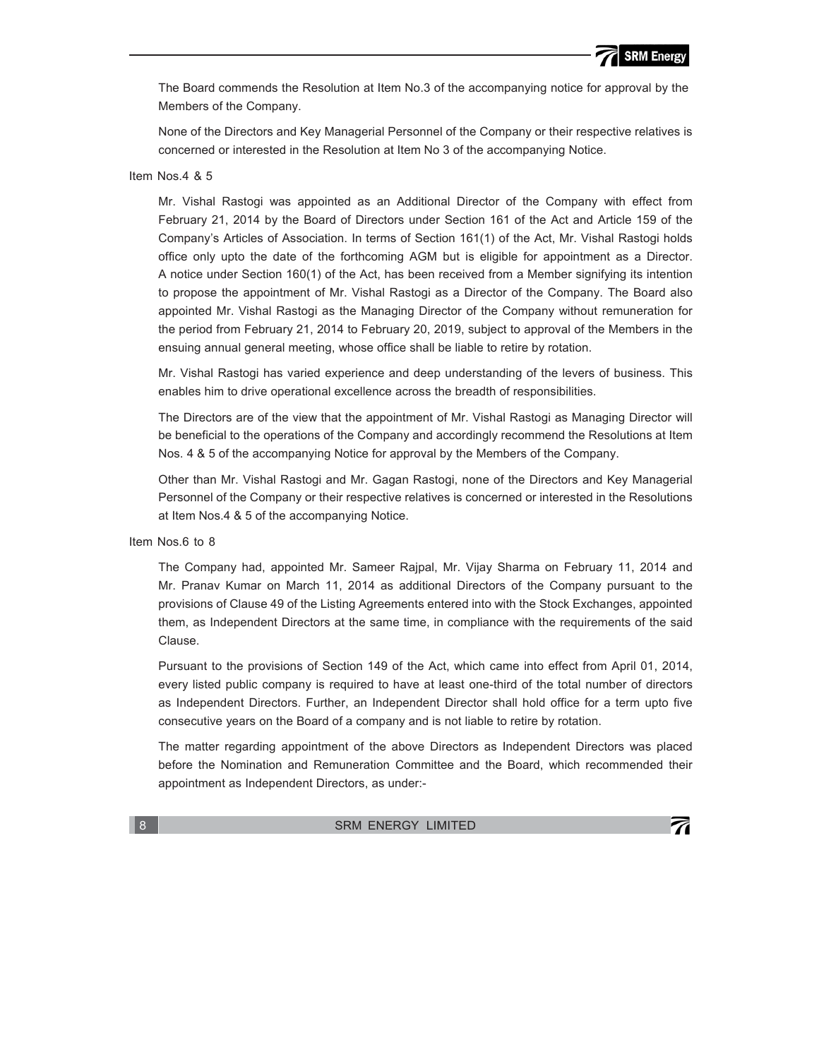The Board commends the Resolution at Item No.3 of the accompanying notice for approval by the Members of the Company.

None of the Directors and Key Managerial Personnel of the Company or their respective relatives is concerned or interested in the Resolution at Item No 3 of the accompanying Notice.

Item Nos.4 & 5

Mr. Vishal Rastogi was appointed as an Additional Director of the Company with effect from February 21, 2014 by the Board of Directors under Section 161 of the Act and Article 159 of the Company's Articles of Association. In terms of Section 161(1) of the Act, Mr. Vishal Rastogi holds office only upto the date of the forthcoming AGM but is eligible for appointment as a Director. A notice under Section 160(1) of the Act, has been received from a Member signifying its intention to propose the appointment of Mr. Vishal Rastogi as a Director of the Company. The Board also appointed Mr. Vishal Rastogi as the Managing Director of the Company without remuneration for the period from February 21, 2014 to February 20, 2019, subject to approval of the Members in the ensuing annual general meeting, whose office shall be liable to retire by rotation.

Mr. Vishal Rastogi has varied experience and deep understanding of the levers of business. This enables him to drive operational excellence across the breadth of responsibilities.

The Directors are of the view that the appointment of Mr. Vishal Rastogi as Managing Director will be beneficial to the operations of the Company and accordingly recommend the Resolutions at Item Nos. 4 & 5 of the accompanying Notice for approval by the Members of the Company.

Other than Mr. Vishal Rastogi and Mr. Gagan Rastogi, none of the Directors and Key Managerial Personnel of the Company or their respective relatives is concerned or interested in the Resolutions at Item Nos.4 & 5 of the accompanying Notice.

Item Nos.6 to 8

The Company had, appointed Mr. Sameer Rajpal, Mr. Vijay Sharma on February 11, 2014 and Mr. Pranav Kumar on March 11, 2014 as additional Directors of the Company pursuant to the provisions of Clause 49 of the Listing Agreements entered into with the Stock Exchanges, appointed them, as Independent Directors at the same time, in compliance with the requirements of the said Clause.

Pursuant to the provisions of Section 149 of the Act, which came into effect from April 01, 2014, every listed public company is required to have at least one-third of the total number of directors as Independent Directors. Further, an Independent Director shall hold office for a term upto five consecutive years on the Board of a company and is not liable to retire by rotation.

The matter regarding appointment of the above Directors as Independent Directors was placed before the Nomination and Remuneration Committee and the Board, which recommended their appointment as Independent Directors, as under:-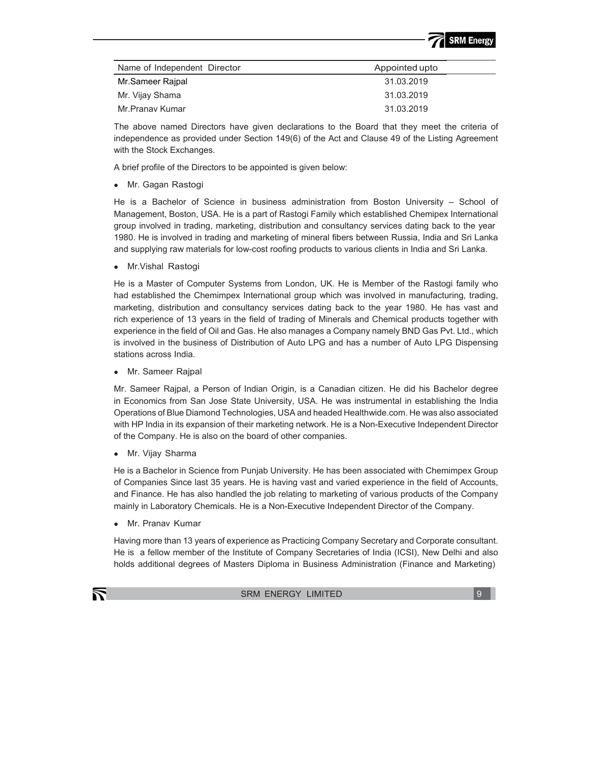| Name of Independent Director | Appointed upto |
|---|---|
| Mr.Sameer Rajpal | 31.03.2019 |
| Mr. Vijay Shama | 31.03.2019 |
| Mr.Pranav Kumar | 31.03.2019 |

The above named Directors have given declarations to the Board that they meet the criteria of independence as provided under Section 149(6) of the Act and Clause 49 of the Listing Agreement with the Stock Exchanges.

A brief profile of the Directors to be appointed is given below:

- Mr. Gagan Rastogi

He is a Bachelor of Science in business administration from Boston University – School of Management, Boston, USA. He is a part of Rastogi Family which established Chemipex International group involved in trading, marketing, distribution and consultancy services dating back to the year 1980. He is involved in trading and marketing of mineral fibers between Russia, India and Sri Lanka and supplying raw materials for low-cost roofing products to various clients in India and Sri Lanka.

- Mr.Vishal Rastogi

He is a Master of Computer Systems from London, UK. He is Member of the Rastogi family who had established the Chemimpex International group which was involved in manufacturing, trading, marketing, distribution and consultancy services dating back to the year 1980. He has vast and rich experience of 13 years in the field of trading of Minerals and Chemical products together with experience in the field of Oil and Gas. He also manages a Company namely BND Gas Pvt. Ltd., which is involved in the business of Distribution of Auto LPG and has a number of Auto LPG Dispensing stations across India.

- Mr. Sameer Rajpal

Mr. Sameer Rajpal, a Person of Indian Origin, is a Canadian citizen. He did his Bachelor degree in Economics from San Jose State University, USA. He was instrumental in establishing the India Operations of Blue Diamond Technologies, USA and headed Healthwide.com. He was also associated with HP India in its expansion of their marketing network. He is a Non-Executive Independent Director of the Company. He is also on the board of other companies.

- Mr. Vijay Sharma

He is a Bachelor in Science from Punjab University. He has been associated with Chemimpex Group of Companies Since last 35 years. He is having vast and varied experience in the field of Accounts, and Finance. He has also handled the job relating to marketing of various products of the Company mainly in Laboratory Chemicals. He is a Non-Executive Independent Director of the Company.

- Mr. Pranav Kumar

Having more than 13 years of experience as Practicing Company Secretary and Corporate consultant. He is a fellow member of the Institute of Company Secretaries of India (ICSI), New Delhi and also holds additional degrees of Masters Diploma in Business Administration (Finance and Marketing)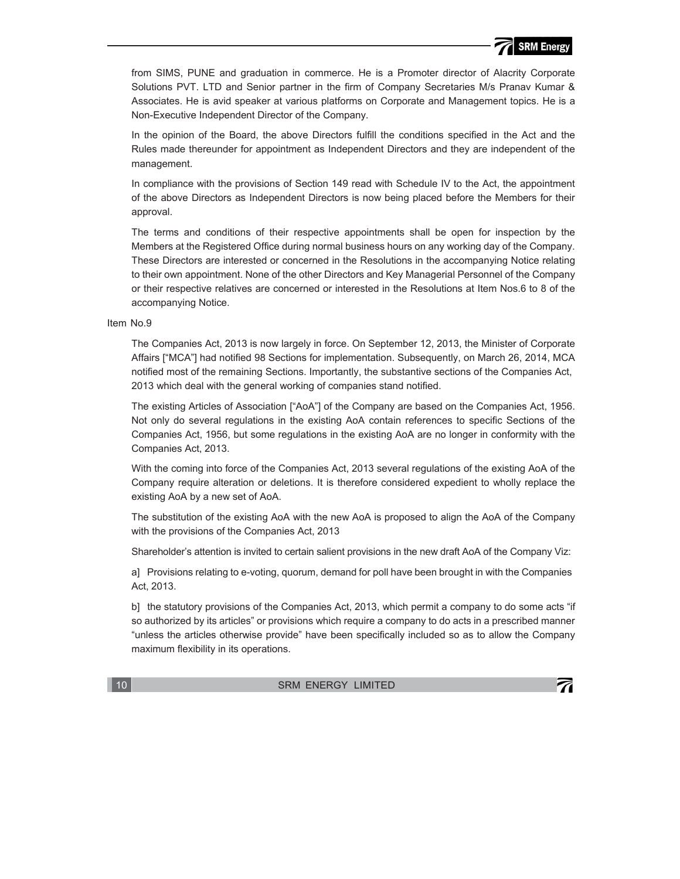from SIMS, PUNE and graduation in commerce. He is a Promoter director of Alacrity Corporate Solutions PVT. LTD and Senior partner in the firm of Company Secretaries M/s Pranav Kumar & Associates. He is avid speaker at various platforms on Corporate and Management topics. He is a Non-Executive Independent Director of the Company.

In the opinion of the Board, the above Directors fulfill the conditions specified in the Act and the Rules made thereunder for appointment as Independent Directors and they are independent of the management.

In compliance with the provisions of Section 149 read with Schedule IV to the Act, the appointment of the above Directors as Independent Directors is now being placed before the Members for their approval.

The terms and conditions of their respective appointments shall be open for inspection by the Members at the Registered Office during normal business hours on any working day of the Company. These Directors are interested or concerned in the Resolutions in the accompanying Notice relating to their own appointment. None of the other Directors and Key Managerial Personnel of the Company or their respective relatives are concerned or interested in the Resolutions at Item Nos.6 to 8 of the accompanying Notice.

Item No.9

The Companies Act, 2013 is now largely in force. On September 12, 2013, the Minister of Corporate Affairs ["MCA"] had notified 98 Sections for implementation. Subsequently, on March 26, 2014, MCA notified most of the remaining Sections. Importantly, the substantive sections of the Companies Act, 2013 which deal with the general working of companies stand notified.

The existing Articles of Association ["AoA"] of the Company are based on the Companies Act, 1956. Not only do several regulations in the existing AoA contain references to specific Sections of the Companies Act, 1956, but some regulations in the existing AoA are no longer in conformity with the Companies Act, 2013.

With the coming into force of the Companies Act, 2013 several regulations of the existing AoA of the Company require alteration or deletions. It is therefore considered expedient to wholly replace the existing AoA by a new set of AoA.

The substitution of the existing AoA with the new AoA is proposed to align the AoA of the Company with the provisions of the Companies Act, 2013

Shareholder's attention is invited to certain salient provisions in the new draft AoA of the Company Viz:

a] Provisions relating to e-voting, quorum, demand for poll have been brought in with the Companies Act, 2013.

b] the statutory provisions of the Companies Act, 2013, which permit a company to do some acts "if so authorized by its articles" or provisions which require a company to do acts in a prescribed manner "unless the articles otherwise provide" have been specifically included so as to allow the Company maximum flexibility in its operations.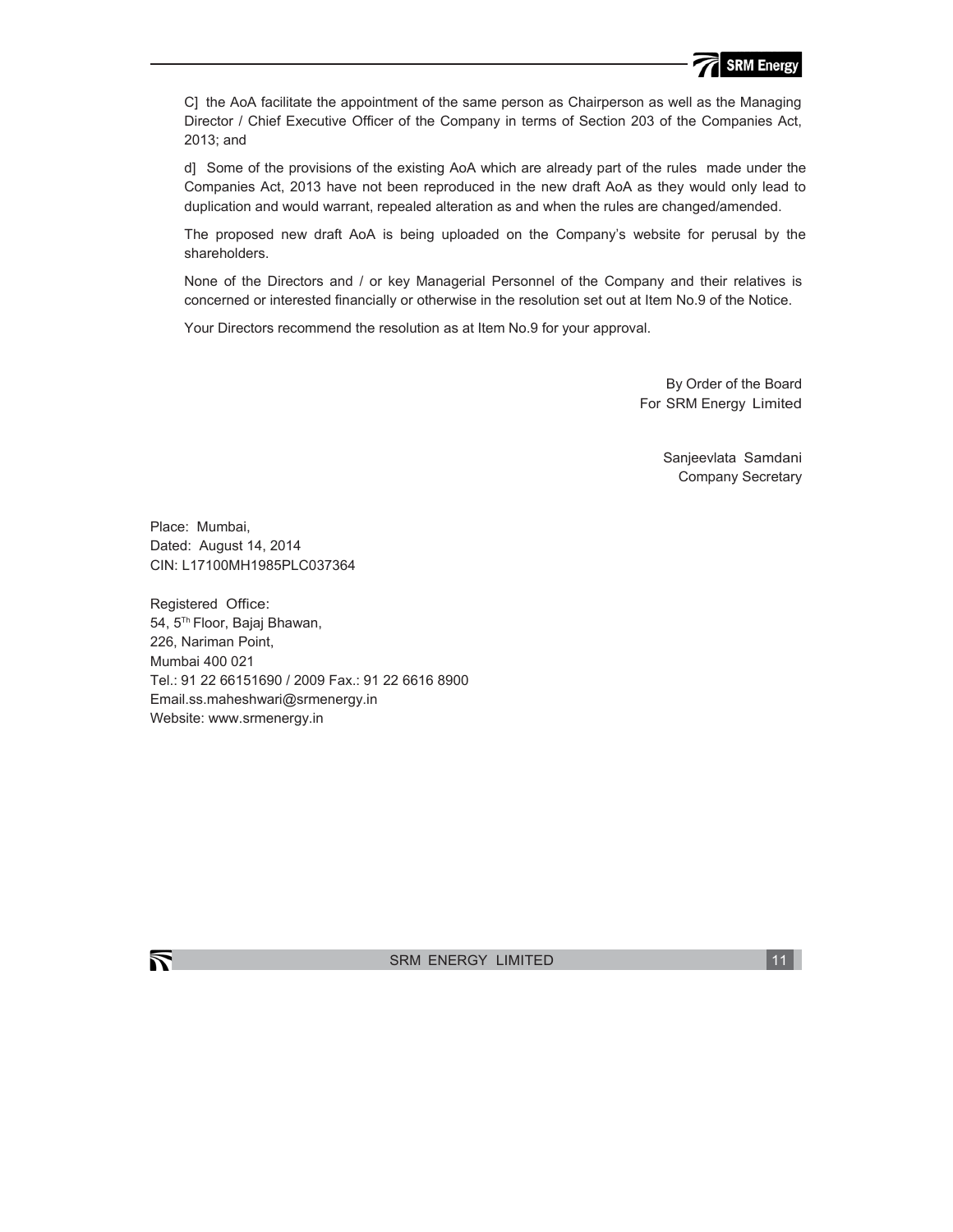C] the AoA facilitate the appointment of the same person as Chairperson as well as the Managing Director / Chief Executive Officer of the Company in terms of Section 203 of the Companies Act, 2013; and

d] Some of the provisions of the existing AoA which are already part of the rules made under the Companies Act, 2013 have not been reproduced in the new draft AoA as they would only lead to duplication and would warrant, repealed alteration as and when the rules are changed/amended.

The proposed new draft AoA is being uploaded on the Company's website for perusal by the shareholders.

None of the Directors and / or key Managerial Personnel of the Company and their relatives is concerned or interested financially or otherwise in the resolution set out at Item No.9 of the Notice.

Your Directors recommend the resolution as at Item No.9 for your approval.

By Order of the Board
For SRM Energy Limited

Sanjeevlata Samdani
Company Secretary

Place: Mumbai,
Dated: August 14, 2014
CIN: L17100MH1985PLC037364

Registered Office:
54, 5Th Floor, Bajaj Bhawan,
226, Nariman Point,
Mumbai 400 021
Tel.: 91 22 66151690 / 2009 Fax.: 91 22 6616 8900
Email.ss.maheshwari@srmenergy.in
Website: www.srmenergy.in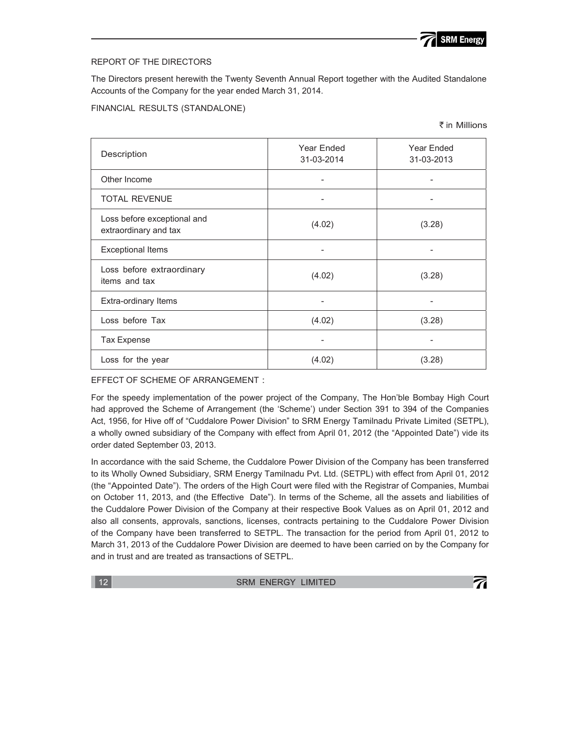## REPORT OF THE DIRECTORS

The Directors present herewith the Twenty Seventh Annual Report together with the Audited Standalone Accounts of the Company for the year ended March 31, 2014.

### FINANCIAL RESULTS (STANDALONE)

₹ in Millions

| Description | Year Ended 31-03-2014 | Year Ended 31-03-2013 |
|---|---|---|
| Other Income | - | - |
| TOTAL REVENUE | - | - |
| Loss before exceptional and extraordinary and tax | (4.02) | (3.28) |
| Exceptional Items | - | - |
| Loss before extraordinary items and tax | (4.02) | (3.28) |
| Extra-ordinary Items | - | - |
| Loss before Tax | (4.02) | (3.28) |
| Tax Expense | - | - |
| Loss for the year | (4.02) | (3.28) |

### EFFECT OF SCHEME OF ARRANGEMENT :

For the speedy implementation of the power project of the Company, The Hon'ble Bombay High Court had approved the Scheme of Arrangement (the 'Scheme') under Section 391 to 394 of the Companies Act, 1956, for Hive off of "Cuddalore Power Division" to SRM Energy Tamilnadu Private Limited (SETPL), a wholly owned subsidiary of the Company with effect from April 01, 2012 (the "Appointed Date") vide its order dated September 03, 2013.

In accordance with the said Scheme, the Cuddalore Power Division of the Company has been transferred to its Wholly Owned Subsidiary, SRM Energy Tamilnadu Pvt. Ltd. (SETPL) with effect from April 01, 2012 (the "Appointed Date"). The orders of the High Court were filed with the Registrar of Companies, Mumbai on October 11, 2013, and (the Effective Date"). In terms of the Scheme, all the assets and liabilities of the Cuddalore Power Division of the Company at their respective Book Values as on April 01, 2012 and also all consents, approvals, sanctions, licenses, contracts pertaining to the Cuddalore Power Division of the Company have been transferred to SETPL. The transaction for the period from April 01, 2012 to March 31, 2013 of the Cuddalore Power Division are deemed to have been carried on by the Company for and in trust and are treated as transactions of SETPL.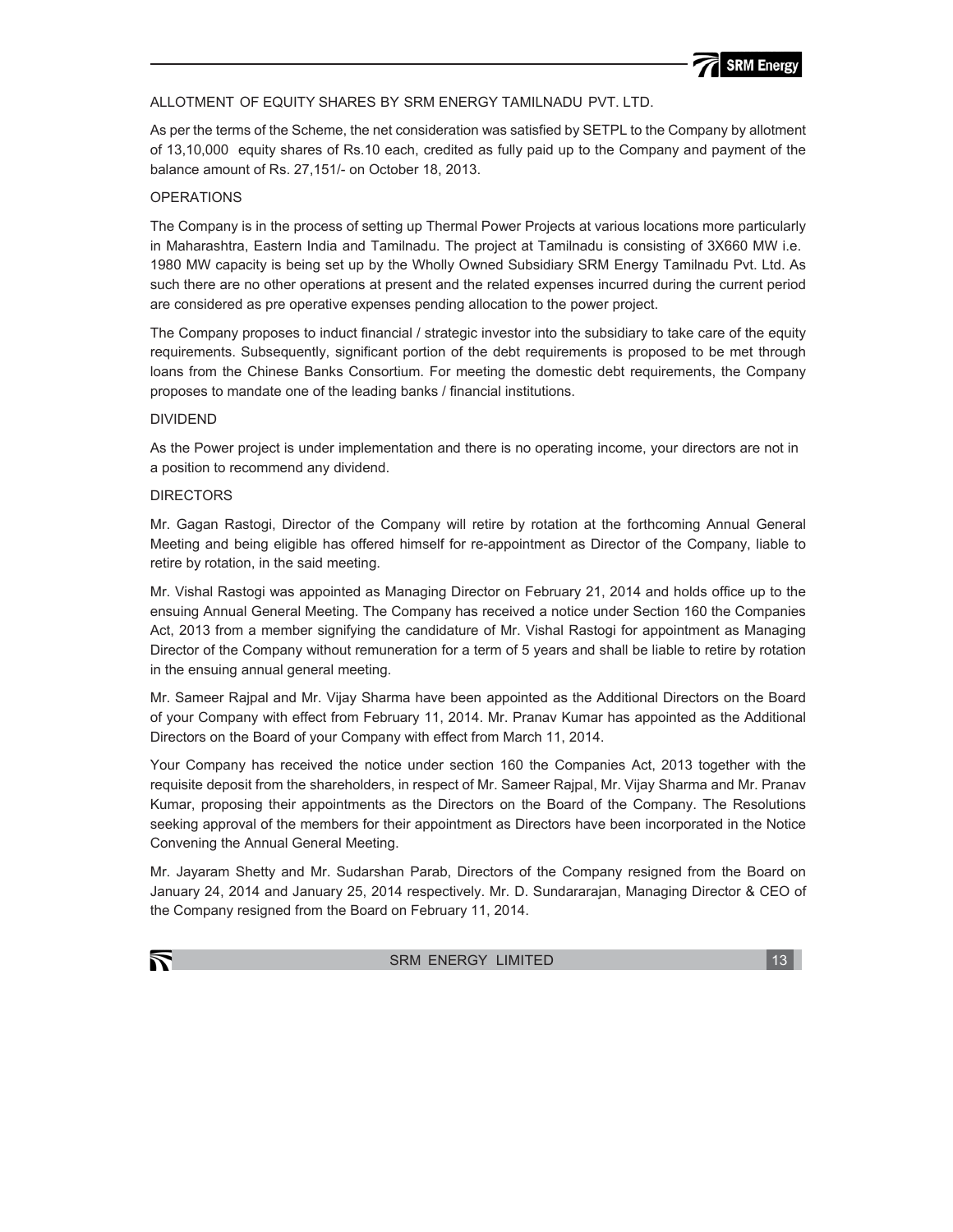## ALLOTMENT OF EQUITY SHARES BY SRM ENERGY TAMILNADU PVT. LTD.

As per the terms of the Scheme, the net consideration was satisfied by SETPL to the Company by allotment of 13,10,000 equity shares of Rs.10 each, credited as fully paid up to the Company and payment of the balance amount of Rs. 27,151/- on October 18, 2013.

## OPERATIONS

The Company is in the process of setting up Thermal Power Projects at various locations more particularly in Maharashtra, Eastern India and Tamilnadu. The project at Tamilnadu is consisting of 3X660 MW i.e. 1980 MW capacity is being set up by the Wholly Owned Subsidiary SRM Energy Tamilnadu Pvt. Ltd. As such there are no other operations at present and the related expenses incurred during the current period are considered as pre operative expenses pending allocation to the power project.

The Company proposes to induct financial / strategic investor into the subsidiary to take care of the equity requirements. Subsequently, significant portion of the debt requirements is proposed to be met through loans from the Chinese Banks Consortium. For meeting the domestic debt requirements, the Company proposes to mandate one of the leading banks / financial institutions.

## DIVIDEND

As the Power project is under implementation and there is no operating income, your directors are not in a position to recommend any dividend.

## DIRECTORS

Mr. Gagan Rastogi, Director of the Company will retire by rotation at the forthcoming Annual General Meeting and being eligible has offered himself for re-appointment as Director of the Company, liable to retire by rotation, in the said meeting.

Mr. Vishal Rastogi was appointed as Managing Director on February 21, 2014 and holds office up to the ensuing Annual General Meeting. The Company has received a notice under Section 160 the Companies Act, 2013 from a member signifying the candidature of Mr. Vishal Rastogi for appointment as Managing Director of the Company without remuneration for a term of 5 years and shall be liable to retire by rotation in the ensuing annual general meeting.

Mr. Sameer Rajpal and Mr. Vijay Sharma have been appointed as the Additional Directors on the Board of your Company with effect from February 11, 2014. Mr. Pranav Kumar has appointed as the Additional Directors on the Board of your Company with effect from March 11, 2014.

Your Company has received the notice under section 160 the Companies Act, 2013 together with the requisite deposit from the shareholders, in respect of Mr. Sameer Rajpal, Mr. Vijay Sharma and Mr. Pranav Kumar, proposing their appointments as the Directors on the Board of the Company. The Resolutions seeking approval of the members for their appointment as Directors have been incorporated in the Notice Convening the Annual General Meeting.

Mr. Jayaram Shetty and Mr. Sudarshan Parab, Directors of the Company resigned from the Board on January 24, 2014 and January 25, 2014 respectively. Mr. D. Sundararajan, Managing Director & CEO of the Company resigned from the Board on February 11, 2014.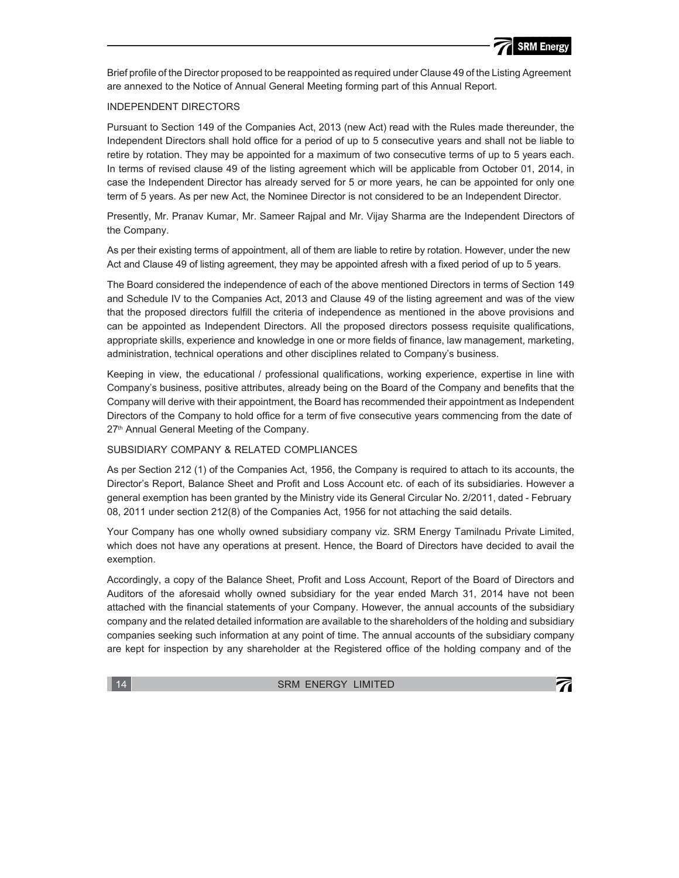Brief profile of the Director proposed to be reappointed as required under Clause 49 of the Listing Agreement are annexed to the Notice of Annual General Meeting forming part of this Annual Report.

## INDEPENDENT DIRECTORS

Pursuant to Section 149 of the Companies Act, 2013 (new Act) read with the Rules made thereunder, the Independent Directors shall hold office for a period of up to 5 consecutive years and shall not be liable to retire by rotation. They may be appointed for a maximum of two consecutive terms of up to 5 years each. In terms of revised clause 49 of the listing agreement which will be applicable from October 01, 2014, in case the Independent Director has already served for 5 or more years, he can be appointed for only one term of 5 years. As per new Act, the Nominee Director is not considered to be an Independent Director.

Presently, Mr. Pranav Kumar, Mr. Sameer Rajpal and Mr. Vijay Sharma are the Independent Directors of the Company.

As per their existing terms of appointment, all of them are liable to retire by rotation. However, under the new Act and Clause 49 of listing agreement, they may be appointed afresh with a fixed period of up to 5 years.

The Board considered the independence of each of the above mentioned Directors in terms of Section 149 and Schedule IV to the Companies Act, 2013 and Clause 49 of the listing agreement and was of the view that the proposed directors fulfill the criteria of independence as mentioned in the above provisions and can be appointed as Independent Directors. All the proposed directors possess requisite qualifications, appropriate skills, experience and knowledge in one or more fields of finance, law management, marketing, administration, technical operations and other disciplines related to Company's business.

Keeping in view, the educational / professional qualifications, working experience, expertise in line with Company's business, positive attributes, already being on the Board of the Company and benefits that the Company will derive with their appointment, the Board has recommended their appointment as Independent Directors of the Company to hold office for a term of five consecutive years commencing from the date of 27th Annual General Meeting of the Company.

## SUBSIDIARY COMPANY & RELATED COMPLIANCES

As per Section 212 (1) of the Companies Act, 1956, the Company is required to attach to its accounts, the Director's Report, Balance Sheet and Profit and Loss Account etc. of each of its subsidiaries. However a general exemption has been granted by the Ministry vide its General Circular No. 2/2011, dated - February 08, 2011 under section 212(8) of the Companies Act, 1956 for not attaching the said details.

Your Company has one wholly owned subsidiary company viz. SRM Energy Tamilnadu Private Limited, which does not have any operations at present. Hence, the Board of Directors have decided to avail the exemption.

Accordingly, a copy of the Balance Sheet, Profit and Loss Account, Report of the Board of Directors and Auditors of the aforesaid wholly owned subsidiary for the year ended March 31, 2014 have not been attached with the financial statements of your Company. However, the annual accounts of the subsidiary company and the related detailed information are available to the shareholders of the holding and subsidiary companies seeking such information at any point of time. The annual accounts of the subsidiary company are kept for inspection by any shareholder at the Registered office of the holding company and of the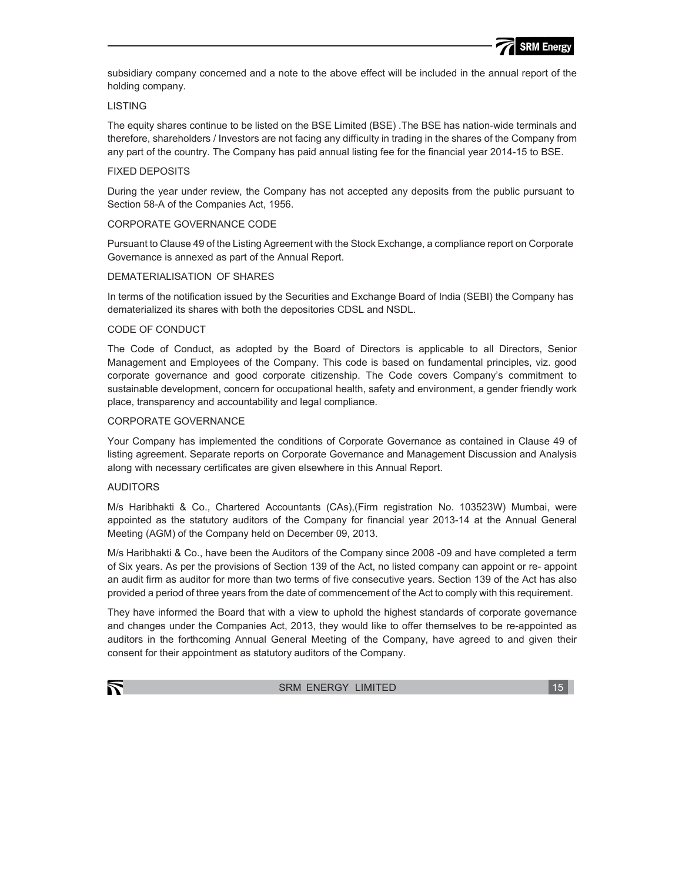subsidiary company concerned and a note to the above effect will be included in the annual report of the holding company.

## LISTING

The equity shares continue to be listed on the BSE Limited (BSE) .The BSE has nation-wide terminals and therefore, shareholders / Investors are not facing any difficulty in trading in the shares of the Company from any part of the country. The Company has paid annual listing fee for the financial year 2014-15 to BSE.

## FIXED DEPOSITS

During the year under review, the Company has not accepted any deposits from the public pursuant to Section 58-A of the Companies Act, 1956.

## CORPORATE GOVERNANCE CODE

Pursuant to Clause 49 of the Listing Agreement with the Stock Exchange, a compliance report on Corporate Governance is annexed as part of the Annual Report.

## DEMATERIALISATION OF SHARES

In terms of the notification issued by the Securities and Exchange Board of India (SEBI) the Company has dematerialized its shares with both the depositories CDSL and NSDL.

## CODE OF CONDUCT

The Code of Conduct, as adopted by the Board of Directors is applicable to all Directors, Senior Management and Employees of the Company. This code is based on fundamental principles, viz. good corporate governance and good corporate citizenship. The Code covers Company's commitment to sustainable development, concern for occupational health, safety and environment, a gender friendly work place, transparency and accountability and legal compliance.

## CORPORATE GOVERNANCE

Your Company has implemented the conditions of Corporate Governance as contained in Clause 49 of listing agreement. Separate reports on Corporate Governance and Management Discussion and Analysis along with necessary certificates are given elsewhere in this Annual Report.

## AUDITORS

M/s Haribhakti & Co., Chartered Accountants (CAs),(Firm registration No. 103523W) Mumbai, were appointed as the statutory auditors of the Company for financial year 2013-14 at the Annual General Meeting (AGM) of the Company held on December 09, 2013.

M/s Haribhakti & Co., have been the Auditors of the Company since 2008 -09 and have completed a term of Six years. As per the provisions of Section 139 of the Act, no listed company can appoint or re- appoint an audit firm as auditor for more than two terms of five consecutive years. Section 139 of the Act has also provided a period of three years from the date of commencement of the Act to comply with this requirement.

They have informed the Board that with a view to uphold the highest standards of corporate governance and changes under the Companies Act, 2013, they would like to offer themselves to be re-appointed as auditors in the forthcoming Annual General Meeting of the Company, have agreed to and given their consent for their appointment as statutory auditors of the Company.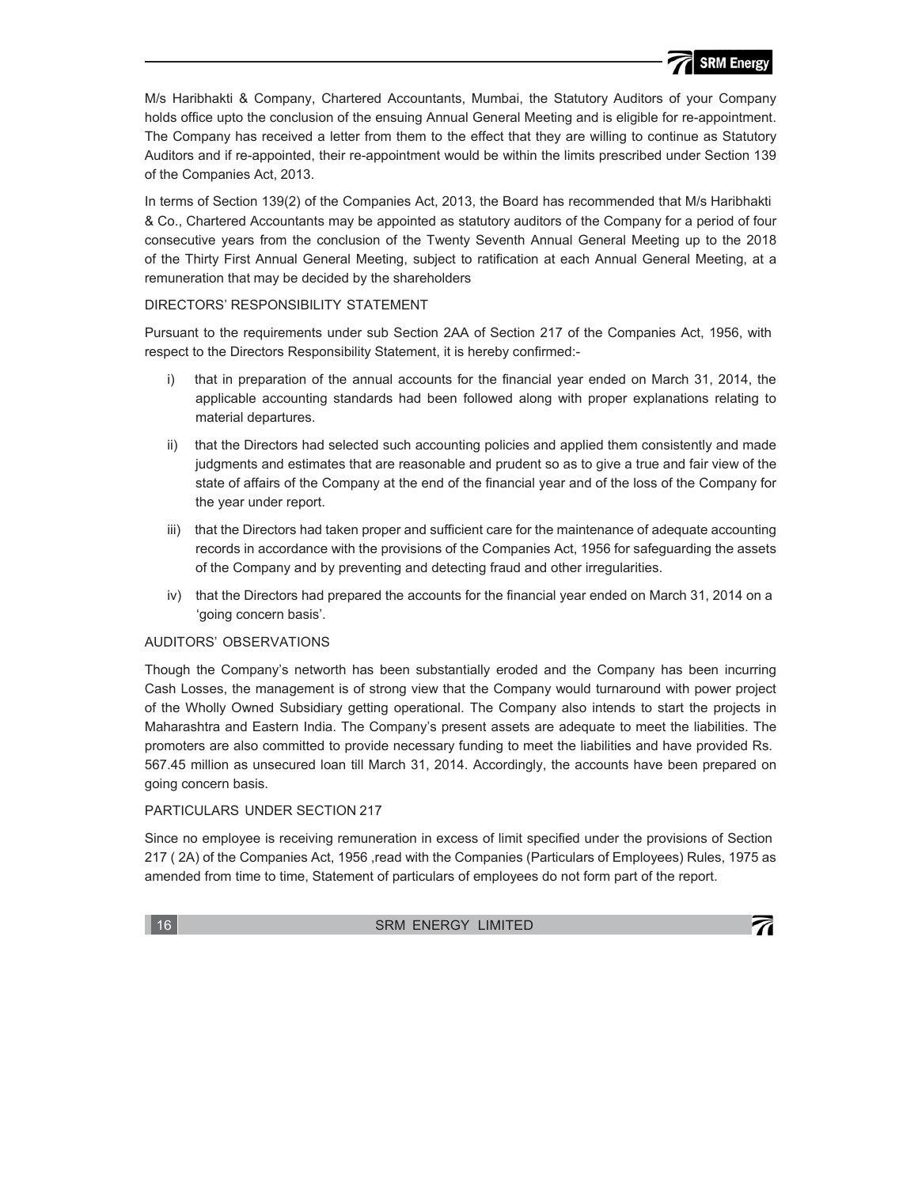M/s Haribhakti & Company, Chartered Accountants, Mumbai, the Statutory Auditors of your Company holds office upto the conclusion of the ensuing Annual General Meeting and is eligible for re-appointment. The Company has received a letter from them to the effect that they are willing to continue as Statutory Auditors and if re-appointed, their re-appointment would be within the limits prescribed under Section 139 of the Companies Act, 2013.

In terms of Section 139(2) of the Companies Act, 2013, the Board has recommended that M/s Haribhakti & Co., Chartered Accountants may be appointed as statutory auditors of the Company for a period of four consecutive years from the conclusion of the Twenty Seventh Annual General Meeting up to the 2018 of the Thirty First Annual General Meeting, subject to ratification at each Annual General Meeting, at a remuneration that may be decided by the shareholders

## DIRECTORS' RESPONSIBILITY STATEMENT

Pursuant to the requirements under sub Section 2AA of Section 217 of the Companies Act, 1956, with respect to the Directors Responsibility Statement, it is hereby confirmed:-

i) that in preparation of the annual accounts for the financial year ended on March 31, 2014, the applicable accounting standards had been followed along with proper explanations relating to material departures.

ii) that the Directors had selected such accounting policies and applied them consistently and made judgments and estimates that are reasonable and prudent so as to give a true and fair view of the state of affairs of the Company at the end of the financial year and of the loss of the Company for the year under report.

iii) that the Directors had taken proper and sufficient care for the maintenance of adequate accounting records in accordance with the provisions of the Companies Act, 1956 for safeguarding the assets of the Company and by preventing and detecting fraud and other irregularities.

iv) that the Directors had prepared the accounts for the financial year ended on March 31, 2014 on a 'going concern basis'.

## AUDITORS' OBSERVATIONS

Though the Company's networth has been substantially eroded and the Company has been incurring Cash Losses, the management is of strong view that the Company would turnaround with power project of the Wholly Owned Subsidiary getting operational. The Company also intends to start the projects in Maharashtra and Eastern India. The Company's present assets are adequate to meet the liabilities. The promoters are also committed to provide necessary funding to meet the liabilities and have provided Rs. 567.45 million as unsecured loan till March 31, 2014. Accordingly, the accounts have been prepared on going concern basis.

## PARTICULARS UNDER SECTION 217

Since no employee is receiving remuneration in excess of limit specified under the provisions of Section 217 ( 2A) of the Companies Act, 1956 ,read with the Companies (Particulars of Employees) Rules, 1975 as amended from time to time, Statement of particulars of employees do not form part of the report.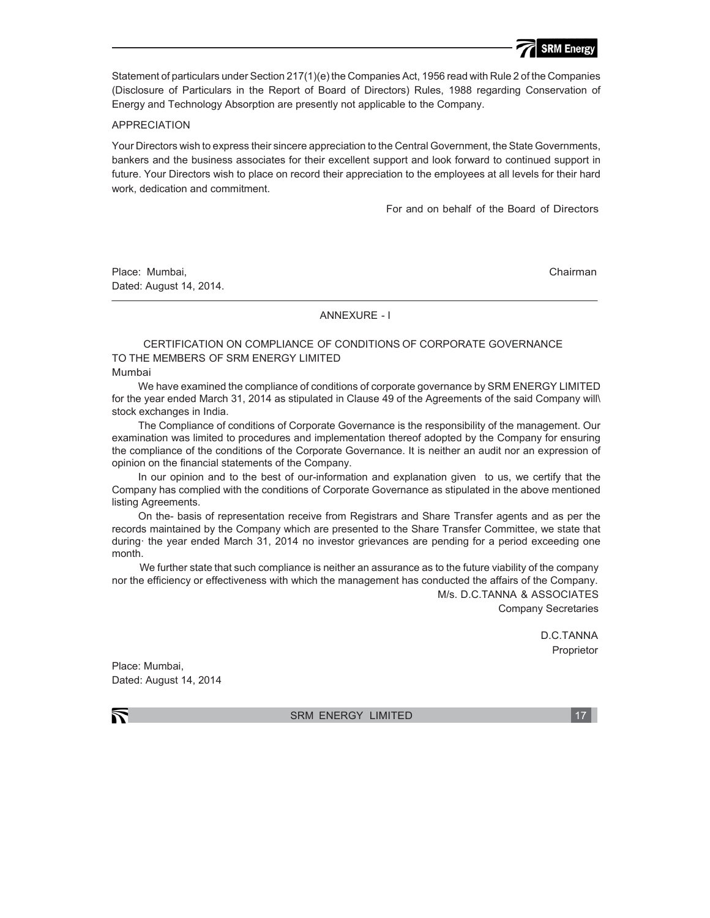Statement of particulars under Section 217(1)(e) the Companies Act, 1956 read with Rule 2 of the Companies (Disclosure of Particulars in the Report of Board of Directors) Rules, 1988 regarding Conservation of Energy and Technology Absorption are presently not applicable to the Company.

APPRECIATION

Your Directors wish to express their sincere appreciation to the Central Government, the State Governments, bankers and the business associates for their excellent support and look forward to continued support in future. Your Directors wish to place on record their appreciation to the employees at all levels for their hard work, dedication and commitment.

For and on behalf of the Board of Directors

Place: Mumbai,
Dated: August 14, 2014.

Chairman

---

ANNEXURE - I

CERTIFICATION ON COMPLIANCE OF CONDITIONS OF CORPORATE GOVERNANCE

TO THE MEMBERS OF SRM ENERGY LIMITED

Mumbai

We have examined the compliance of conditions of corporate governance by SRM ENERGY LIMITED for the year ended March 31, 2014 as stipulated in Clause 49 of the Agreements of the said Company will\ stock exchanges in India.

The Compliance of conditions of Corporate Governance is the responsibility of the management. Our examination was limited to procedures and implementation thereof adopted by the Company for ensuring the compliance of the conditions of the Corporate Governance. It is neither an audit nor an expression of opinion on the financial statements of the Company.

In our opinion and to the best of our-information and explanation given to us, we certify that the Company has complied with the conditions of Corporate Governance as stipulated in the above mentioned listing Agreements.

On the- basis of representation receive from Registrars and Share Transfer agents and as per the records maintained by the Company which are presented to the Share Transfer Committee, we state that during· the year ended March 31, 2014 no investor grievances are pending for a period exceeding one month.

We further state that such compliance is neither an assurance as to the future viability of the company nor the efficiency or effectiveness with which the management has conducted the affairs of the Company.

M/s. D.C.TANNA & ASSOCIATES
Company Secretaries

D.C.TANNA
Proprietor

Place: Mumbai,
Dated: August 14, 2014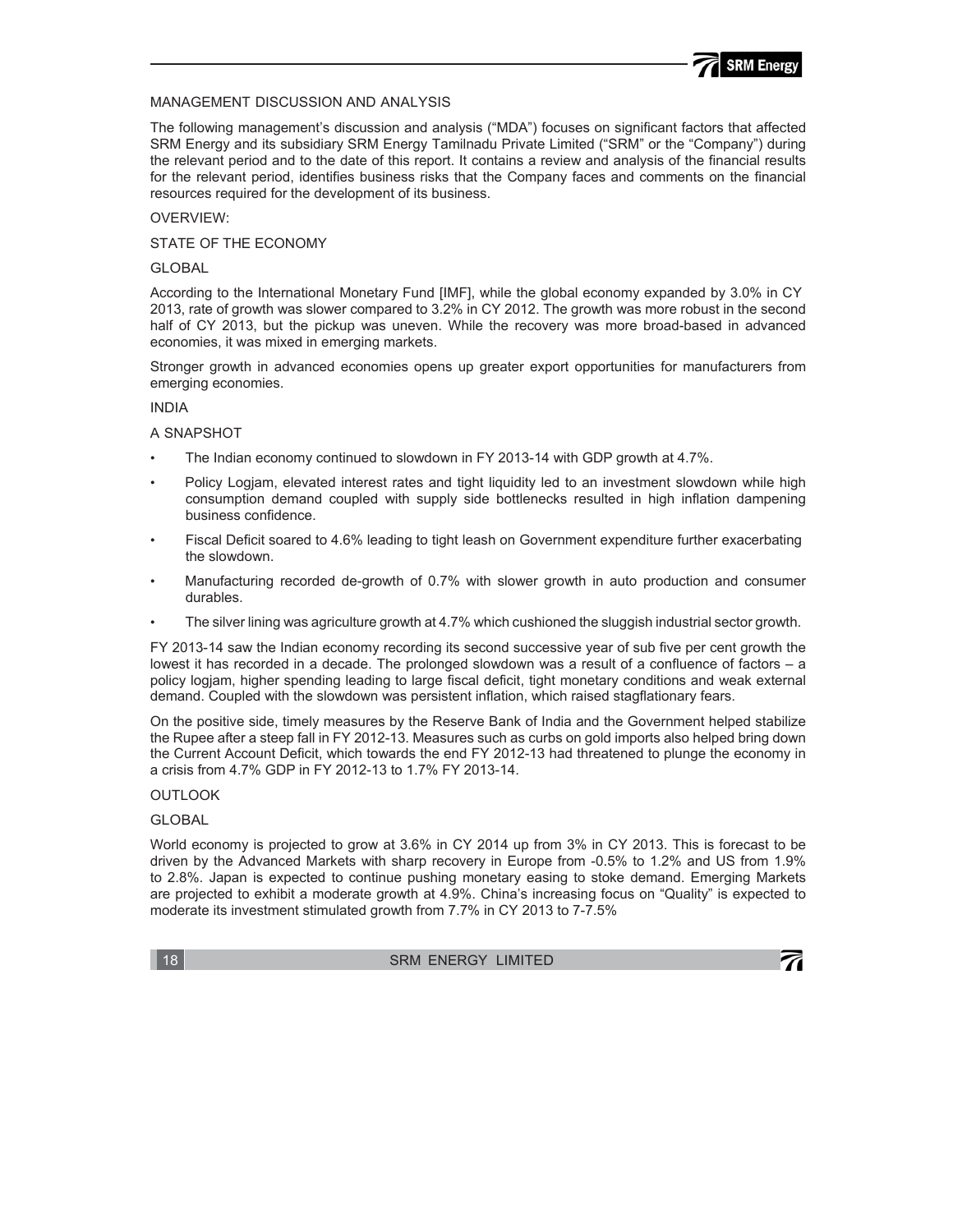## MANAGEMENT DISCUSSION AND ANALYSIS

The following management's discussion and analysis ("MDA") focuses on significant factors that affected SRM Energy and its subsidiary SRM Energy Tamilnadu Private Limited ("SRM" or the "Company") during the relevant period and to the date of this report. It contains a review and analysis of the financial results for the relevant period, identifies business risks that the Company faces and comments on the financial resources required for the development of its business.

### OVERVIEW:

### STATE OF THE ECONOMY

#### GLOBAL

According to the International Monetary Fund [IMF], while the global economy expanded by 3.0% in CY 2013, rate of growth was slower compared to 3.2% in CY 2012. The growth was more robust in the second half of CY 2013, but the pickup was uneven. While the recovery was more broad-based in advanced economies, it was mixed in emerging markets.

Stronger growth in advanced economies opens up greater export opportunities for manufacturers from emerging economies.

#### INDIA

#### A SNAPSHOT

- The Indian economy continued to slowdown in FY 2013-14 with GDP growth at 4.7%.
- Policy Logjam, elevated interest rates and tight liquidity led to an investment slowdown while high consumption demand coupled with supply side bottlenecks resulted in high inflation dampening business confidence.
- Fiscal Deficit soared to 4.6% leading to tight leash on Government expenditure further exacerbating the slowdown.
- Manufacturing recorded de-growth of 0.7% with slower growth in auto production and consumer durables.
- The silver lining was agriculture growth at 4.7% which cushioned the sluggish industrial sector growth.

FY 2013-14 saw the Indian economy recording its second successive year of sub five per cent growth the lowest it has recorded in a decade. The prolonged slowdown was a result of a confluence of factors – a policy logjam, higher spending leading to large fiscal deficit, tight monetary conditions and weak external demand. Coupled with the slowdown was persistent inflation, which raised stagflationary fears.

On the positive side, timely measures by the Reserve Bank of India and the Government helped stabilize the Rupee after a steep fall in FY 2012-13. Measures such as curbs on gold imports also helped bring down the Current Account Deficit, which towards the end FY 2012-13 had threatened to plunge the economy in a crisis from 4.7% GDP in FY 2012-13 to 1.7% FY 2013-14.

### OUTLOOK

#### GLOBAL

World economy is projected to grow at 3.6% in CY 2014 up from 3% in CY 2013. This is forecast to be driven by the Advanced Markets with sharp recovery in Europe from -0.5% to 1.2% and US from 1.9% to 2.8%. Japan is expected to continue pushing monetary easing to stoke demand. Emerging Markets are projected to exhibit a moderate growth at 4.9%. China's increasing focus on "Quality" is expected to moderate its investment stimulated growth from 7.7% in CY 2013 to 7-7.5%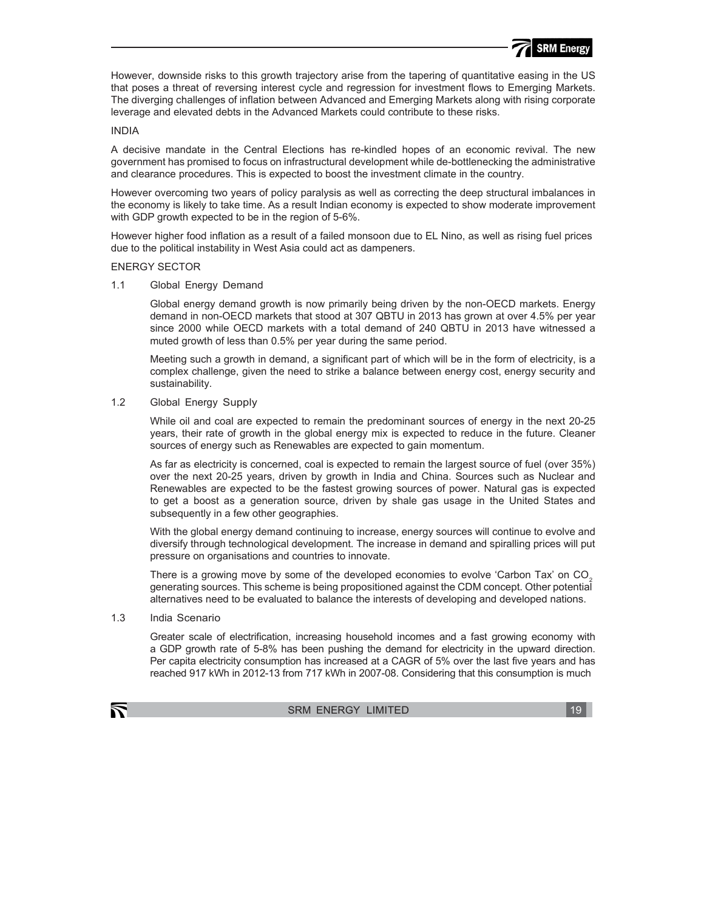However, downside risks to this growth trajectory arise from the tapering of quantitative easing in the US that poses a threat of reversing interest cycle and regression for investment flows to Emerging Markets. The diverging challenges of inflation between Advanced and Emerging Markets along with rising corporate leverage and elevated debts in the Advanced Markets could contribute to these risks.

## INDIA

A decisive mandate in the Central Elections has re-kindled hopes of an economic revival. The new government has promised to focus on infrastructural development while de-bottlenecking the administrative and clearance procedures. This is expected to boost the investment climate in the country.

However overcoming two years of policy paralysis as well as correcting the deep structural imbalances in the economy is likely to take time. As a result Indian economy is expected to show moderate improvement with GDP growth expected to be in the region of 5-6%.

However higher food inflation as a result of a failed monsoon due to EL Nino, as well as rising fuel prices due to the political instability in West Asia could act as dampeners.

## ENERGY SECTOR

### 1.1 Global Energy Demand

Global energy demand growth is now primarily being driven by the non-OECD markets. Energy demand in non-OECD markets that stood at 307 QBTU in 2013 has grown at over 4.5% per year since 2000 while OECD markets with a total demand of 240 QBTU in 2013 have witnessed a muted growth of less than 0.5% per year during the same period.

Meeting such a growth in demand, a significant part of which will be in the form of electricity, is a complex challenge, given the need to strike a balance between energy cost, energy security and sustainability.

### 1.2 Global Energy Supply

While oil and coal are expected to remain the predominant sources of energy in the next 20-25 years, their rate of growth in the global energy mix is expected to reduce in the future. Cleaner sources of energy such as Renewables are expected to gain momentum.

As far as electricity is concerned, coal is expected to remain the largest source of fuel (over 35%) over the next 20-25 years, driven by growth in India and China. Sources such as Nuclear and Renewables are expected to be the fastest growing sources of power. Natural gas is expected to get a boost as a generation source, driven by shale gas usage in the United States and subsequently in a few other geographies.

With the global energy demand continuing to increase, energy sources will continue to evolve and diversify through technological development. The increase in demand and spiralling prices will put pressure on organisations and countries to innovate.

There is a growing move by some of the developed economies to evolve 'Carbon Tax' on $CO_2$ generating sources. This scheme is being propositioned against the CDM concept. Other potential alternatives need to be evaluated to balance the interests of developing and developed nations.

### 1.3 India Scenario

Greater scale of electrification, increasing household incomes and a fast growing economy with a GDP growth rate of 5-8% has been pushing the demand for electricity in the upward direction. Per capita electricity consumption has increased at a CAGR of 5% over the last five years and has reached 917 kWh in 2012-13 from 717 kWh in 2007-08. Considering that this consumption is much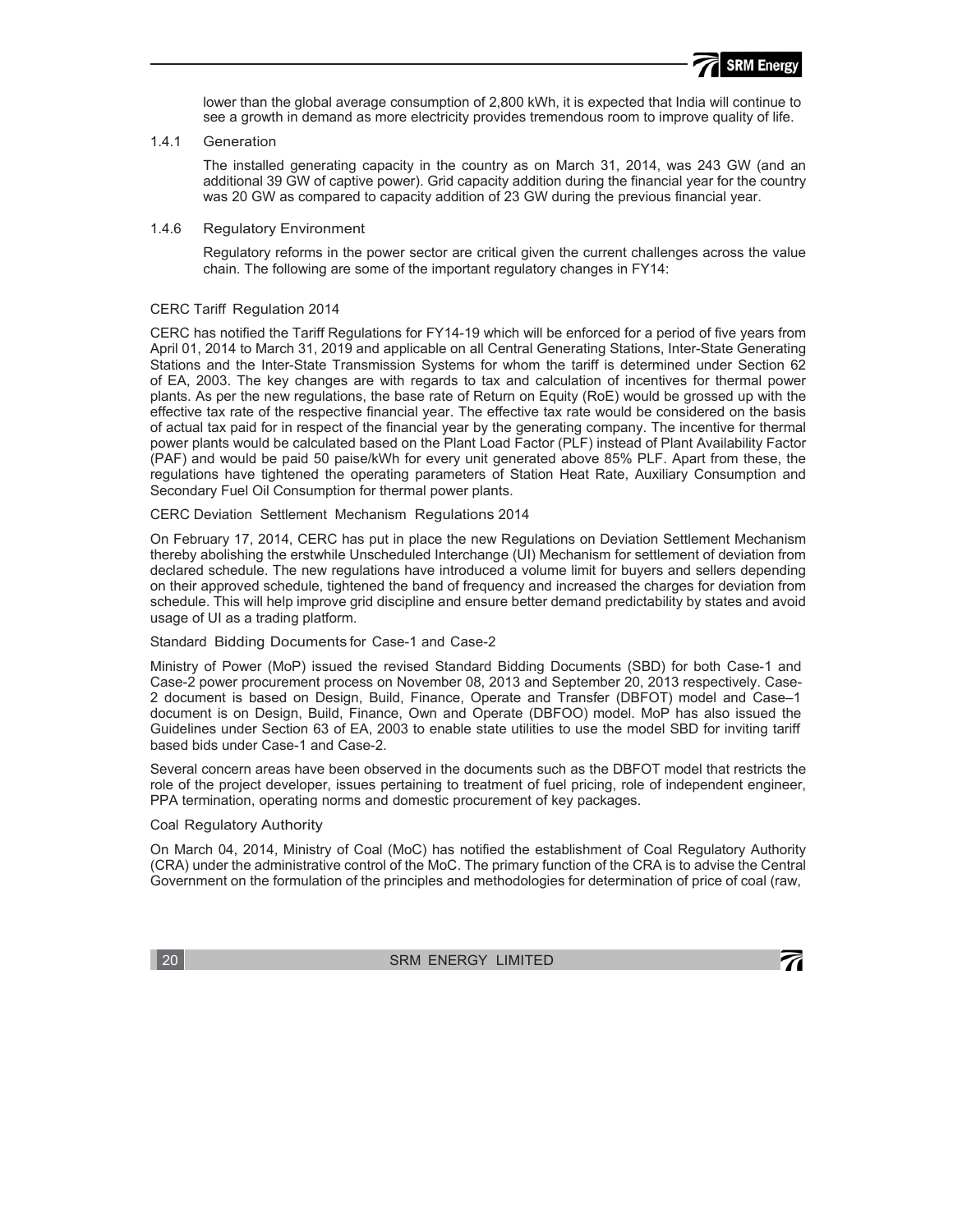lower than the global average consumption of 2,800 kWh, it is expected that India will continue to see a growth in demand as more electricity provides tremendous room to improve quality of life.

### 1.4.1 Generation

The installed generating capacity in the country as on March 31, 2014, was 243 GW (and an additional 39 GW of captive power). Grid capacity addition during the financial year for the country was 20 GW as compared to capacity addition of 23 GW during the previous financial year.

### 1.4.6 Regulatory Environment

Regulatory reforms in the power sector are critical given the current challenges across the value chain. The following are some of the important regulatory changes in FY14:

#### CERC Tariff Regulation 2014

CERC has notified the Tariff Regulations for FY14-19 which will be enforced for a period of five years from April 01, 2014 to March 31, 2019 and applicable on all Central Generating Stations, Inter-State Generating Stations and the Inter-State Transmission Systems for whom the tariff is determined under Section 62 of EA, 2003. The key changes are with regards to tax and calculation of incentives for thermal power plants. As per the new regulations, the base rate of Return on Equity (RoE) would be grossed up with the effective tax rate of the respective financial year. The effective tax rate would be considered on the basis of actual tax paid for in respect of the financial year by the generating company. The incentive for thermal power plants would be calculated based on the Plant Load Factor (PLF) instead of Plant Availability Factor (PAF) and would be paid 50 paise/kWh for every unit generated above 85% PLF. Apart from these, the regulations have tightened the operating parameters of Station Heat Rate, Auxiliary Consumption and Secondary Fuel Oil Consumption for thermal power plants.

#### CERC Deviation Settlement Mechanism Regulations 2014

On February 17, 2014, CERC has put in place the new Regulations on Deviation Settlement Mechanism thereby abolishing the erstwhile Unscheduled Interchange (UI) Mechanism for settlement of deviation from declared schedule. The new regulations have introduced a volume limit for buyers and sellers depending on their approved schedule, tightened the band of frequency and increased the charges for deviation from schedule. This will help improve grid discipline and ensure better demand predictability by states and avoid usage of UI as a trading platform.

#### Standard Bidding Documents for Case-1 and Case-2

Ministry of Power (MoP) issued the revised Standard Bidding Documents (SBD) for both Case-1 and Case-2 power procurement process on November 08, 2013 and September 20, 2013 respectively. Case-2 document is based on Design, Build, Finance, Operate and Transfer (DBFOT) model and Case–1 document is on Design, Build, Finance, Own and Operate (DBFOO) model. MoP has also issued the Guidelines under Section 63 of EA, 2003 to enable state utilities to use the model SBD for inviting tariff based bids under Case-1 and Case-2.

Several concern areas have been observed in the documents such as the DBFOT model that restricts the role of the project developer, issues pertaining to treatment of fuel pricing, role of independent engineer, PPA termination, operating norms and domestic procurement of key packages.

#### Coal Regulatory Authority

On March 04, 2014, Ministry of Coal (MoC) has notified the establishment of Coal Regulatory Authority (CRA) under the administrative control of the MoC. The primary function of the CRA is to advise the Central Government on the formulation of the principles and methodologies for determination of price of coal (raw,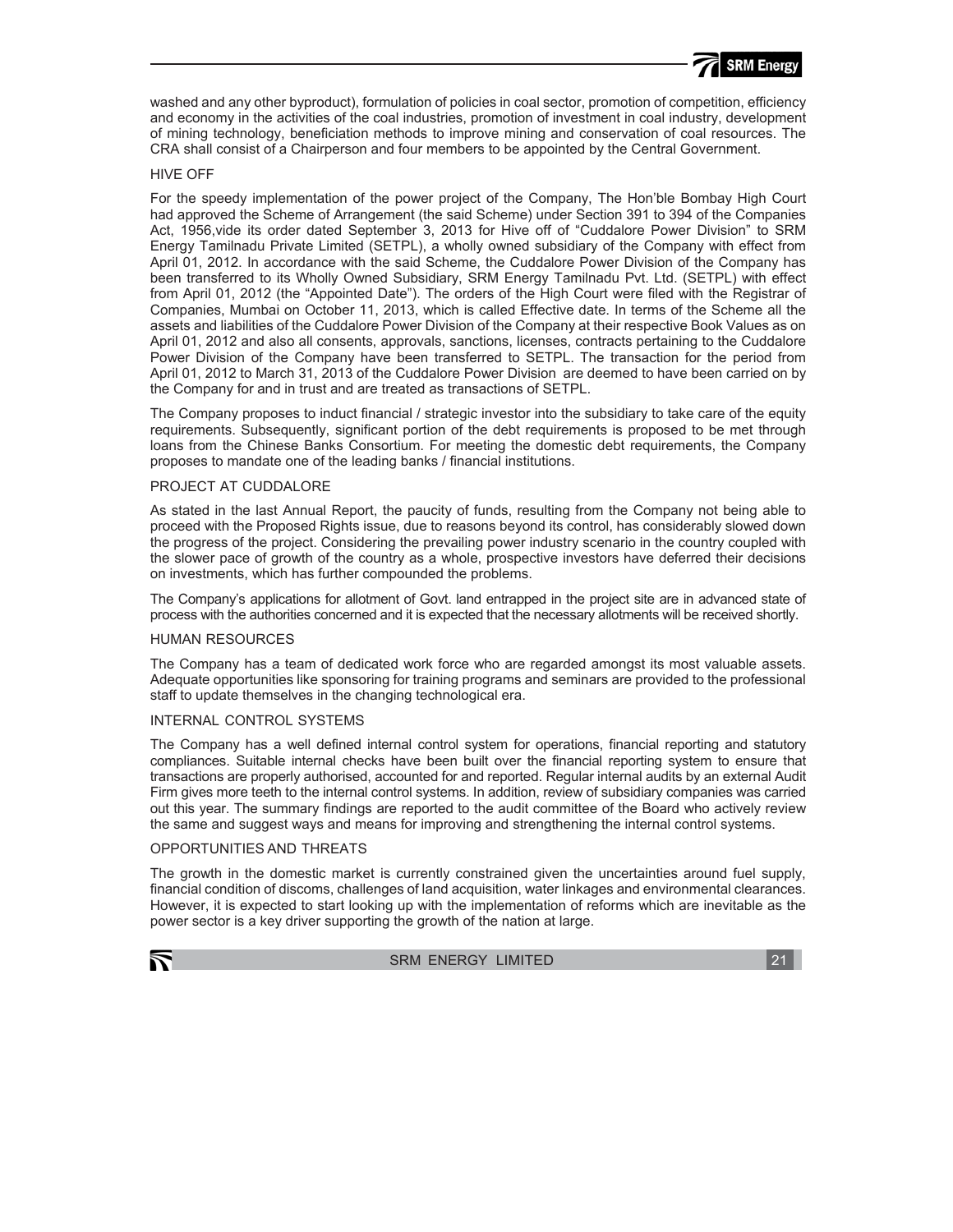washed and any other byproduct), formulation of policies in coal sector, promotion of competition, efficiency and economy in the activities of the coal industries, promotion of investment in coal industry, development of mining technology, beneficiation methods to improve mining and conservation of coal resources. The CRA shall consist of a Chairperson and four members to be appointed by the Central Government.

## HIVE OFF

For the speedy implementation of the power project of the Company, The Hon'ble Bombay High Court had approved the Scheme of Arrangement (the said Scheme) under Section 391 to 394 of the Companies Act, 1956,vide its order dated September 3, 2013 for Hive off of "Cuddalore Power Division" to SRM Energy Tamilnadu Private Limited (SETPL), a wholly owned subsidiary of the Company with effect from April 01, 2012. In accordance with the said Scheme, the Cuddalore Power Division of the Company has been transferred to its Wholly Owned Subsidiary, SRM Energy Tamilnadu Pvt. Ltd. (SETPL) with effect from April 01, 2012 (the "Appointed Date"). The orders of the High Court were filed with the Registrar of Companies, Mumbai on October 11, 2013, which is called Effective date. In terms of the Scheme all the assets and liabilities of the Cuddalore Power Division of the Company at their respective Book Values as on April 01, 2012 and also all consents, approvals, sanctions, licenses, contracts pertaining to the Cuddalore Power Division of the Company have been transferred to SETPL. The transaction for the period from April 01, 2012 to March 31, 2013 of the Cuddalore Power Division are deemed to have been carried on by the Company for and in trust and are treated as transactions of SETPL.

The Company proposes to induct financial / strategic investor into the subsidiary to take care of the equity requirements. Subsequently, significant portion of the debt requirements is proposed to be met through loans from the Chinese Banks Consortium. For meeting the domestic debt requirements, the Company proposes to mandate one of the leading banks / financial institutions.

## PROJECT AT CUDDALORE

As stated in the last Annual Report, the paucity of funds, resulting from the Company not being able to proceed with the Proposed Rights issue, due to reasons beyond its control, has considerably slowed down the progress of the project. Considering the prevailing power industry scenario in the country coupled with the slower pace of growth of the country as a whole, prospective investors have deferred their decisions on investments, which has further compounded the problems.

The Company's applications for allotment of Govt. land entrapped in the project site are in advanced state of process with the authorities concerned and it is expected that the necessary allotments will be received shortly.

## HUMAN RESOURCES

The Company has a team of dedicated work force who are regarded amongst its most valuable assets. Adequate opportunities like sponsoring for training programs and seminars are provided to the professional staff to update themselves in the changing technological era.

## INTERNAL CONTROL SYSTEMS

The Company has a well defined internal control system for operations, financial reporting and statutory compliances. Suitable internal checks have been built over the financial reporting system to ensure that transactions are properly authorised, accounted for and reported. Regular internal audits by an external Audit Firm gives more teeth to the internal control systems. In addition, review of subsidiary companies was carried out this year. The summary findings are reported to the audit committee of the Board who actively review the same and suggest ways and means for improving and strengthening the internal control systems.

## OPPORTUNITIES AND THREATS

The growth in the domestic market is currently constrained given the uncertainties around fuel supply, financial condition of discoms, challenges of land acquisition, water linkages and environmental clearances. However, it is expected to start looking up with the implementation of reforms which are inevitable as the power sector is a key driver supporting the growth of the nation at large.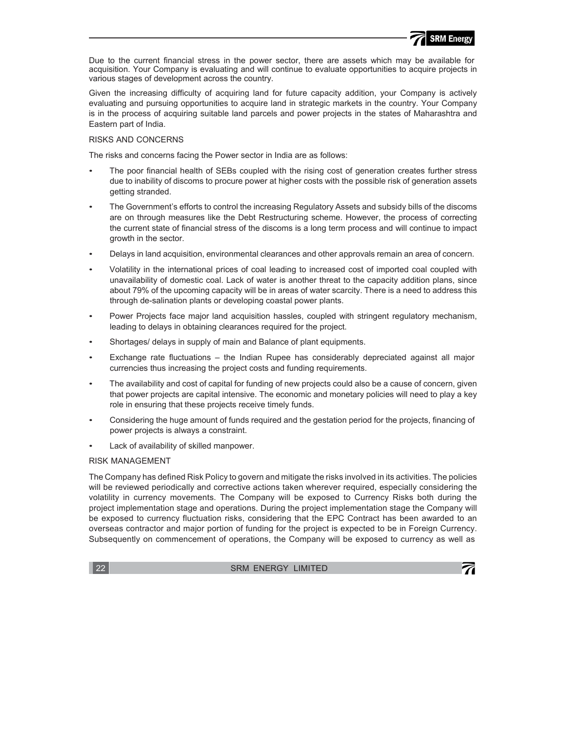Due to the current financial stress in the power sector, there are assets which may be available for acquisition. Your Company is evaluating and will continue to evaluate opportunities to acquire projects in various stages of development across the country.

Given the increasing difficulty of acquiring land for future capacity addition, your Company is actively evaluating and pursuing opportunities to acquire land in strategic markets in the country. Your Company is in the process of acquiring suitable land parcels and power projects in the states of Maharashtra and Eastern part of India.

## RISKS AND CONCERNS

The risks and concerns facing the Power sector in India are as follows:

- The poor financial health of SEBs coupled with the rising cost of generation creates further stress due to inability of discoms to procure power at higher costs with the possible risk of generation assets getting stranded.
- The Government's efforts to control the increasing Regulatory Assets and subsidy bills of the discoms are on through measures like the Debt Restructuring scheme. However, the process of correcting the current state of financial stress of the discoms is a long term process and will continue to impact growth in the sector.
- Delays in land acquisition, environmental clearances and other approvals remain an area of concern.
- Volatility in the international prices of coal leading to increased cost of imported coal coupled with unavailability of domestic coal. Lack of water is another threat to the capacity addition plans, since about 79% of the upcoming capacity will be in areas of water scarcity. There is a need to address this through de-salination plants or developing coastal power plants.
- Power Projects face major land acquisition hassles, coupled with stringent regulatory mechanism, leading to delays in obtaining clearances required for the project.
- Shortages/ delays in supply of main and Balance of plant equipments.
- Exchange rate fluctuations – the Indian Rupee has considerably depreciated against all major currencies thus increasing the project costs and funding requirements.
- The availability and cost of capital for funding of new projects could also be a cause of concern, given that power projects are capital intensive. The economic and monetary policies will need to play a key role in ensuring that these projects receive timely funds.
- Considering the huge amount of funds required and the gestation period for the projects, financing of power projects is always a constraint.
- Lack of availability of skilled manpower.

## RISK MANAGEMENT

The Company has defined Risk Policy to govern and mitigate the risks involved in its activities. The policies will be reviewed periodically and corrective actions taken wherever required, especially considering the volatility in currency movements. The Company will be exposed to Currency Risks both during the project implementation stage and operations. During the project implementation stage the Company will be exposed to currency fluctuation risks, considering that the EPC Contract has been awarded to an overseas contractor and major portion of funding for the project is expected to be in Foreign Currency. Subsequently on commencement of operations, the Company will be exposed to currency as well as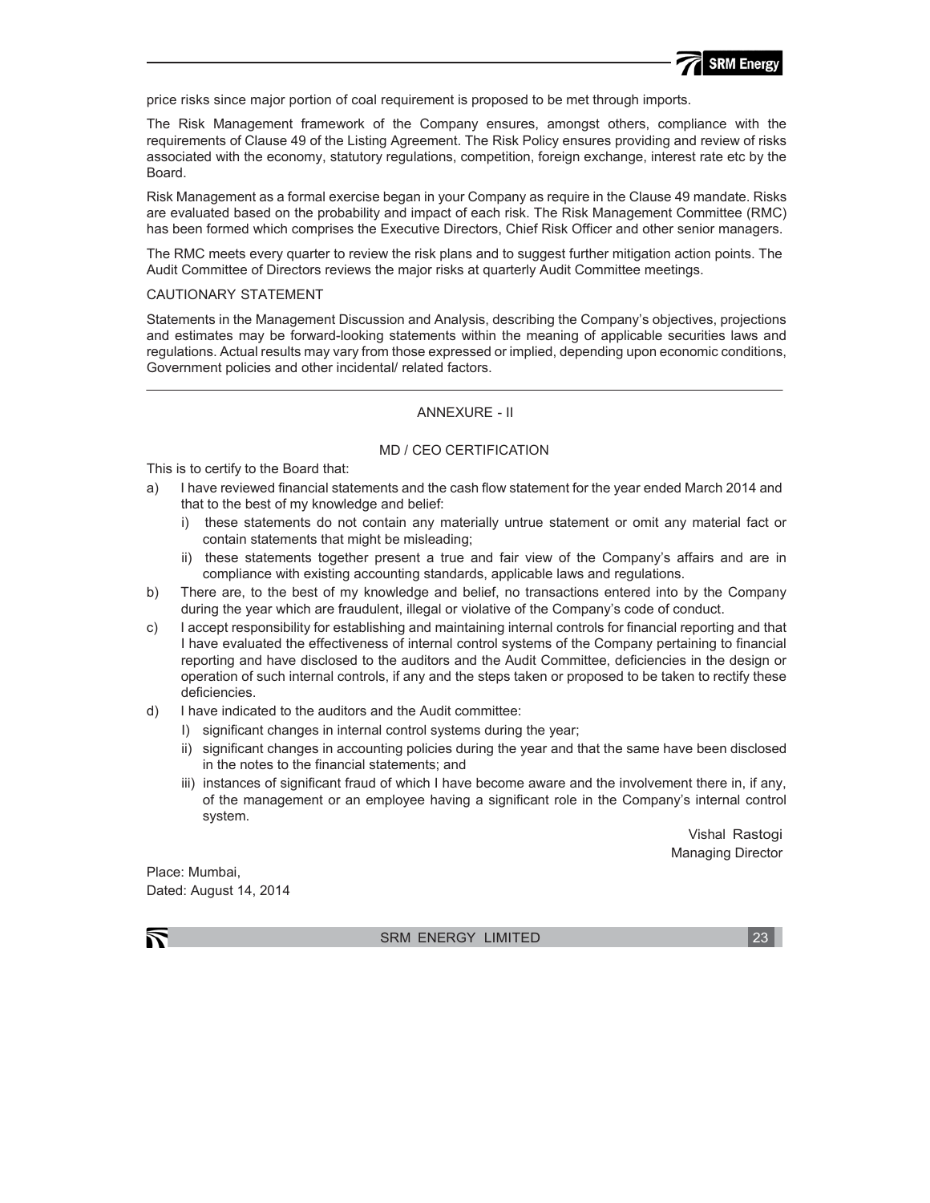price risks since major portion of coal requirement is proposed to be met through imports.

The Risk Management framework of the Company ensures, amongst others, compliance with the requirements of Clause 49 of the Listing Agreement. The Risk Policy ensures providing and review of risks associated with the economy, statutory regulations, competition, foreign exchange, interest rate etc by the Board.

Risk Management as a formal exercise began in your Company as require in the Clause 49 mandate. Risks are evaluated based on the probability and impact of each risk. The Risk Management Committee (RMC) has been formed which comprises the Executive Directors, Chief Risk Officer and other senior managers.

The RMC meets every quarter to review the risk plans and to suggest further mitigation action points. The Audit Committee of Directors reviews the major risks at quarterly Audit Committee meetings.

CAUTIONARY STATEMENT

Statements in the Management Discussion and Analysis, describing the Company's objectives, projections and estimates may be forward-looking statements within the meaning of applicable securities laws and regulations. Actual results may vary from those expressed or implied, depending upon economic conditions, Government policies and other incidental/ related factors.

---

## ANNEXURE - II

### MD / CEO CERTIFICATION

This is to certify to the Board that:

a) I have reviewed financial statements and the cash flow statement for the year ended March 2014 and that to the best of my knowledge and belief:

   i) these statements do not contain any materially untrue statement or omit any material fact or contain statements that might be misleading;

   ii) these statements together present a true and fair view of the Company's affairs and are in compliance with existing accounting standards, applicable laws and regulations.

b) There are, to the best of my knowledge and belief, no transactions entered into by the Company during the year which are fraudulent, illegal or violative of the Company's code of conduct.

c) I accept responsibility for establishing and maintaining internal controls for financial reporting and that I have evaluated the effectiveness of internal control systems of the Company pertaining to financial reporting and have disclosed to the auditors and the Audit Committee, deficiencies in the design or operation of such internal controls, if any and the steps taken or proposed to be taken to rectify these deficiencies.

d) I have indicated to the auditors and the Audit committee:

   I) significant changes in internal control systems during the year;

   ii) significant changes in accounting policies during the year and that the same have been disclosed in the notes to the financial statements; and

   iii) instances of significant fraud of which I have become aware and the involvement there in, if any, of the management or an employee having a significant role in the Company's internal control system.

Vishal Rastogi
Managing Director

Place: Mumbai,
Dated: August 14, 2014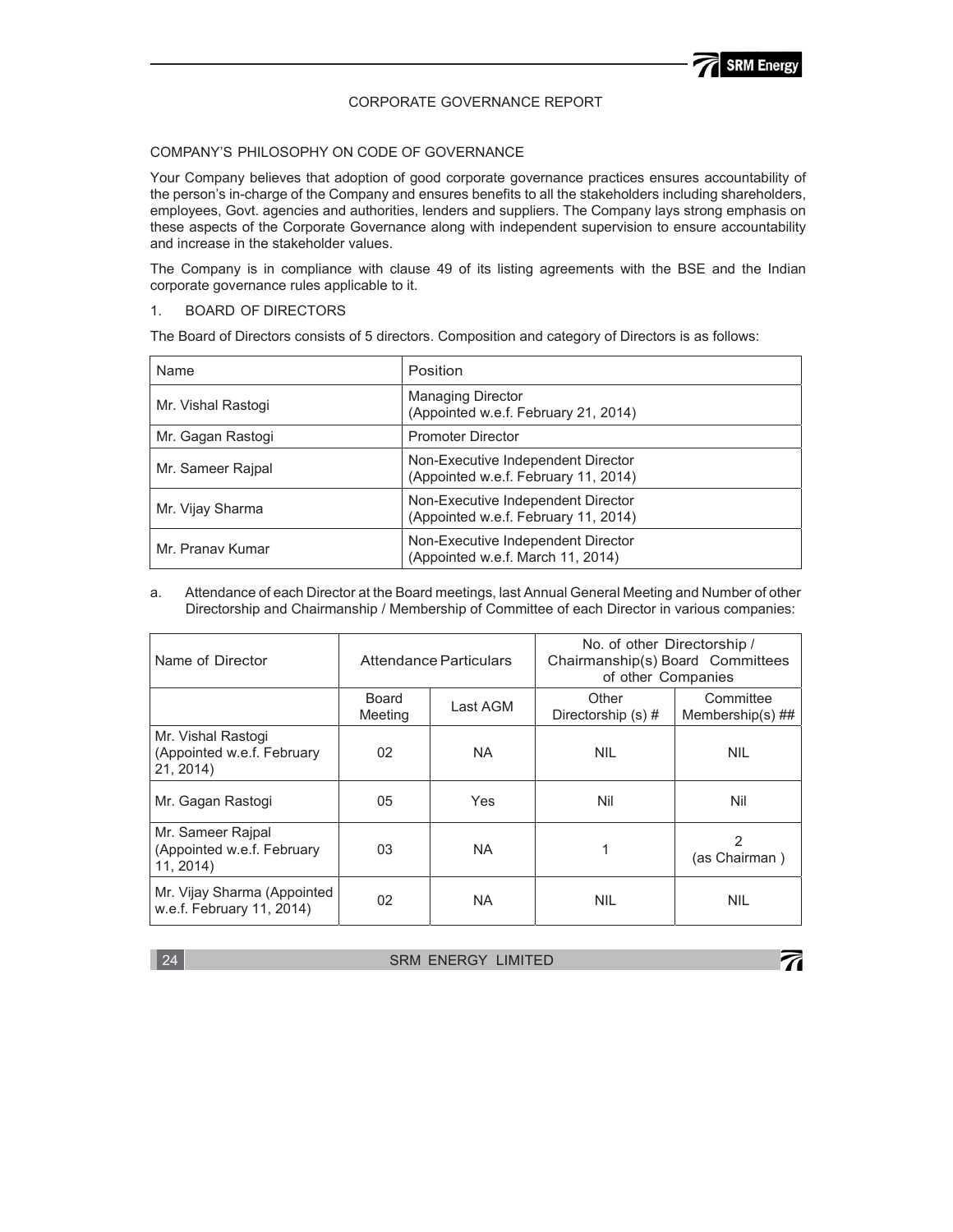# CORPORATE GOVERNANCE REPORT

## COMPANY'S PHILOSOPHY ON CODE OF GOVERNANCE

Your Company believes that adoption of good corporate governance practices ensures accountability of the person's in-charge of the Company and ensures benefits to all the stakeholders including shareholders, employees, Govt. agencies and authorities, lenders and suppliers. The Company lays strong emphasis on these aspects of the Corporate Governance along with independent supervision to ensure accountability and increase in the stakeholder values.

The Company is in compliance with clause 49 of its listing agreements with the BSE and the Indian corporate governance rules applicable to it.

## 1. BOARD OF DIRECTORS

The Board of Directors consists of 5 directors. Composition and category of Directors is as follows:

| Name | Position |
|---|---|
| Mr. Vishal Rastogi | Managing Director (Appointed w.e.f. February 21, 2014) |
| Mr. Gagan Rastogi | Promoter Director |
| Mr. Sameer Rajpal | Non-Executive Independent Director (Appointed w.e.f. February 11, 2014) |
| Mr. Vijay Sharma | Non-Executive Independent Director (Appointed w.e.f. February 11, 2014) |
| Mr. Pranav Kumar | Non-Executive Independent Director (Appointed w.e.f. March 11, 2014) |

a. Attendance of each Director at the Board meetings, last Annual General Meeting and Number of other Directorship and Chairmanship / Membership of Committee of each Director in various companies:

| Name of Director | Attendance Particulars | | No. of other Directorship / Chairmanship(s) Board Committees of other Companies | |
|---|---|---|---|---|
| | Board Meeting | Last AGM | Other Directorship (s) # | Committee Membership(s) ## |
| Mr. Vishal Rastogi (Appointed w.e.f. February 21, 2014) | 02 | NA | NIL | NIL |
| Mr. Gagan Rastogi | 05 | Yes | Nil | Nil |
| Mr. Sameer Rajpal (Appointed w.e.f. February 11, 2014) | 03 | NA | 1 | 2 (as Chairman ) |
| Mr. Vijay Sharma (Appointed w.e.f. February 11, 2014) | 02 | NA | NIL | NIL |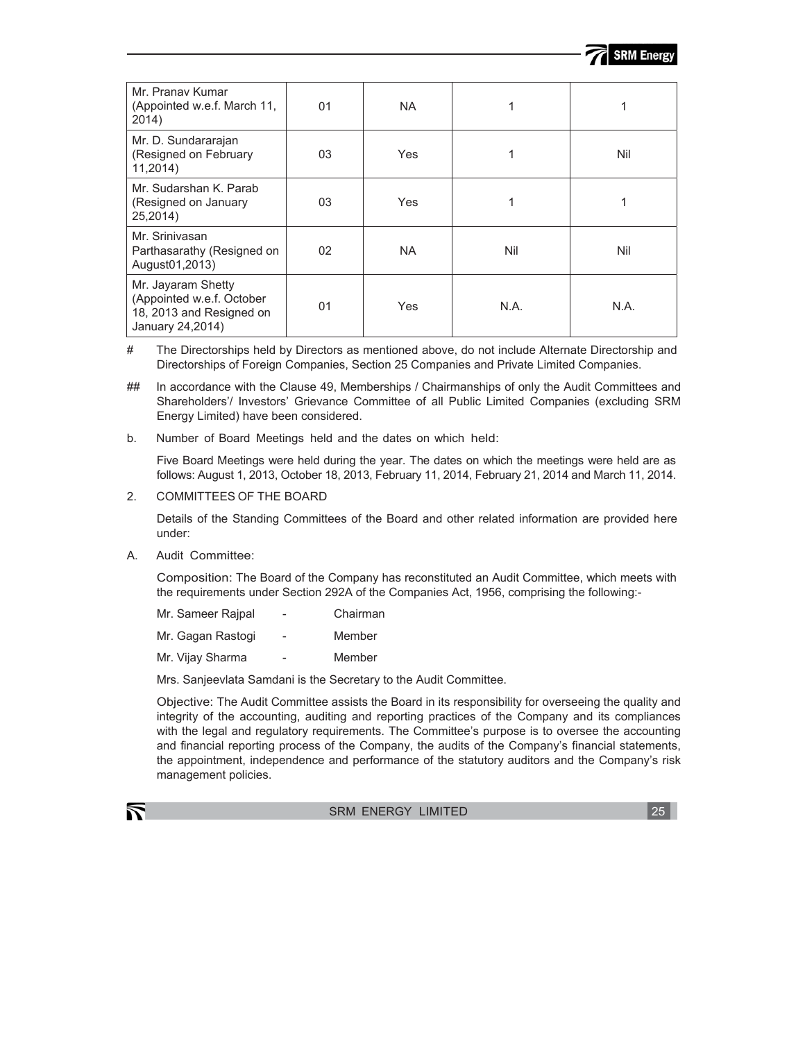| | | | | |
|---|---|---|---|---|
| Mr. Pranav Kumar (Appointed w.e.f. March 11, 2014) | 01 | NA | 1 | 1 |
| Mr. D. Sundararajan (Resigned on February 11,2014) | 03 | Yes | 1 | Nil |
| Mr. Sudarshan K. Parab (Resigned on January 25,2014) | 03 | Yes | 1 | 1 |
| Mr. Srinivasan Parthasarathy (Resigned on August01,2013) | 02 | NA | Nil | Nil |
| Mr. Jayaram Shetty (Appointed w.e.f. October 18, 2013 and Resigned on January 24,2014) | 01 | Yes | N.A. | N.A. |

\# The Directorships held by Directors as mentioned above, do not include Alternate Directorship and Directorships of Foreign Companies, Section 25 Companies and Private Limited Companies.

\## In accordance with the Clause 49, Memberships / Chairmanships of only the Audit Committees and Shareholders'/ Investors' Grievance Committee of all Public Limited Companies (excluding SRM Energy Limited) have been considered.

b. Number of Board Meetings held and the dates on which held:

Five Board Meetings were held during the year. The dates on which the meetings were held are as follows: August 1, 2013, October 18, 2013, February 11, 2014, February 21, 2014 and March 11, 2014.

2. COMMITTEES OF THE BOARD

Details of the Standing Committees of the Board and other related information are provided here under:

A. Audit Committee:

Composition: The Board of the Company has reconstituted an Audit Committee, which meets with the requirements under Section 292A of the Companies Act, 1956, comprising the following:-

Mr. Sameer Rajpal - Chairman

Mr. Gagan Rastogi - Member

Mr. Vijay Sharma - Member

Mrs. Sanjeevlata Samdani is the Secretary to the Audit Committee.

Objective: The Audit Committee assists the Board in its responsibility for overseeing the quality and integrity of the accounting, auditing and reporting practices of the Company and its compliances with the legal and regulatory requirements. The Committee's purpose is to oversee the accounting and financial reporting process of the Company, the audits of the Company's financial statements, the appointment, independence and performance of the statutory auditors and the Company's risk management policies.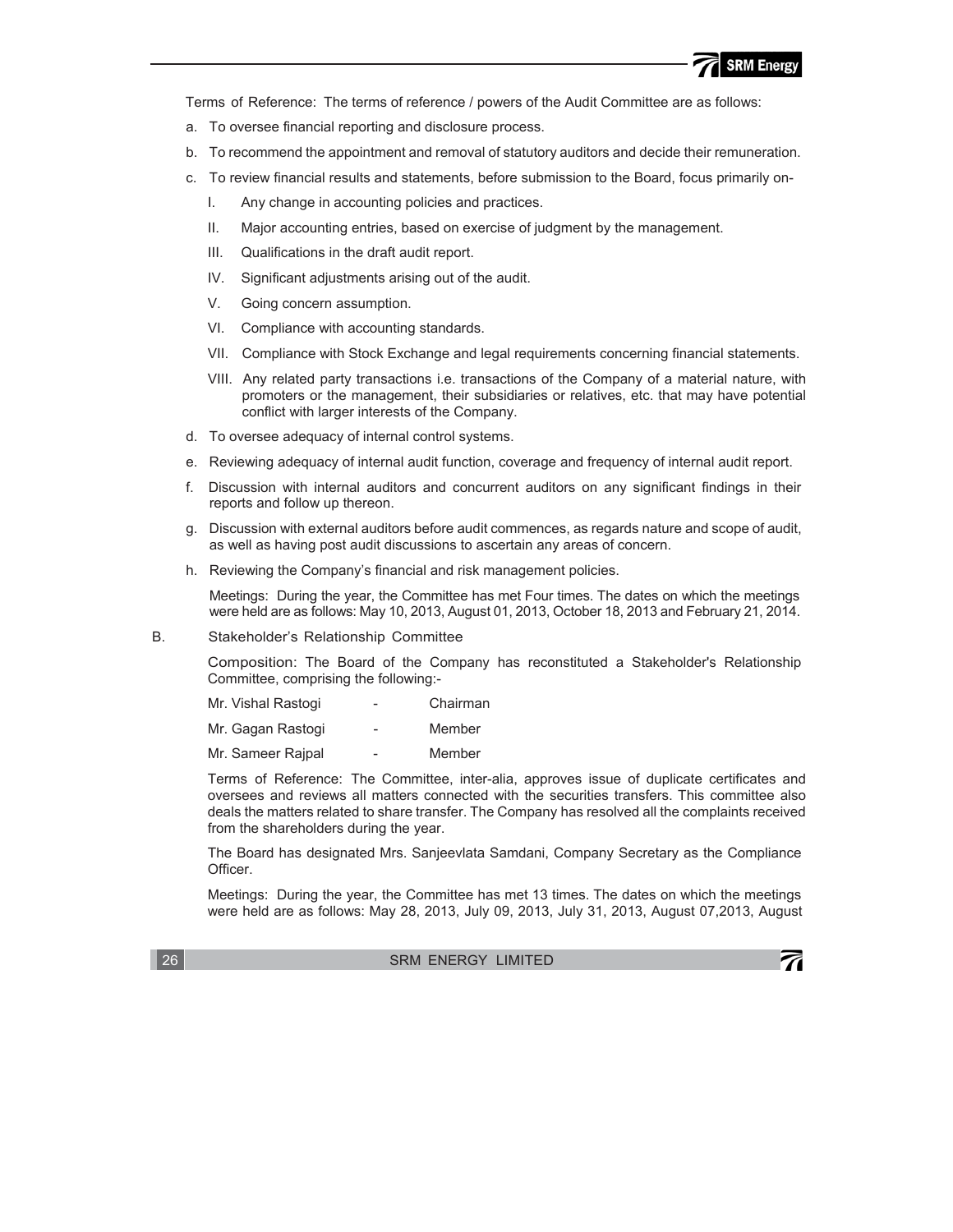Terms of Reference: The terms of reference / powers of the Audit Committee are as follows:

a. To oversee financial reporting and disclosure process.

b. To recommend the appointment and removal of statutory auditors and decide their remuneration.

c. To review financial results and statements, before submission to the Board, focus primarily on-

   I. Any change in accounting policies and practices.

   II. Major accounting entries, based on exercise of judgment by the management.

   III. Qualifications in the draft audit report.

   IV. Significant adjustments arising out of the audit.

   V. Going concern assumption.

   VI. Compliance with accounting standards.

   VII. Compliance with Stock Exchange and legal requirements concerning financial statements.

   VIII. Any related party transactions i.e. transactions of the Company of a material nature, with promoters or the management, their subsidiaries or relatives, etc. that may have potential conflict with larger interests of the Company.

d. To oversee adequacy of internal control systems.

e. Reviewing adequacy of internal audit function, coverage and frequency of internal audit report.

f. Discussion with internal auditors and concurrent auditors on any significant findings in their reports and follow up thereon.

g. Discussion with external auditors before audit commences, as regards nature and scope of audit, as well as having post audit discussions to ascertain any areas of concern.

h. Reviewing the Company's financial and risk management policies.

Meetings: During the year, the Committee has met Four times. The dates on which the meetings were held are as follows: May 10, 2013, August 01, 2013, October 18, 2013 and February 21, 2014.

B. Stakeholder's Relationship Committee

Composition: The Board of the Company has reconstituted a Stakeholder's Relationship Committee, comprising the following:-

| | | |
|---|---|---|
| Mr. Vishal Rastogi | - | Chairman |
| Mr. Gagan Rastogi | - | Member |
| Mr. Sameer Rajpal | - | Member |

Terms of Reference: The Committee, inter-alia, approves issue of duplicate certificates and oversees and reviews all matters connected with the securities transfers. This committee also deals the matters related to share transfer. The Company has resolved all the complaints received from the shareholders during the year.

The Board has designated Mrs. Sanjeevlata Samdani, Company Secretary as the Compliance Officer.

Meetings: During the year, the Committee has met 13 times. The dates on which the meetings were held are as follows: May 28, 2013, July 09, 2013, July 31, 2013, August 07,2013, August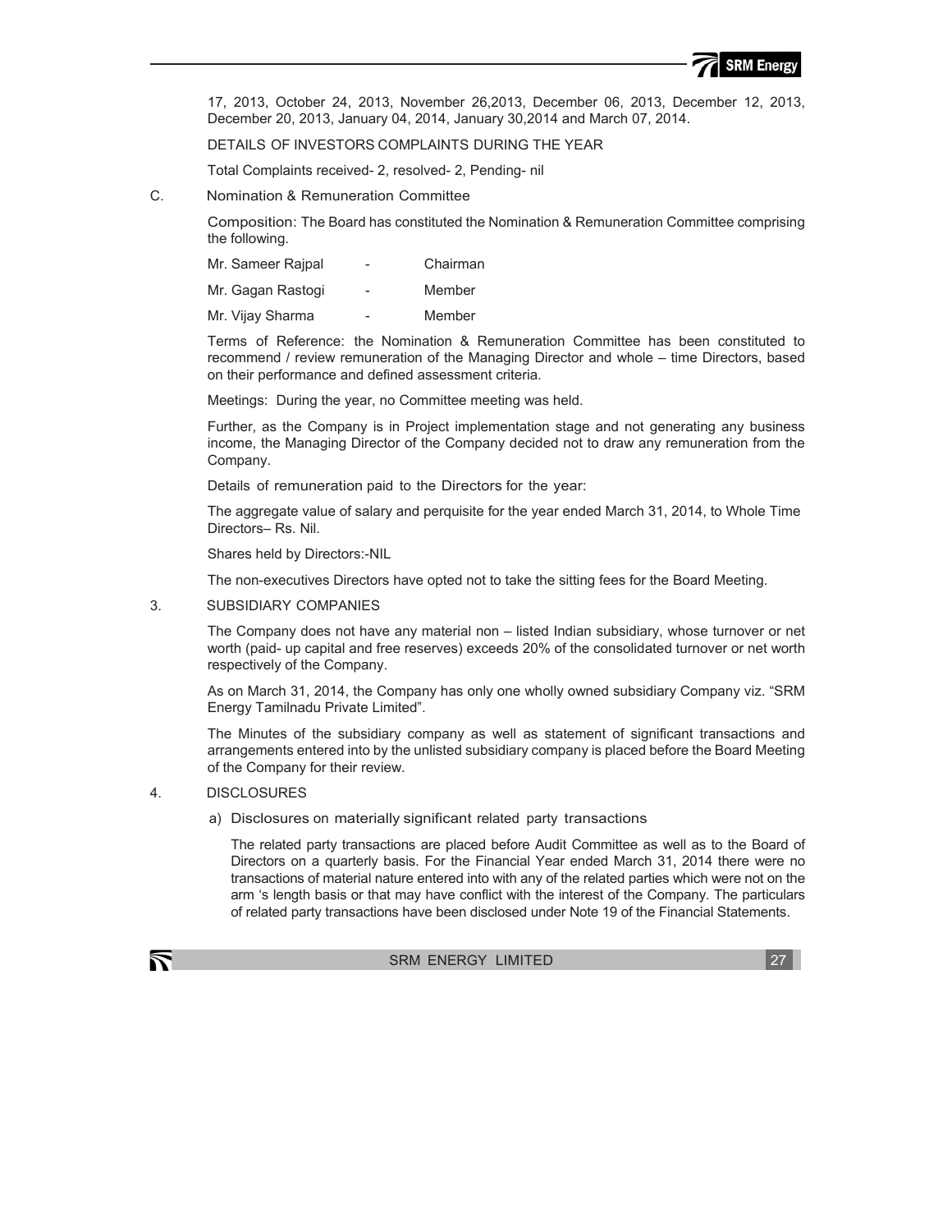17, 2013, October 24, 2013, November 26,2013, December 06, 2013, December 12, 2013, December 20, 2013, January 04, 2014, January 30,2014 and March 07, 2014.

DETAILS OF INVESTORS COMPLAINTS DURING THE YEAR

Total Complaints received- 2, resolved- 2, Pending- nil

C. Nomination & Remuneration Committee

Composition: The Board has constituted the Nomination & Remuneration Committee comprising the following.

| | | |
|---|---|---|
| Mr. Sameer Rajpal | - | Chairman |
| Mr. Gagan Rastogi | - | Member |
| Mr. Vijay Sharma | - | Member |

Terms of Reference: the Nomination & Remuneration Committee has been constituted to recommend / review remuneration of the Managing Director and whole – time Directors, based on their performance and defined assessment criteria.

Meetings: During the year, no Committee meeting was held.

Further, as the Company is in Project implementation stage and not generating any business income, the Managing Director of the Company decided not to draw any remuneration from the Company.

Details of remuneration paid to the Directors for the year:

The aggregate value of salary and perquisite for the year ended March 31, 2014, to Whole Time Directors– Rs. Nil.

Shares held by Directors:-NIL

The non-executives Directors have opted not to take the sitting fees for the Board Meeting.

3. SUBSIDIARY COMPANIES

The Company does not have any material non – listed Indian subsidiary, whose turnover or net worth (paid- up capital and free reserves) exceeds 20% of the consolidated turnover or net worth respectively of the Company.

As on March 31, 2014, the Company has only one wholly owned subsidiary Company viz. "SRM Energy Tamilnadu Private Limited".

The Minutes of the subsidiary company as well as statement of significant transactions and arrangements entered into by the unlisted subsidiary company is placed before the Board Meeting of the Company for their review.

4. DISCLOSURES

a) Disclosures on materially significant related party transactions

The related party transactions are placed before Audit Committee as well as to the Board of Directors on a quarterly basis. For the Financial Year ended March 31, 2014 there were no transactions of material nature entered into with any of the related parties which were not on the arm 's length basis or that may have conflict with the interest of the Company. The particulars of related party transactions have been disclosed under Note 19 of the Financial Statements.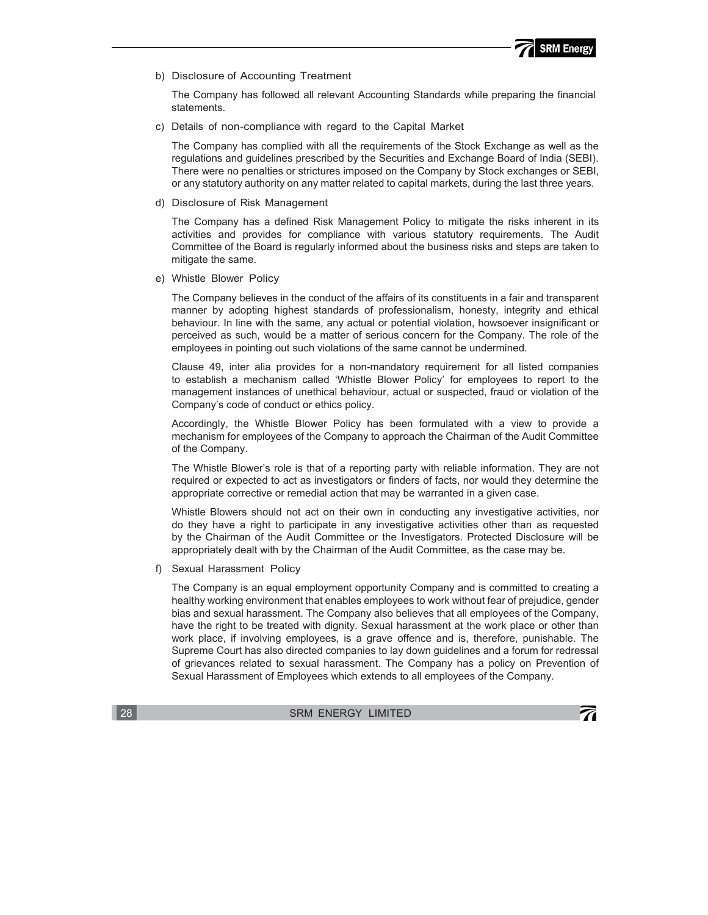b) Disclosure of Accounting Treatment

The Company has followed all relevant Accounting Standards while preparing the financial statements.

c) Details of non-compliance with regard to the Capital Market

The Company has complied with all the requirements of the Stock Exchange as well as the regulations and guidelines prescribed by the Securities and Exchange Board of India (SEBI). There were no penalties or strictures imposed on the Company by Stock exchanges or SEBI, or any statutory authority on any matter related to capital markets, during the last three years.

d) Disclosure of Risk Management

The Company has a defined Risk Management Policy to mitigate the risks inherent in its activities and provides for compliance with various statutory requirements. The Audit Committee of the Board is regularly informed about the business risks and steps are taken to mitigate the same.

e) Whistle Blower Policy

The Company believes in the conduct of the affairs of its constituents in a fair and transparent manner by adopting highest standards of professionalism, honesty, integrity and ethical behaviour. In line with the same, any actual or potential violation, howsoever insignificant or perceived as such, would be a matter of serious concern for the Company. The role of the employees in pointing out such violations of the same cannot be undermined.

Clause 49, inter alia provides for a non-mandatory requirement for all listed companies to establish a mechanism called 'Whistle Blower Policy' for employees to report to the management instances of unethical behaviour, actual or suspected, fraud or violation of the Company's code of conduct or ethics policy.

Accordingly, the Whistle Blower Policy has been formulated with a view to provide a mechanism for employees of the Company to approach the Chairman of the Audit Committee of the Company.

The Whistle Blower's role is that of a reporting party with reliable information. They are not required or expected to act as investigators or finders of facts, nor would they determine the appropriate corrective or remedial action that may be warranted in a given case.

Whistle Blowers should not act on their own in conducting any investigative activities, nor do they have a right to participate in any investigative activities other than as requested by the Chairman of the Audit Committee or the Investigators. Protected Disclosure will be appropriately dealt with by the Chairman of the Audit Committee, as the case may be.

f) Sexual Harassment Policy

The Company is an equal employment opportunity Company and is committed to creating a healthy working environment that enables employees to work without fear of prejudice, gender bias and sexual harassment. The Company also believes that all employees of the Company, have the right to be treated with dignity. Sexual harassment at the work place or other than work place, if involving employees, is a grave offence and is, therefore, punishable. The Supreme Court has also directed companies to lay down guidelines and a forum for redressal of grievances related to sexual harassment. The Company has a policy on Prevention of Sexual Harassment of Employees which extends to all employees of the Company.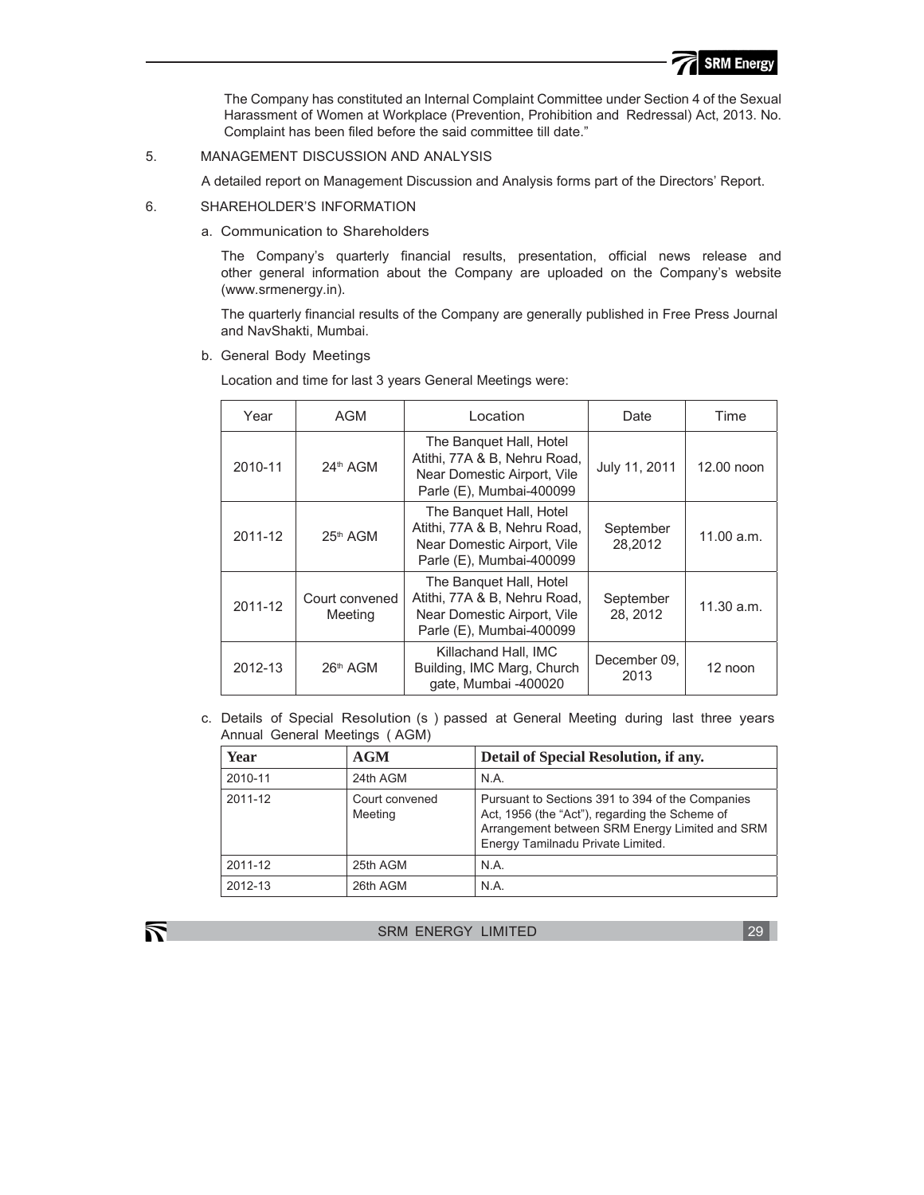The Company has constituted an Internal Complaint Committee under Section 4 of the Sexual Harassment of Women at Workplace (Prevention, Prohibition and Redressal) Act, 2013. No. Complaint has been filed before the said committee till date."

5. MANAGEMENT DISCUSSION AND ANALYSIS

A detailed report on Management Discussion and Analysis forms part of the Directors' Report.

6. SHAREHOLDER'S INFORMATION

a. Communication to Shareholders

The Company's quarterly financial results, presentation, official news release and other general information about the Company are uploaded on the Company's website (www.srmenergy.in).

The quarterly financial results of the Company are generally published in Free Press Journal and NavShakti, Mumbai.

b. General Body Meetings

Location and time for last 3 years General Meetings were:

| Year | AGM | Location | Date | Time |
|---|---|---|---|---|
| 2010-11 | 24th AGM | The Banquet Hall, Hotel Atithi, 77A & B, Nehru Road, Near Domestic Airport, Vile Parle (E), Mumbai-400099 | July 11, 2011 | 12.00 noon |
| 2011-12 | 25th AGM | The Banquet Hall, Hotel Atithi, 77A & B, Nehru Road, Near Domestic Airport, Vile Parle (E), Mumbai-400099 | September 28,2012 | 11.00 a.m. |
| 2011-12 | Court convened Meeting | The Banquet Hall, Hotel Atithi, 77A & B, Nehru Road, Near Domestic Airport, Vile Parle (E), Mumbai-400099 | September 28, 2012 | 11.30 a.m. |
| 2012-13 | 26th AGM | Killachand Hall, IMC Building, IMC Marg, Church gate, Mumbai -400020 | December 09, 2013 | 12 noon |

c. Details of Special Resolution (s ) passed at General Meeting during last three years Annual General Meetings ( AGM)

| Year | AGM | Detail of Special Resolution, if any. |
|---|---|---|
| 2010-11 | 24th AGM | N.A. |
| 2011-12 | Court convened Meeting | Pursuant to Sections 391 to 394 of the Companies Act, 1956 (the "Act"), regarding the Scheme of Arrangement between SRM Energy Limited and SRM Energy Tamilnadu Private Limited. |
| 2011-12 | 25th AGM | N.A. |
| 2012-13 | 26th AGM | N.A. |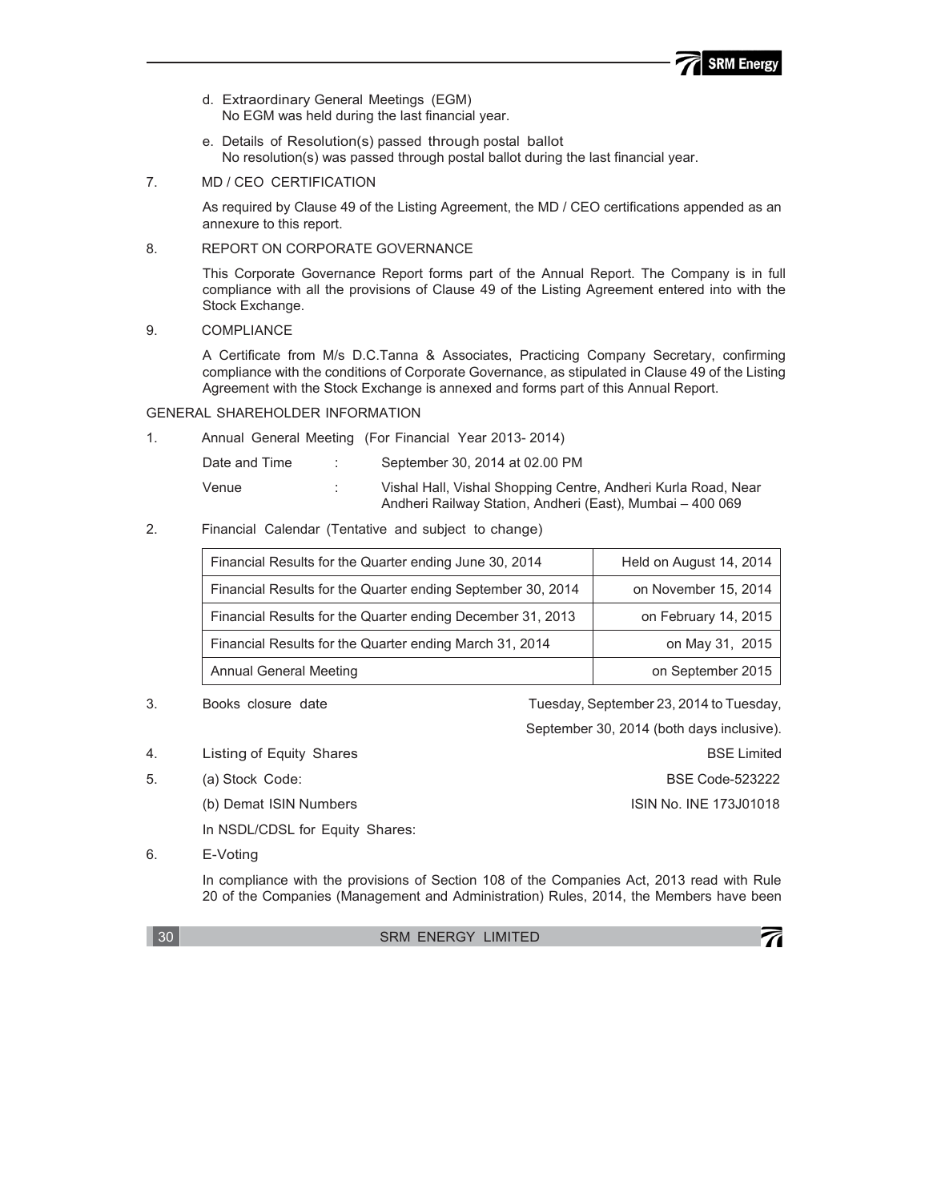d. Extraordinary General Meetings (EGM)
   No EGM was held during the last financial year.

e. Details of Resolution(s) passed through postal ballot
   No resolution(s) was passed through postal ballot during the last financial year.

7. MD / CEO CERTIFICATION

   As required by Clause 49 of the Listing Agreement, the MD / CEO certifications appended as an annexure to this report.

8. REPORT ON CORPORATE GOVERNANCE

   This Corporate Governance Report forms part of the Annual Report. The Company is in full compliance with all the provisions of Clause 49 of the Listing Agreement entered into with the Stock Exchange.

9. COMPLIANCE

   A Certificate from M/s D.C.Tanna & Associates, Practicing Company Secretary, confirming compliance with the conditions of Corporate Governance, as stipulated in Clause 49 of the Listing Agreement with the Stock Exchange is annexed and forms part of this Annual Report.

GENERAL SHAREHOLDER INFORMATION

1. Annual General Meeting (For Financial Year 2013- 2014)

   Date and Time : September 30, 2014 at 02.00 PM

   Venue : Vishal Hall, Vishal Shopping Centre, Andheri Kurla Road, Near Andheri Railway Station, Andheri (East), Mumbai – 400 069

2. Financial Calendar (Tentative and subject to change)

| Financial Results for the Quarter ending June 30, 2014 | Held on August 14, 2014 |
|---|---|
| Financial Results for the Quarter ending September 30, 2014 | on November 15, 2014 |
| Financial Results for the Quarter ending December 31, 2013 | on February 14, 2015 |
| Financial Results for the Quarter ending March 31, 2014 | on May 31, 2015 |
| Annual General Meeting | on September 2015 |

3. Books closure date — Tuesday, September 23, 2014 to Tuesday, September 30, 2014 (both days inclusive).

4. Listing of Equity Shares — BSE Limited

5. (a) Stock Code: — BSE Code-523222

   (b) Demat ISIN Numbers — ISIN No. INE 173J01018

   In NSDL/CDSL for Equity Shares:

6. E-Voting

   In compliance with the provisions of Section 108 of the Companies Act, 2013 read with Rule 20 of the Companies (Management and Administration) Rules, 2014, the Members have been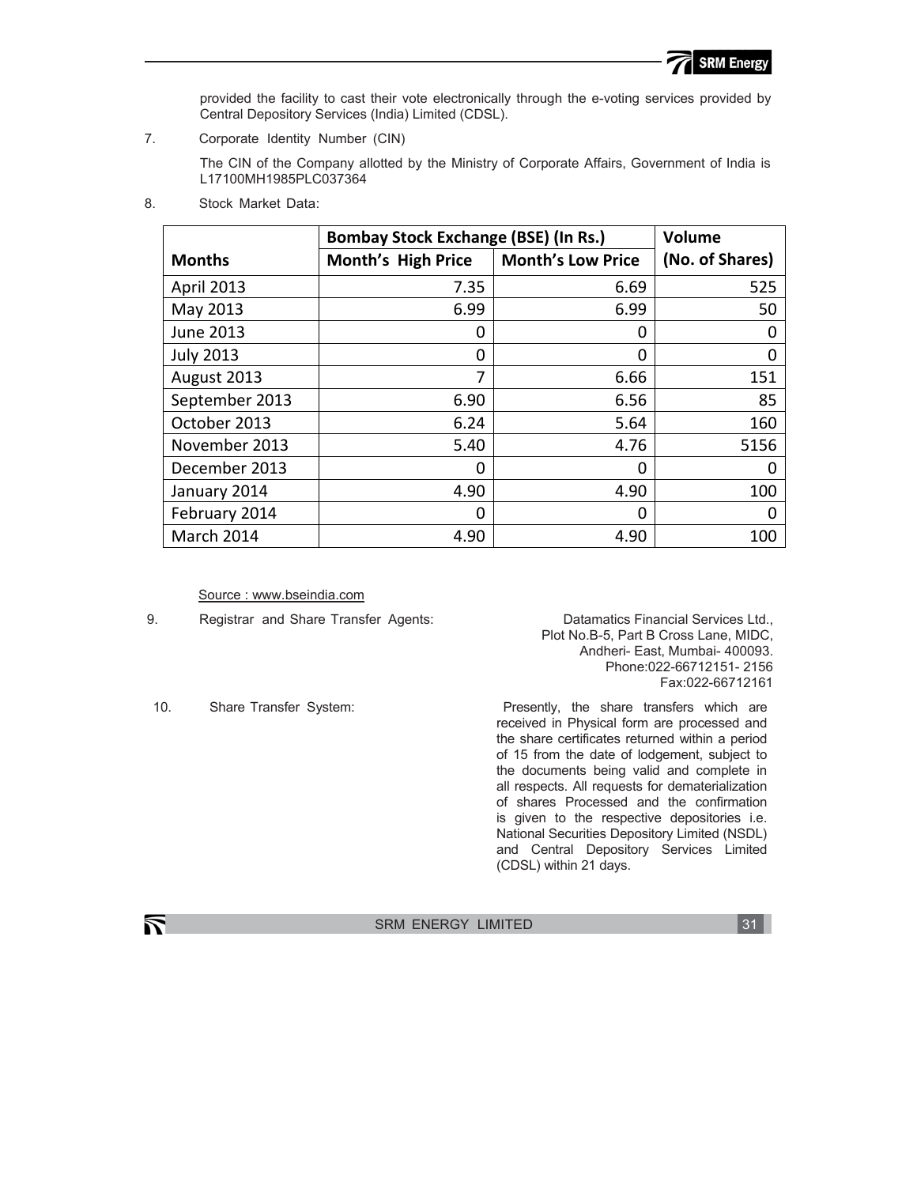provided the facility to cast their vote electronically through the e-voting services provided by Central Depository Services (India) Limited (CDSL).

7. Corporate Identity Number (CIN)

   The CIN of the Company allotted by the Ministry of Corporate Affairs, Government of India is L17100MH1985PLC037364

8. Stock Market Data:

| Months | Bombay Stock Exchange (BSE) (In Rs.) | | Volume |
|---|---|---|---|
| | Month's High Price | Month's Low Price | (No. of Shares) |
| April 2013 | 7.35 | 6.69 | 525 |
| May 2013 | 6.99 | 6.99 | 50 |
| June 2013 | 0 | 0 | 0 |
| July 2013 | 0 | 0 | 0 |
| August 2013 | 7 | 6.66 | 151 |
| September 2013 | 6.90 | 6.56 | 85 |
| October 2013 | 6.24 | 5.64 | 160 |
| November 2013 | 5.40 | 4.76 | 5156 |
| December 2013 | 0 | 0 | 0 |
| January 2014 | 4.90 | 4.90 | 100 |
| February 2014 | 0 | 0 | 0 |
| March 2014 | 4.90 | 4.90 | 100 |

Source : www.bseindia.com

9. Registrar and Share Transfer Agents: Datamatics Financial Services Ltd., Plot No.B-5, Part B Cross Lane, MIDC, Andheri- East, Mumbai- 400093. Phone:022-66712151- 2156 Fax:022-66712161

10. Share Transfer System: Presently, the share transfers which are received in Physical form are processed and the share certificates returned within a period of 15 from the date of lodgement, subject to the documents being valid and complete in all respects. All requests for dematerialization of shares Processed and the confirmation is given to the respective depositories i.e. National Securities Depository Limited (NSDL) and Central Depository Services Limited (CDSL) within 21 days.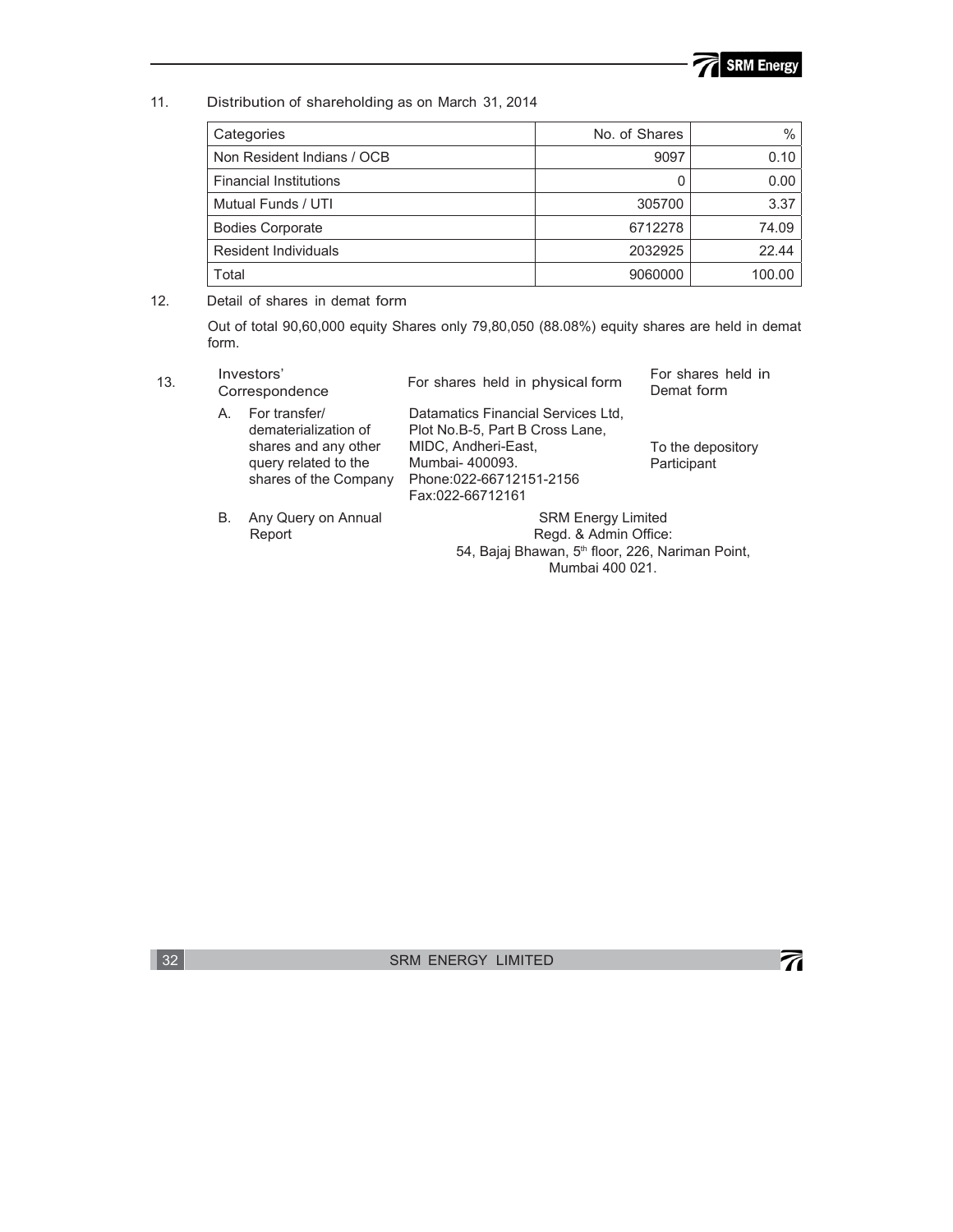11. Distribution of shareholding as on March 31, 2014

| Categories | No. of Shares | % |
|---|---|---|
| Non Resident Indians / OCB | 9097 | 0.10 |
| Financial Institutions | 0 | 0.00 |
| Mutual Funds / UTI | 305700 | 3.37 |
| Bodies Corporate | 6712278 | 74.09 |
| Resident Individuals | 2032925 | 22.44 |
| Total | 9060000 | 100.00 |

12. Detail of shares in demat form

Out of total 90,60,000 equity Shares only 79,80,050 (88.08%) equity shares are held in demat form.

13.

| Investors' Correspondence | For shares held in physical form | For shares held in Demat form |
|---|---|---|
| A. For transfer/ dematerialization of shares and any other query related to the shares of the Company | Datamatics Financial Services Ltd, Plot No.B-5, Part B Cross Lane, MIDC, Andheri-East, Mumbai- 400093. Phone:022-66712151-2156 Fax:022-66712161 | To the depository Participant |
| B. Any Query on Annual Report | SRM Energy Limited Regd. & Admin Office: 54, Bajaj Bhawan, 5th floor, 226, Nariman Point, Mumbai 400 021. | |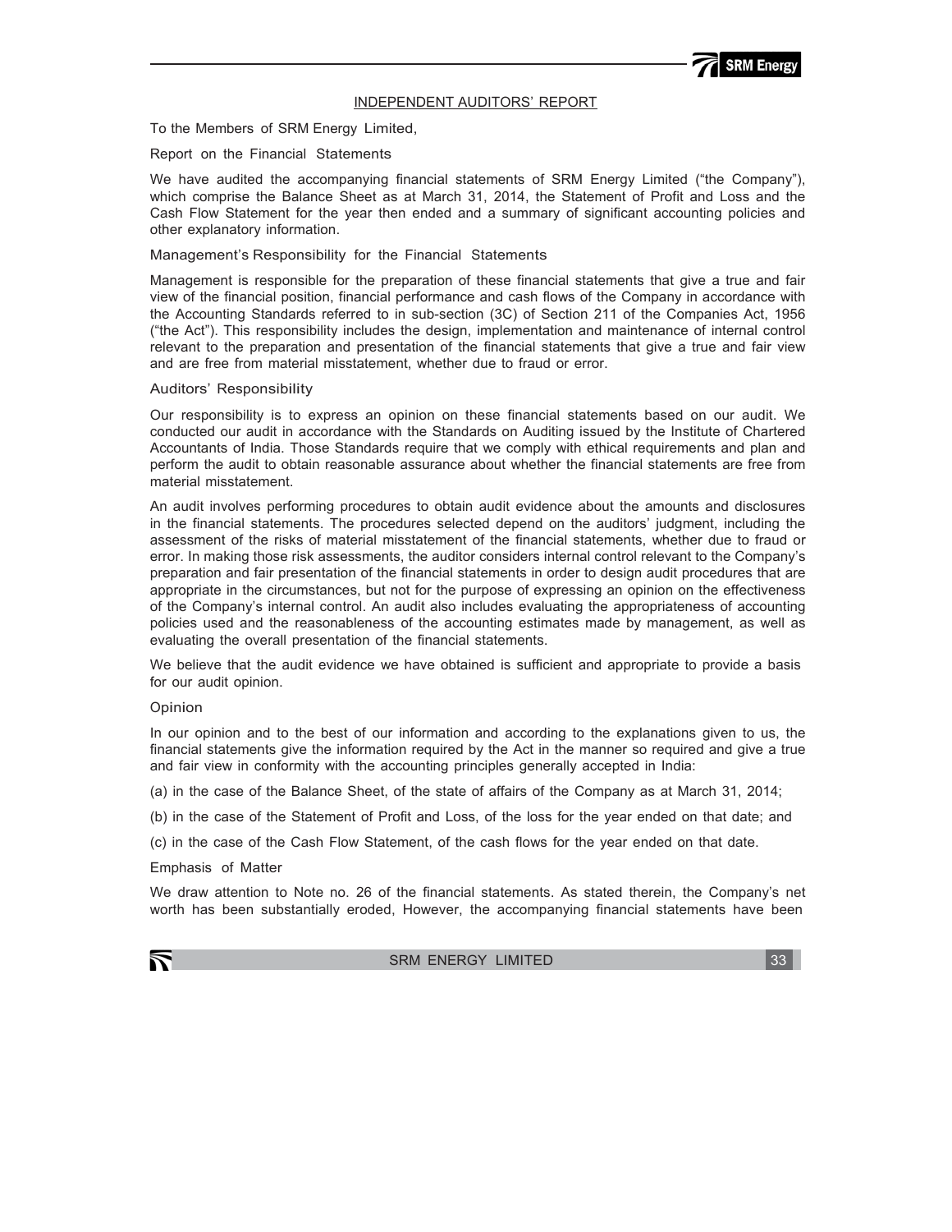# INDEPENDENT AUDITORS' REPORT

To the Members of SRM Energy Limited,

## Report on the Financial Statements

We have audited the accompanying financial statements of SRM Energy Limited ("the Company"), which comprise the Balance Sheet as at March 31, 2014, the Statement of Profit and Loss and the Cash Flow Statement for the year then ended and a summary of significant accounting policies and other explanatory information.

## Management's Responsibility for the Financial Statements

Management is responsible for the preparation of these financial statements that give a true and fair view of the financial position, financial performance and cash flows of the Company in accordance with the Accounting Standards referred to in sub-section (3C) of Section 211 of the Companies Act, 1956 ("the Act"). This responsibility includes the design, implementation and maintenance of internal control relevant to the preparation and presentation of the financial statements that give a true and fair view and are free from material misstatement, whether due to fraud or error.

## Auditors' Responsibility

Our responsibility is to express an opinion on these financial statements based on our audit. We conducted our audit in accordance with the Standards on Auditing issued by the Institute of Chartered Accountants of India. Those Standards require that we comply with ethical requirements and plan and perform the audit to obtain reasonable assurance about whether the financial statements are free from material misstatement.

An audit involves performing procedures to obtain audit evidence about the amounts and disclosures in the financial statements. The procedures selected depend on the auditors' judgment, including the assessment of the risks of material misstatement of the financial statements, whether due to fraud or error. In making those risk assessments, the auditor considers internal control relevant to the Company's preparation and fair presentation of the financial statements in order to design audit procedures that are appropriate in the circumstances, but not for the purpose of expressing an opinion on the effectiveness of the Company's internal control. An audit also includes evaluating the appropriateness of accounting policies used and the reasonableness of the accounting estimates made by management, as well as evaluating the overall presentation of the financial statements.

We believe that the audit evidence we have obtained is sufficient and appropriate to provide a basis for our audit opinion.

## Opinion

In our opinion and to the best of our information and according to the explanations given to us, the financial statements give the information required by the Act in the manner so required and give a true and fair view in conformity with the accounting principles generally accepted in India:

(a) in the case of the Balance Sheet, of the state of affairs of the Company as at March 31, 2014;

(b) in the case of the Statement of Profit and Loss, of the loss for the year ended on that date; and

(c) in the case of the Cash Flow Statement, of the cash flows for the year ended on that date.

## Emphasis of Matter

We draw attention to Note no. 26 of the financial statements. As stated therein, the Company's net worth has been substantially eroded, However, the accompanying financial statements have been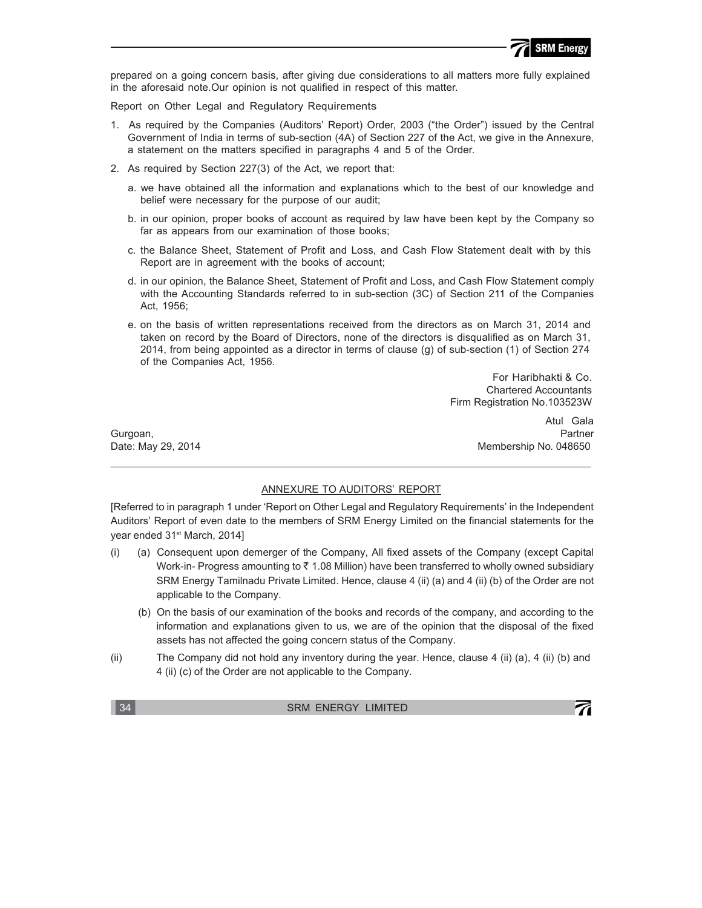prepared on a going concern basis, after giving due considerations to all matters more fully explained in the aforesaid note.Our opinion is not qualified in respect of this matter.

Report on Other Legal and Regulatory Requirements

1. As required by the Companies (Auditors' Report) Order, 2003 ("the Order") issued by the Central Government of India in terms of sub-section (4A) of Section 227 of the Act, we give in the Annexure, a statement on the matters specified in paragraphs 4 and 5 of the Order.

2. As required by Section 227(3) of the Act, we report that:

   a. we have obtained all the information and explanations which to the best of our knowledge and belief were necessary for the purpose of our audit;

   b. in our opinion, proper books of account as required by law have been kept by the Company so far as appears from our examination of those books;

   c. the Balance Sheet, Statement of Profit and Loss, and Cash Flow Statement dealt with by this Report are in agreement with the books of account;

   d. in our opinion, the Balance Sheet, Statement of Profit and Loss, and Cash Flow Statement comply with the Accounting Standards referred to in sub-section (3C) of Section 211 of the Companies Act, 1956;

   e. on the basis of written representations received from the directors as on March 31, 2014 and taken on record by the Board of Directors, none of the directors is disqualified as on March 31, 2014, from being appointed as a director in terms of clause (g) of sub-section (1) of Section 274 of the Companies Act, 1956.

For Haribhakti & Co.
Chartered Accountants
Firm Registration No.103523W

Atul Gala
Partner
Membership No. 048650

Gurgoan,
Date: May 29, 2014

## ANNEXURE TO AUDITORS' REPORT

[Referred to in paragraph 1 under 'Report on Other Legal and Regulatory Requirements' in the Independent Auditors' Report of even date to the members of SRM Energy Limited on the financial statements for the year ended 31st March, 2014]

(i) (a) Consequent upon demerger of the Company, All fixed assets of the Company (except Capital Work-in- Progress amounting to ₹ 1.08 Million) have been transferred to wholly owned subsidiary SRM Energy Tamilnadu Private Limited. Hence, clause 4 (ii) (a) and 4 (ii) (b) of the Order are not applicable to the Company.

(b) On the basis of our examination of the books and records of the company, and according to the information and explanations given to us, we are of the opinion that the disposal of the fixed assets has not affected the going concern status of the Company.

(ii) The Company did not hold any inventory during the year. Hence, clause 4 (ii) (a), 4 (ii) (b) and 4 (ii) (c) of the Order are not applicable to the Company.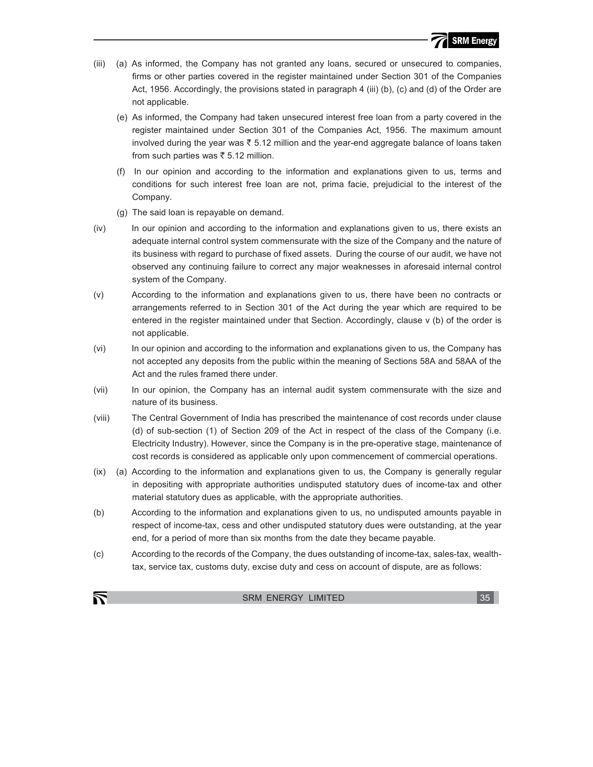(iii) (a) As informed, the Company has not granted any loans, secured or unsecured to companies, firms or other parties covered in the register maintained under Section 301 of the Companies Act, 1956. Accordingly, the provisions stated in paragraph 4 (iii) (b), (c) and (d) of the Order are not applicable.

(e) As informed, the Company had taken unsecured interest free loan from a party covered in the register maintained under Section 301 of the Companies Act, 1956. The maximum amount involved during the year was ₹ 5.12 million and the year-end aggregate balance of loans taken from such parties was ₹ 5.12 million.

(f) In our opinion and according to the information and explanations given to us, terms and conditions for such interest free loan are not, prima facie, prejudicial to the interest of the Company.

(g) The said loan is repayable on demand.

(iv) In our opinion and according to the information and explanations given to us, there exists an adequate internal control system commensurate with the size of the Company and the nature of its business with regard to purchase of fixed assets. During the course of our audit, we have not observed any continuing failure to correct any major weaknesses in aforesaid internal control system of the Company.

(v) According to the information and explanations given to us, there have been no contracts or arrangements referred to in Section 301 of the Act during the year which are required to be entered in the register maintained under that Section. Accordingly, clause v (b) of the order is not applicable.

(vi) In our opinion and according to the information and explanations given to us, the Company has not accepted any deposits from the public within the meaning of Sections 58A and 58AA of the Act and the rules framed there under.

(vii) In our opinion, the Company has an internal audit system commensurate with the size and nature of its business.

(viii) The Central Government of India has prescribed the maintenance of cost records under clause (d) of sub-section (1) of Section 209 of the Act in respect of the class of the Company (i.e. Electricity Industry). However, since the Company is in the pre-operative stage, maintenance of cost records is considered as applicable only upon commencement of commercial operations.

(ix) (a) According to the information and explanations given to us, the Company is generally regular in depositing with appropriate authorities undisputed statutory dues of income-tax and other material statutory dues as applicable, with the appropriate authorities.

(b) According to the information and explanations given to us, no undisputed amounts payable in respect of income-tax, cess and other undisputed statutory dues were outstanding, at the year end, for a period of more than six months from the date they became payable.

(c) According to the records of the Company, the dues outstanding of income-tax, sales-tax, wealth-tax, service tax, customs duty, excise duty and cess on account of dispute, are as follows: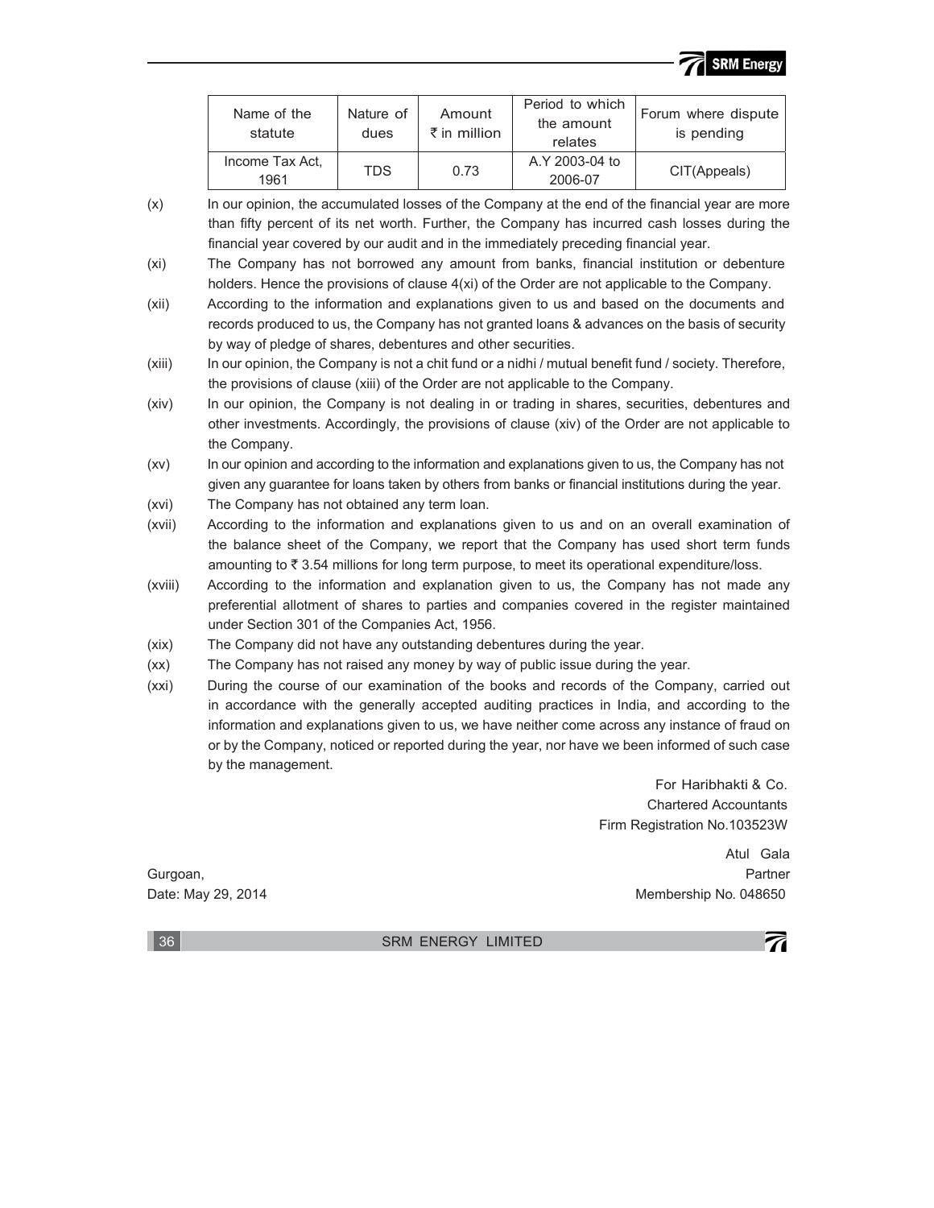| Name of the statute | Nature of dues | Amount ₹ in million | Period to which the amount relates | Forum where dispute is pending |
|---|---|---|---|---|
| Income Tax Act, 1961 | TDS | 0.73 | A.Y 2003-04 to 2006-07 | CIT(Appeals) |

(x) In our opinion, the accumulated losses of the Company at the end of the financial year are more than fifty percent of its net worth. Further, the Company has incurred cash losses during the financial year covered by our audit and in the immediately preceding financial year.

(xi) The Company has not borrowed any amount from banks, financial institution or debenture holders. Hence the provisions of clause 4(xi) of the Order are not applicable to the Company.

(xii) According to the information and explanations given to us and based on the documents and records produced to us, the Company has not granted loans & advances on the basis of security by way of pledge of shares, debentures and other securities.

(xiii) In our opinion, the Company is not a chit fund or a nidhi / mutual benefit fund / society. Therefore, the provisions of clause (xiii) of the Order are not applicable to the Company.

(xiv) In our opinion, the Company is not dealing in or trading in shares, securities, debentures and other investments. Accordingly, the provisions of clause (xiv) of the Order are not applicable to the Company.

(xv) In our opinion and according to the information and explanations given to us, the Company has not given any guarantee for loans taken by others from banks or financial institutions during the year.

(xvi) The Company has not obtained any term loan.

(xvii) According to the information and explanations given to us and on an overall examination of the balance sheet of the Company, we report that the Company has used short term funds amounting to ₹ 3.54 millions for long term purpose, to meet its operational expenditure/loss.

(xviii) According to the information and explanation given to us, the Company has not made any preferential allotment of shares to parties and companies covered in the register maintained under Section 301 of the Companies Act, 1956.

(xix) The Company did not have any outstanding debentures during the year.

(xx) The Company has not raised any money by way of public issue during the year.

(xxi) During the course of our examination of the books and records of the Company, carried out in accordance with the generally accepted auditing practices in India, and according to the information and explanations given to us, we have neither come across any instance of fraud on or by the Company, noticed or reported during the year, nor have we been informed of such case by the management.

For Haribhakti & Co.
Chartered Accountants
Firm Registration No.103523W

Atul Gala
Partner
Membership No. 048650

Gurgoan,
Date: May 29, 2014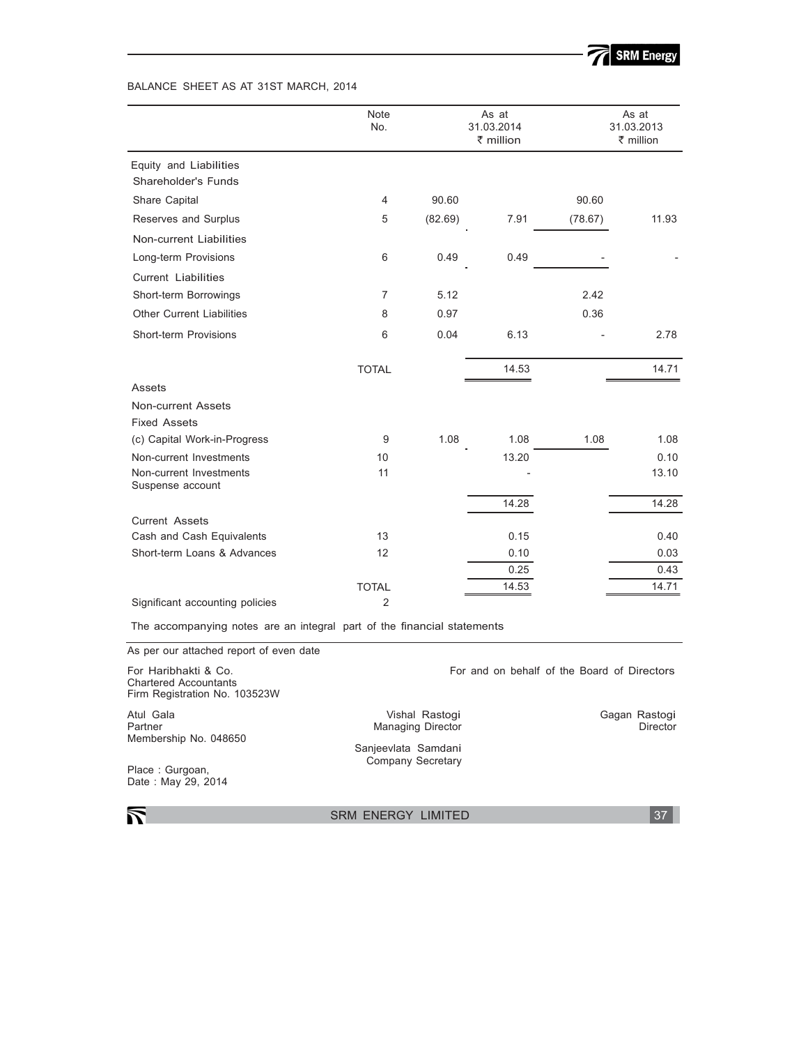BALANCE SHEET AS AT 31ST MARCH, 2014

| | Note No. | | As at 31.03.2014 ₹ million | | As at 31.03.2013 ₹ million |
|---|---|---|---|---|---|
| **Equity and Liabilities** | | | | | |
| **Shareholder's Funds** | | | | | |
| Share Capital | 4 | 90.60 | | 90.60 | |
| Reserves and Surplus | 5 | (82.69) | 7.91 | (78.67) | 11.93 |
| **Non-current Liabilities** | | | | | |
| Long-term Provisions | 6 | 0.49 | 0.49 | - | - |
| **Current Liabilities** | | | | | |
| Short-term Borrowings | 7 | 5.12 | | 2.42 | |
| Other Current Liabilities | 8 | 0.97 | | 0.36 | |
| Short-term Provisions | 6 | 0.04 | 6.13 | - | 2.78 |
| | TOTAL | | 14.53 | | 14.71 |
| **Assets** | | | | | |
| **Non-current Assets** | | | | | |
| **Fixed Assets** | | | | | |
| (c) Capital Work-in-Progress | 9 | 1.08 | 1.08 | 1.08 | 1.08 |
| Non-current Investments | 10 | | 13.20 | | 0.10 |
| Non-current Investments Suspense account | 11 | | - | | 13.10 |
| | | | 14.28 | | 14.28 |
| **Current Assets** | | | | | |
| Cash and Cash Equivalents | 13 | | 0.15 | | 0.40 |
| Short-term Loans & Advances | 12 | | 0.10 | | 0.03 |
| | | | 0.25 | | 0.43 |
| | TOTAL | | 14.53 | | 14.71 |
| Significant accounting policies | 2 | | | | |

The accompanying notes are an integral part of the financial statements

As per our attached report of even date

For Haribhakti & Co.
Chartered Accountants
Firm Registration No. 103523W

For and on behalf of the Board of Directors

Atul Gala
Partner
Membership No. 048650

Vishal Rastogi
Managing Director

Gagan Rastogi
Director

Sanjeevlata Samdani
Company Secretary

Place : Gurgoan,
Date : May 29, 2014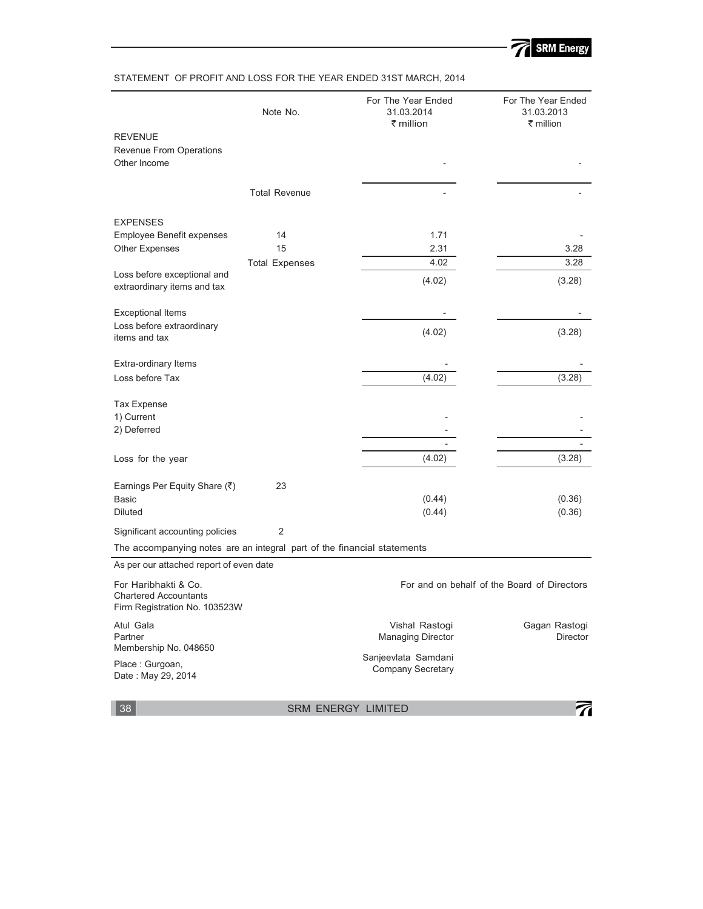STATEMENT OF PROFIT AND LOSS FOR THE YEAR ENDED 31ST MARCH, 2014

| | Note No. | For The Year Ended 31.03.2014 ₹ million | For The Year Ended 31.03.2013 ₹ million |
|---|---|---|---|
| **REVENUE** | | | |
| Revenue From Operations | | | |
| Other Income | | - | - |
| | Total Revenue | - | - |
| **EXPENSES** | | | |
| Employee Benefit expenses | 14 | 1.71 | - |
| Other Expenses | 15 | 2.31 | 3.28 |
| | Total Expenses | 4.02 | 3.28 |
| Loss before exceptional and extraordinary items and tax | | (4.02) | (3.28) |
| Exceptional Items | | - | - |
| Loss before extraordinary items and tax | | (4.02) | (3.28) |
| Extra-ordinary Items | | - | - |
| Loss before Tax | | (4.02) | (3.28) |
| Tax Expense | | | |
| 1) Current | | - | - |
| 2) Deferred | | - | - |
| | | - | - |
| Loss for the year | | (4.02) | (3.28) |
| Earnings Per Equity Share (₹) | 23 | | |
| Basic | | (0.44) | (0.36) |
| Diluted | | (0.44) | (0.36) |
| Significant accounting policies | 2 | | |

The accompanying notes are an integral part of the financial statements

As per our attached report of even date

For Haribhakti & Co.
Chartered Accountants
Firm Registration No. 103523W

Atul Gala
Partner
Membership No. 048650

Place : Gurgoan,
Date : May 29, 2014

For and on behalf of the Board of Directors

Vishal Rastogi
Managing Director

Gagan Rastogi
Director

Sanjeevlata Samdani
Company Secretary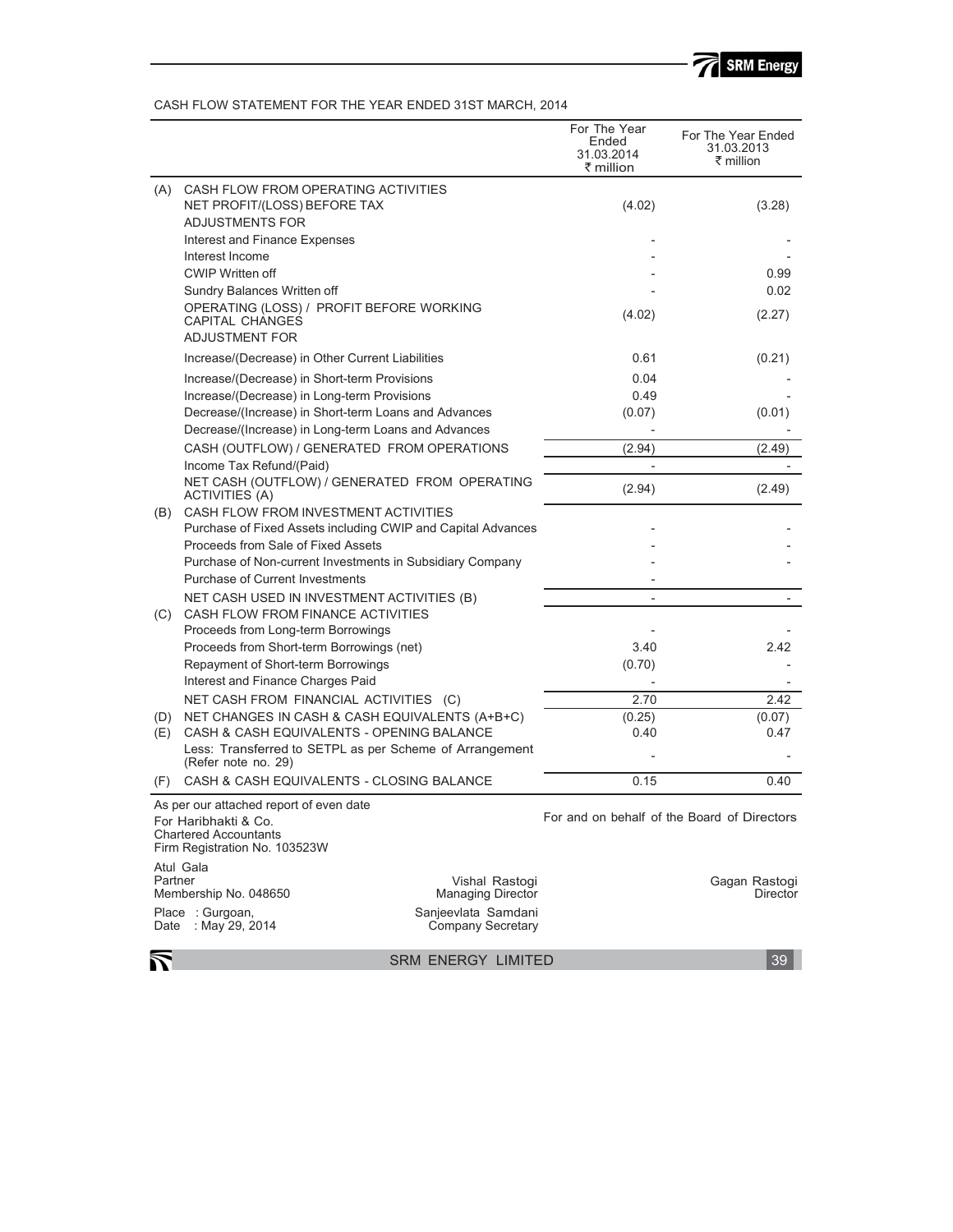CASH FLOW STATEMENT FOR THE YEAR ENDED 31ST MARCH, 2014

| | | For The Year Ended 31.03.2014 ₹ million | For The Year Ended 31.03.2013 ₹ million |
|---|---|---|---|
| (A) | CASH FLOW FROM OPERATING ACTIVITIES | | |
| | NET PROFIT/(LOSS) BEFORE TAX | (4.02) | (3.28) |
| | ADJUSTMENTS FOR | | |
| | Interest and Finance Expenses | - | - |
| | Interest Income | - | - |
| | CWIP Written off | - | 0.99 |
| | Sundry Balances Written off | - | 0.02 |
| | OPERATING (LOSS) / PROFIT BEFORE WORKING CAPITAL CHANGES | (4.02) | (2.27) |
| | ADJUSTMENT FOR | | |
| | Increase/(Decrease) in Other Current Liabilities | 0.61 | (0.21) |
| | Increase/(Decrease) in Short-term Provisions | 0.04 | - |
| | Increase/(Decrease) in Long-term Provisions | 0.49 | - |
| | Decrease/(Increase) in Short-term Loans and Advances | (0.07) | (0.01) |
| | Decrease/(Increase) in Long-term Loans and Advances | - | - |
| | CASH (OUTFLOW) / GENERATED FROM OPERATIONS | (2.94) | (2.49) |
| | Income Tax Refund/(Paid) | - | - |
| | NET CASH (OUTFLOW) / GENERATED FROM OPERATING ACTIVITIES (A) | (2.94) | (2.49) |
| (B) | CASH FLOW FROM INVESTMENT ACTIVITIES | | |
| | Purchase of Fixed Assets including CWIP and Capital Advances | - | - |
| | Proceeds from Sale of Fixed Assets | - | - |
| | Purchase of Non-current Investments in Subsidiary Company | - | - |
| | Purchase of Current Investments | - | |
| | NET CASH USED IN INVESTMENT ACTIVITIES (B) | - | - |
| (C) | CASH FLOW FROM FINANCE ACTIVITIES | | |
| | Proceeds from Long-term Borrowings | - | - |
| | Proceeds from Short-term Borrowings (net) | 3.40 | 2.42 |
| | Repayment of Short-term Borrowings | (0.70) | - |
| | Interest and Finance Charges Paid | - | - |
| | NET CASH FROM FINANCIAL ACTIVITIES (C) | 2.70 | 2.42 |
| (D) | NET CHANGES IN CASH & CASH EQUIVALENTS (A+B+C) | (0.25) | (0.07) |
| (E) | CASH & CASH EQUIVALENTS - OPENING BALANCE | 0.40 | 0.47 |
| | Less: Transferred to SETPL as per Scheme of Arrangement (Refer note no. 29) | - | - |
| (F) | CASH & CASH EQUIVALENTS - CLOSING BALANCE | 0.15 | 0.40 |

As per our attached report of even date

For Haribhakti & Co.
Chartered Accountants
Firm Registration No. 103523W

Atul Gala
Partner
Membership No. 048650

Place : Gurgoan,
Date : May 29, 2014

For and on behalf of the Board of Directors

Vishal Rastogi
Managing Director

Gagan Rastogi
Director

Sanjeevlata Samdani
Company Secretary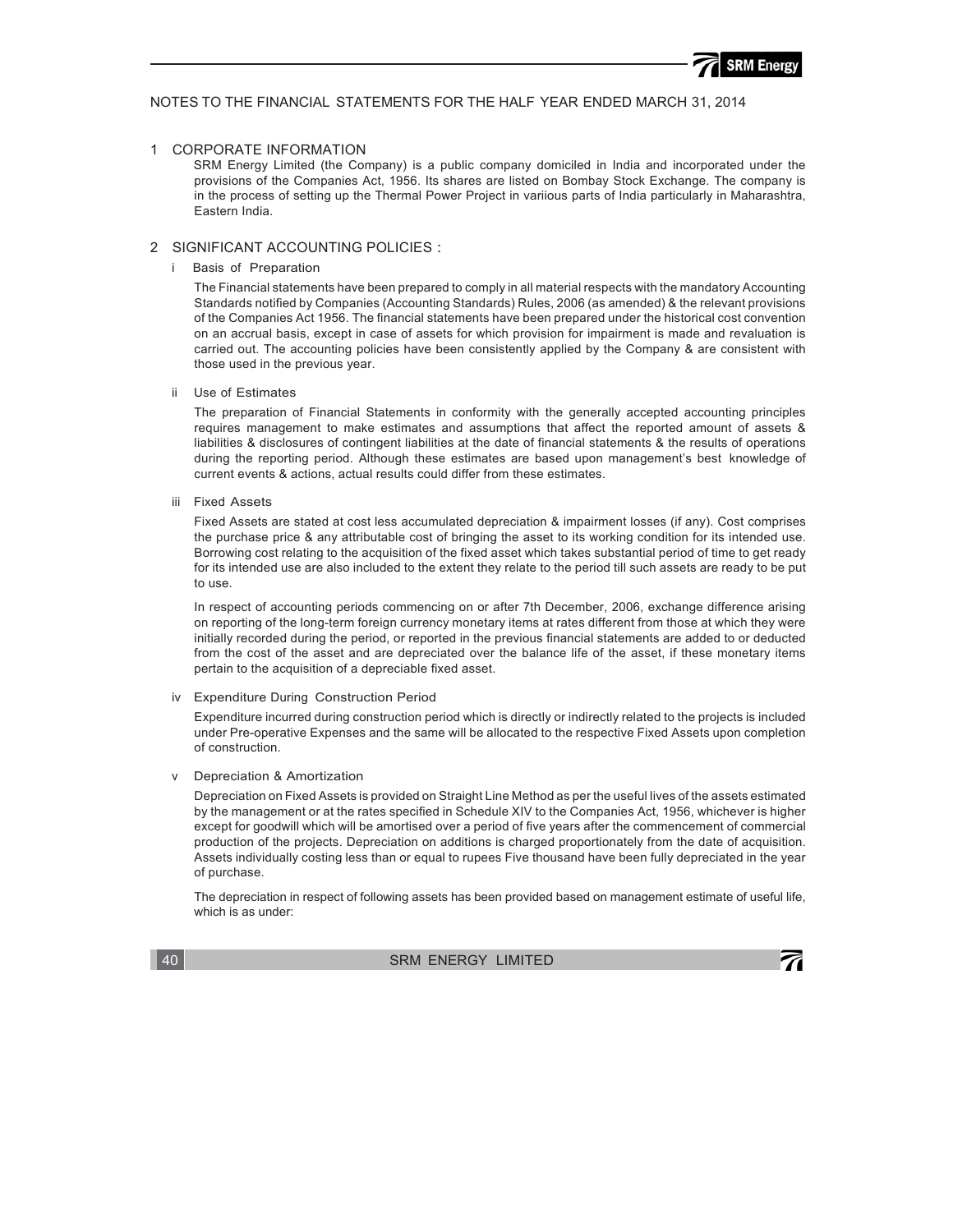NOTES TO THE FINANCIAL STATEMENTS FOR THE HALF YEAR ENDED MARCH 31, 2014

## 1 CORPORATE INFORMATION

SRM Energy Limited (the Company) is a public company domiciled in India and incorporated under the provisions of the Companies Act, 1956. Its shares are listed on Bombay Stock Exchange. The company is in the process of setting up the Thermal Power Project in variious parts of India particularly in Maharashtra, Eastern India.

## 2 SIGNIFICANT ACCOUNTING POLICIES :

### i Basis of Preparation

The Financial statements have been prepared to comply in all material respects with the mandatory Accounting Standards notified by Companies (Accounting Standards) Rules, 2006 (as amended) & the relevant provisions of the Companies Act 1956. The financial statements have been prepared under the historical cost convention on an accrual basis, except in case of assets for which provision for impairment is made and revaluation is carried out. The accounting policies have been consistently applied by the Company & are consistent with those used in the previous year.

### ii Use of Estimates

The preparation of Financial Statements in conformity with the generally accepted accounting principles requires management to make estimates and assumptions that affect the reported amount of assets & liabilities & disclosures of contingent liabilities at the date of financial statements & the results of operations during the reporting period. Although these estimates are based upon management's best knowledge of current events & actions, actual results could differ from these estimates.

### iii Fixed Assets

Fixed Assets are stated at cost less accumulated depreciation & impairment losses (if any). Cost comprises the purchase price & any attributable cost of bringing the asset to its working condition for its intended use. Borrowing cost relating to the acquisition of the fixed asset which takes substantial period of time to get ready for its intended use are also included to the extent they relate to the period till such assets are ready to be put to use.

In respect of accounting periods commencing on or after 7th December, 2006, exchange difference arising on reporting of the long-term foreign currency monetary items at rates different from those at which they were initially recorded during the period, or reported in the previous financial statements are added to or deducted from the cost of the asset and are depreciated over the balance life of the asset, if these monetary items pertain to the acquisition of a depreciable fixed asset.

### iv Expenditure During Construction Period

Expenditure incurred during construction period which is directly or indirectly related to the projects is included under Pre-operative Expenses and the same will be allocated to the respective Fixed Assets upon completion of construction.

### v Depreciation & Amortization

Depreciation on Fixed Assets is provided on Straight Line Method as per the useful lives of the assets estimated by the management or at the rates specified in Schedule XIV to the Companies Act, 1956, whichever is higher except for goodwill which will be amortised over a period of five years after the commencement of commercial production of the projects. Depreciation on additions is charged proportionately from the date of acquisition. Assets individually costing less than or equal to rupees Five thousand have been fully depreciated in the year of purchase.

The depreciation in respect of following assets has been provided based on management estimate of useful life, which is as under: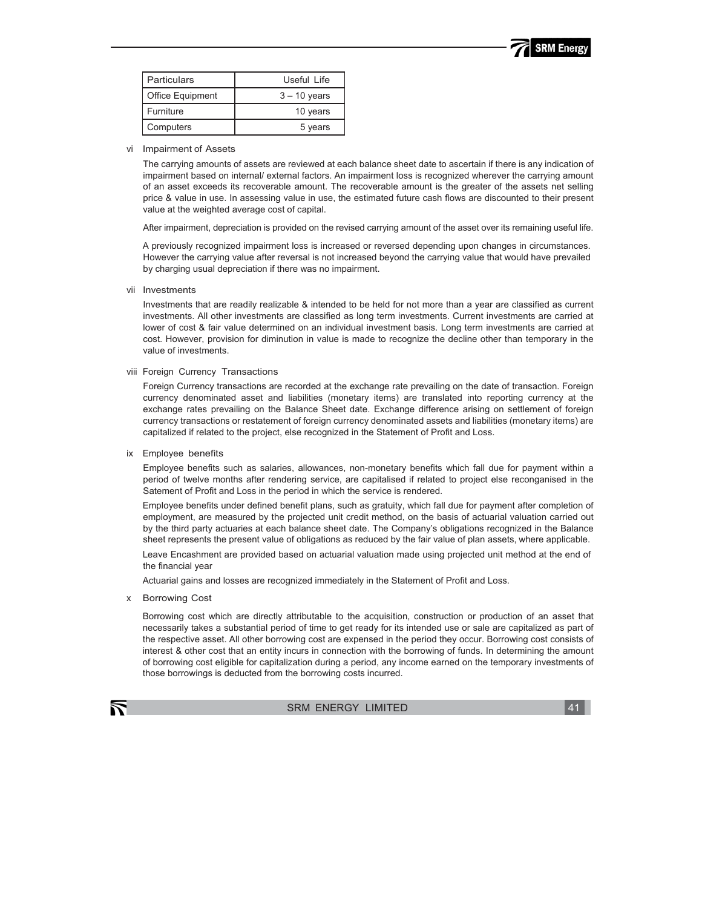| Particulars | Useful Life |
|---|---|
| Office Equipment | 3 – 10 years |
| Furniture | 10 years |
| Computers | 5 years |

vi Impairment of Assets

The carrying amounts of assets are reviewed at each balance sheet date to ascertain if there is any indication of impairment based on internal/ external factors. An impairment loss is recognized wherever the carrying amount of an asset exceeds its recoverable amount. The recoverable amount is the greater of the assets net selling price & value in use. In assessing value in use, the estimated future cash flows are discounted to their present value at the weighted average cost of capital.

After impairment, depreciation is provided on the revised carrying amount of the asset over its remaining useful life.

A previously recognized impairment loss is increased or reversed depending upon changes in circumstances. However the carrying value after reversal is not increased beyond the carrying value that would have prevailed by charging usual depreciation if there was no impairment.

vii Investments

Investments that are readily realizable & intended to be held for not more than a year are classified as current investments. All other investments are classified as long term investments. Current investments are carried at lower of cost & fair value determined on an individual investment basis. Long term investments are carried at cost. However, provision for diminution in value is made to recognize the decline other than temporary in the value of investments.

viii Foreign Currency Transactions

Foreign Currency transactions are recorded at the exchange rate prevailing on the date of transaction. Foreign currency denominated asset and liabilities (monetary items) are translated into reporting currency at the exchange rates prevailing on the Balance Sheet date. Exchange difference arising on settlement of foreign currency transactions or restatement of foreign currency denominated assets and liabilities (monetary items) are capitalized if related to the project, else recognized in the Statement of Profit and Loss.

ix Employee benefits

Employee benefits such as salaries, allowances, non-monetary benefits which fall due for payment within a period of twelve months after rendering service, are capitalised if related to project else reconganised in the Satement of Profit and Loss in the period in which the service is rendered.

Employee benefits under defined benefit plans, such as gratuity, which fall due for payment after completion of employment, are measured by the projected unit credit method, on the basis of actuarial valuation carried out by the third party actuaries at each balance sheet date. The Company's obligations recognized in the Balance sheet represents the present value of obligations as reduced by the fair value of plan assets, where applicable.

Leave Encashment are provided based on actuarial valuation made using projected unit method at the end of the financial year

Actuarial gains and losses are recognized immediately in the Statement of Profit and Loss.

x Borrowing Cost

Borrowing cost which are directly attributable to the acquisition, construction or production of an asset that necessarily takes a substantial period of time to get ready for its intended use or sale are capitalized as part of the respective asset. All other borrowing cost are expensed in the period they occur. Borrowing cost consists of interest & other cost that an entity incurs in connection with the borrowing of funds. In determining the amount of borrowing cost eligible for capitalization during a period, any income earned on the temporary investments of those borrowings is deducted from the borrowing costs incurred.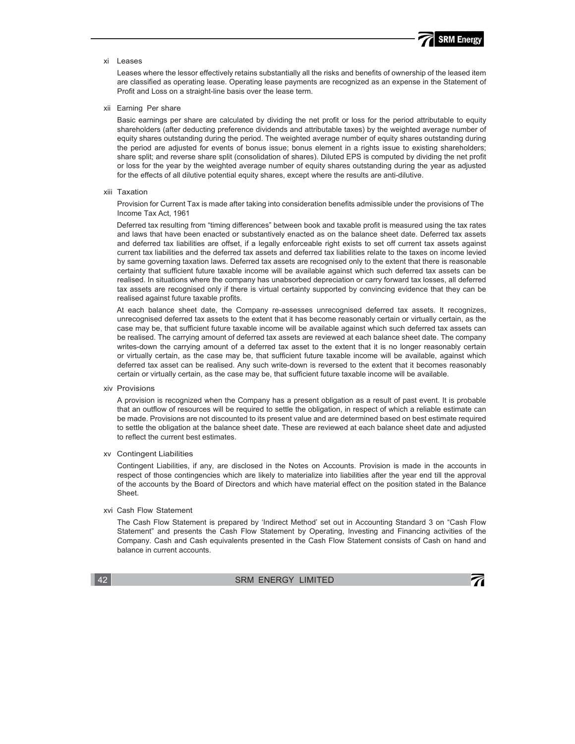### xi Leases

Leases where the lessor effectively retains substantially all the risks and benefits of ownership of the leased item are classified as operating lease. Operating lease payments are recognized as an expense in the Statement of Profit and Loss on a straight-line basis over the lease term.

### xii Earning Per share

Basic earnings per share are calculated by dividing the net profit or loss for the period attributable to equity shareholders (after deducting preference dividends and attributable taxes) by the weighted average number of equity shares outstanding during the period. The weighted average number of equity shares outstanding during the period are adjusted for events of bonus issue; bonus element in a rights issue to existing shareholders; share split; and reverse share split (consolidation of shares). Diluted EPS is computed by dividing the net profit or loss for the year by the weighted average number of equity shares outstanding during the year as adjusted for the effects of all dilutive potential equity shares, except where the results are anti-dilutive.

### xiii Taxation

Provision for Current Tax is made after taking into consideration benefits admissible under the provisions of The Income Tax Act, 1961

Deferred tax resulting from "timing differences" between book and taxable profit is measured using the tax rates and laws that have been enacted or substantively enacted as on the balance sheet date. Deferred tax assets and deferred tax liabilities are offset, if a legally enforceable right exists to set off current tax assets against current tax liabilities and the deferred tax assets and deferred tax liabilities relate to the taxes on income levied by same governing taxation laws. Deferred tax assets are recognised only to the extent that there is reasonable certainty that sufficient future taxable income will be available against which such deferred tax assets can be realised. In situations where the company has unabsorbed depreciation or carry forward tax losses, all deferred tax assets are recognised only if there is virtual certainty supported by convincing evidence that they can be realised against future taxable profits.

At each balance sheet date, the Company re-assesses unrecognised deferred tax assets. It recognizes, unrecognised deferred tax assets to the extent that it has become reasonably certain or virtually certain, as the case may be, that sufficient future taxable income will be available against which such deferred tax assets can be realised. The carrying amount of deferred tax assets are reviewed at each balance sheet date. The company writes-down the carrying amount of a deferred tax asset to the extent that it is no longer reasonably certain or virtually certain, as the case may be, that sufficient future taxable income will be available, against which deferred tax asset can be realised. Any such write-down is reversed to the extent that it becomes reasonably certain or virtually certain, as the case may be, that sufficient future taxable income will be available.

### xiv Provisions

A provision is recognized when the Company has a present obligation as a result of past event. It is probable that an outflow of resources will be required to settle the obligation, in respect of which a reliable estimate can be made. Provisions are not discounted to its present value and are determined based on best estimate required to settle the obligation at the balance sheet date. These are reviewed at each balance sheet date and adjusted to reflect the current best estimates.

### xv Contingent Liabilities

Contingent Liabilities, if any, are disclosed in the Notes on Accounts. Provision is made in the accounts in respect of those contingencies which are likely to materialize into liabilities after the year end till the approval of the accounts by the Board of Directors and which have material effect on the position stated in the Balance Sheet.

### xvi Cash Flow Statement

The Cash Flow Statement is prepared by 'Indirect Method' set out in Accounting Standard 3 on "Cash Flow Statement" and presents the Cash Flow Statement by Operating, Investing and Financing activities of the Company. Cash and Cash equivalents presented in the Cash Flow Statement consists of Cash on hand and balance in current accounts.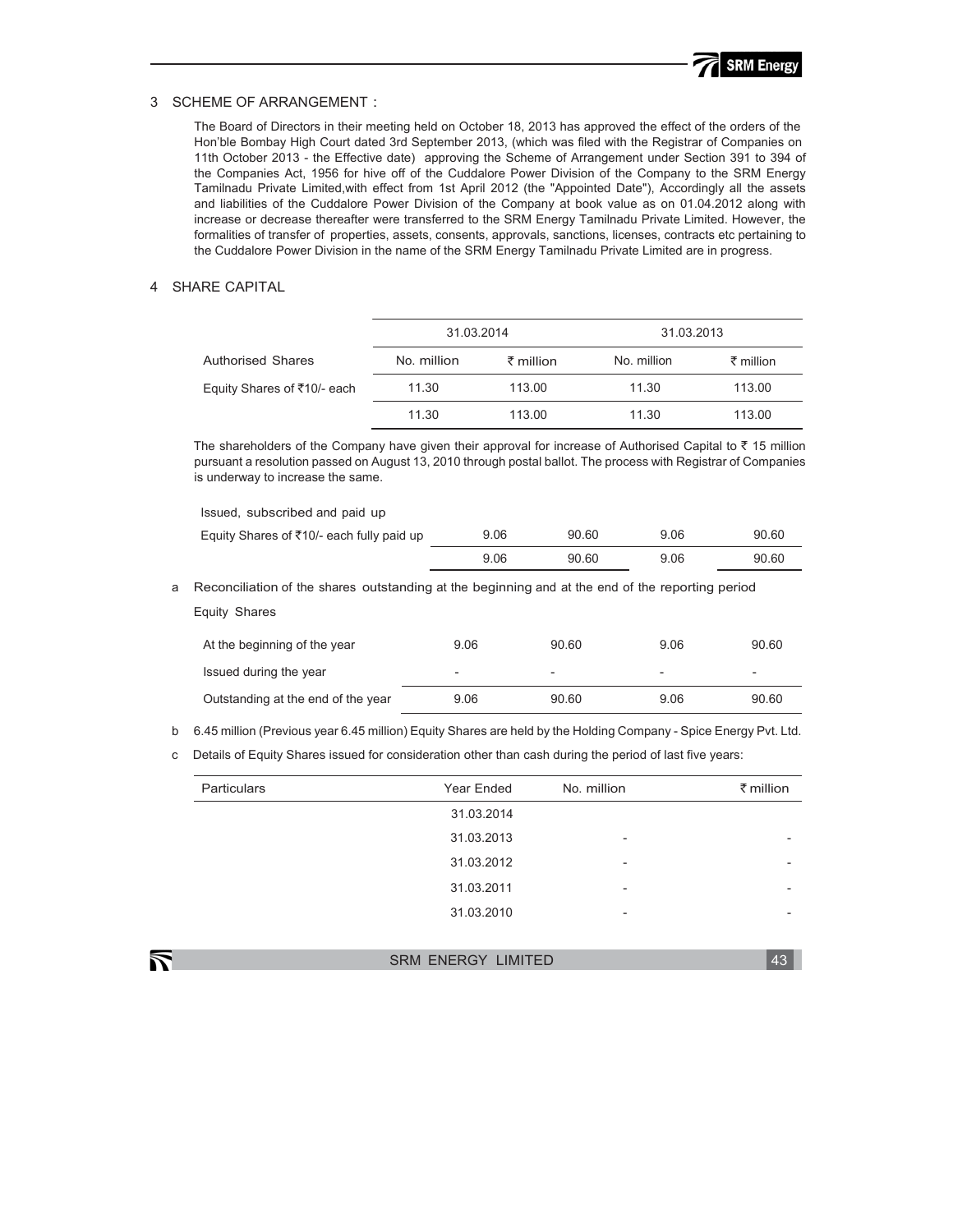## 3 SCHEME OF ARRANGEMENT :

The Board of Directors in their meeting held on October 18, 2013 has approved the effect of the orders of the Hon'ble Bombay High Court dated 3rd September 2013, (which was filed with the Registrar of Companies on 11th October 2013 - the Effective date) approving the Scheme of Arrangement under Section 391 to 394 of the Companies Act, 1956 for hive off of the Cuddalore Power Division of the Company to the SRM Energy Tamilnadu Private Limited,with effect from 1st April 2012 (the "Appointed Date"), Accordingly all the assets and liabilities of the Cuddalore Power Division of the Company at book value as on 01.04.2012 along with increase or decrease thereafter were transferred to the SRM Energy Tamilnadu Private Limited. However, the formalities of transfer of properties, assets, consents, approvals, sanctions, licenses, contracts etc pertaining to the Cuddalore Power Division in the name of the SRM Energy Tamilnadu Private Limited are in progress.

## 4 SHARE CAPITAL

| | 31.03.2014 | | 31.03.2013 | |
|---|---|---|---|---|
| Authorised Shares | No. million | ₹ million | No. million | ₹ million |
| Equity Shares of ₹10/- each | 11.30 | 113.00 | 11.30 | 113.00 |
| | 11.30 | 113.00 | 11.30 | 113.00 |

The shareholders of the Company have given their approval for increase of Authorised Capital to ₹ 15 million pursuant a resolution passed on August 13, 2010 through postal ballot. The process with Registrar of Companies is underway to increase the same.

| Issued, subscribed and paid up | | | | |
|---|---|---|---|---|
| Equity Shares of ₹10/- each fully paid up | 9.06 | 90.60 | 9.06 | 90.60 |
| | 9.06 | 90.60 | 9.06 | 90.60 |

a Reconciliation of the shares outstanding at the beginning and at the end of the reporting period

Equity Shares

| | | | | |
|---|---|---|---|---|
| At the beginning of the year | 9.06 | 90.60 | 9.06 | 90.60 |
| Issued during the year | - | - | - | - |
| Outstanding at the end of the year | 9.06 | 90.60 | 9.06 | 90.60 |

b 6.45 million (Previous year 6.45 million) Equity Shares are held by the Holding Company - Spice Energy Pvt. Ltd.

c Details of Equity Shares issued for consideration other than cash during the period of last five years:

| Particulars | Year Ended | No. million | ₹ million |
|---|---|---|---|
| | 31.03.2014 | | |
| | 31.03.2013 | - | - |
| | 31.03.2012 | - | - |
| | 31.03.2011 | - | - |
| | 31.03.2010 | - | - |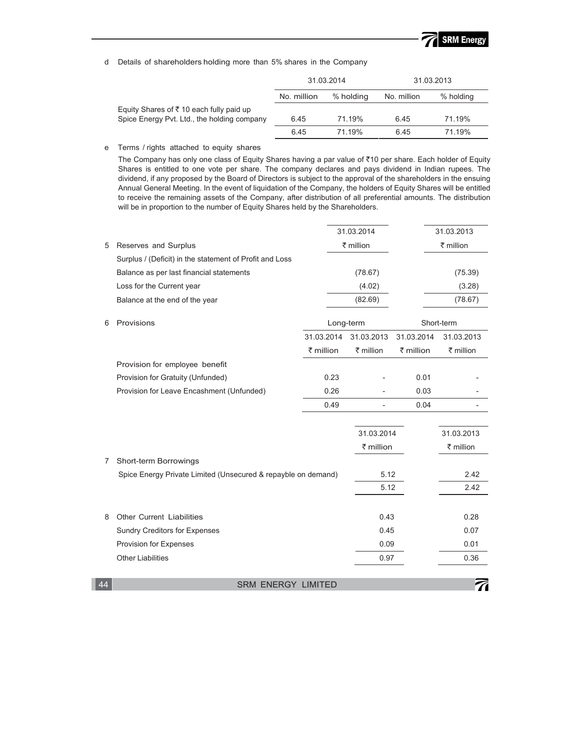d Details of shareholders holding more than 5% shares in the Company

| | 31.03.2014 | | 31.03.2013 | |
|---|---|---|---|---|
| | No. million | % holding | No. million | % holding |
| Equity Shares of ₹ 10 each fully paid up<br>Spice Energy Pvt. Ltd., the holding company | 6.45 | 71.19% | 6.45 | 71.19% |
| | 6.45 | 71.19% | 6.45 | 71.19% |

e Terms / rights attached to equity shares

The Company has only one class of Equity Shares having a par value of ₹10 per share. Each holder of Equity Shares is entitled to one vote per share. The company declares and pays dividend in Indian rupees. The dividend, if any proposed by the Board of Directors is subject to the approval of the shareholders in the ensuing Annual General Meeting. In the event of liquidation of the Company, the holders of Equity Shares will be entitled to receive the remaining assets of the Company, after distribution of all preferential amounts. The distribution will be in proportion to the number of Equity Shares held by the Shareholders.

| | | 31.03.2014 | 31.03.2013 |
|---|---|---|---|
| 5 | Reserves and Surplus | ₹ million | ₹ million |
| | Surplus / (Deficit) in the statement of Profit and Loss | | |
| | Balance as per last financial statements | (78.67) | (75.39) |
| | Loss for the Current year | (4.02) | (3.28) |
| | Balance at the end of the year | (82.69) | (78.67) |

| | | Long-term | | Short-term | |
|---|---|---|---|---|---|
| 6 | Provisions | 31.03.2014 | 31.03.2013 | 31.03.2014 | 31.03.2013 |
| | | ₹ million | ₹ million | ₹ million | ₹ million |
| | Provision for employee benefit | | | | |
| | Provision for Gratuity (Unfunded) | 0.23 | - | 0.01 | - |
| | Provision for Leave Encashment (Unfunded) | 0.26 | - | 0.03 | - |
| | | 0.49 | - | 0.04 | - |

| | | 31.03.2014 | 31.03.2013 |
|---|---|---|---|
| | | ₹ million | ₹ million |
| 7 | Short-term Borrowings | | |
| | Spice Energy Private Limited (Unsecured & repayble on demand) | 5.12 | 2.42 |
| | | 5.12 | 2.42 |
| 8 | Other Current Liabilities | 0.43 | 0.28 |
| | Sundry Creditors for Expenses | 0.45 | 0.07 |
| | Provision for Expenses | 0.09 | 0.01 |
| | Other Liabilities | 0.97 | 0.36 |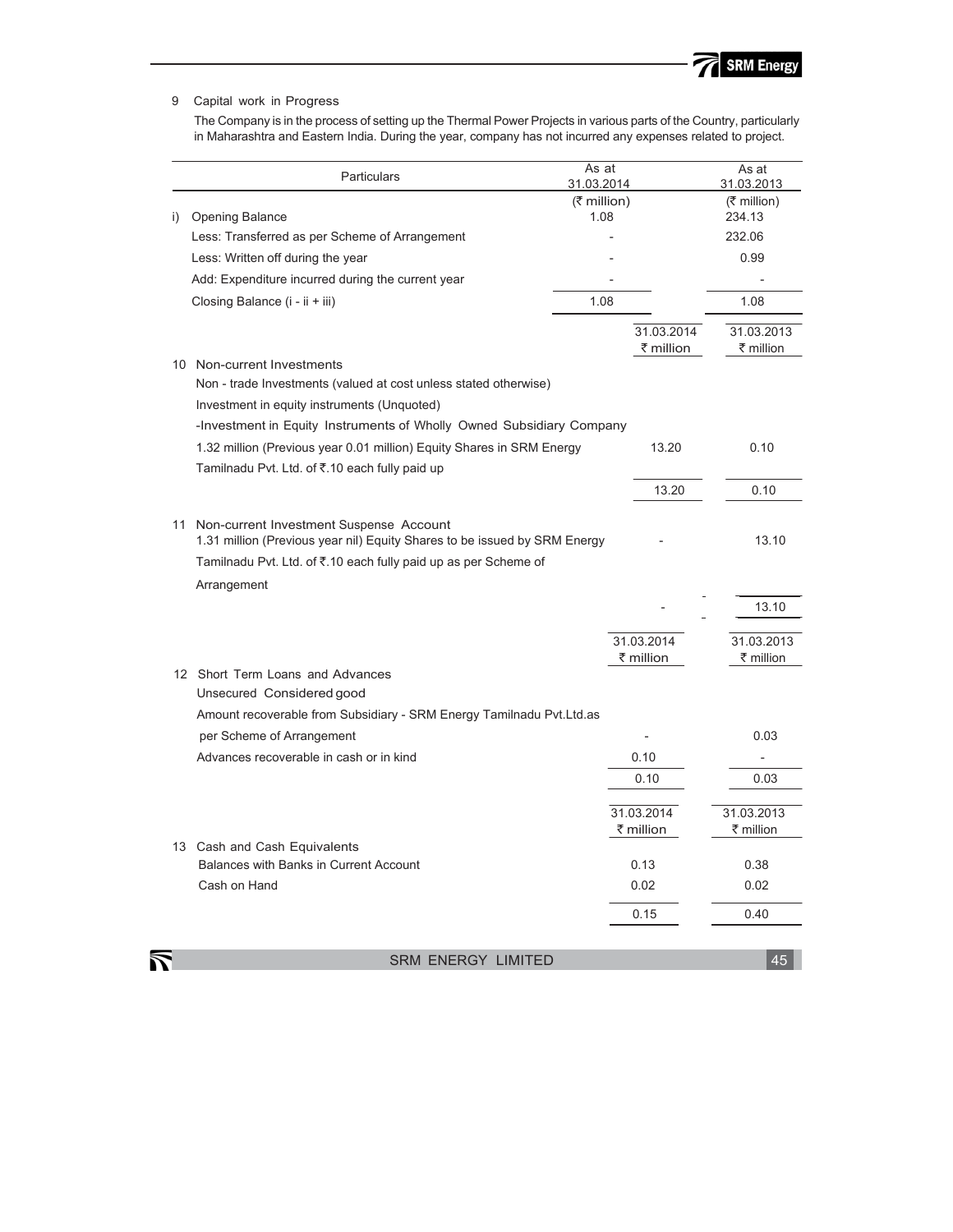## 9 Capital work in Progress

The Company is in the process of setting up the Thermal Power Projects in various parts of the Country, particularly in Maharashtra and Eastern India. During the year, company has not incurred any expenses related to project.

| | Particulars | As at 31.03.2014 (₹ million) | As at 31.03.2013 (₹ million) |
|---|---|---|---|
| i) | Opening Balance | 1.08 | 234.13 |
| | Less: Transferred as per Scheme of Arrangement | - | 232.06 |
| | Less: Written off during the year | - | 0.99 |
| | Add: Expenditure incurred during the current year | - | - |
| | Closing Balance (i - ii + iii) | 1.08 | 1.08 |

| | 31.03.2014 ₹ million | 31.03.2013 ₹ million |
|---|---|---|
| **10 Non-current Investments** | | |
| Non - trade Investments (valued at cost unless stated otherwise) | | |
| Investment in equity instruments (Unquoted) | | |
| -Investment in Equity Instruments of Wholly Owned Subsidiary Company | | |
| 1.32 million (Previous year 0.01 million) Equity Shares in SRM Energy Tamilnadu Pvt. Ltd. of ₹.10 each fully paid up | 13.20 | 0.10 |
| | 13.20 | 0.10 |
| **11 Non-current Investment Suspense Account** | | |
| 1.31 million (Previous year nil) Equity Shares to be issued by SRM Energy Tamilnadu Pvt. Ltd. of ₹.10 each fully paid up as per Scheme of Arrangement | - | 13.10 |
| | - | 13.10 |

| | 31.03.2014 ₹ million | 31.03.2013 ₹ million |
|---|---|---|
| **12 Short Term Loans and Advances** | | |
| Unsecured Considered good | | |
| Amount recoverable from Subsidiary - SRM Energy Tamilnadu Pvt.Ltd.as per Scheme of Arrangement | - | 0.03 |
| Advances recoverable in cash or in kind | 0.10 | - |
| | 0.10 | 0.03 |

| | 31.03.2014 ₹ million | 31.03.2013 ₹ million |
|---|---|---|
| **13 Cash and Cash Equivalents** | | |
| Balances with Banks in Current Account | 0.13 | 0.38 |
| Cash on Hand | 0.02 | 0.02 |
| | 0.15 | 0.40 |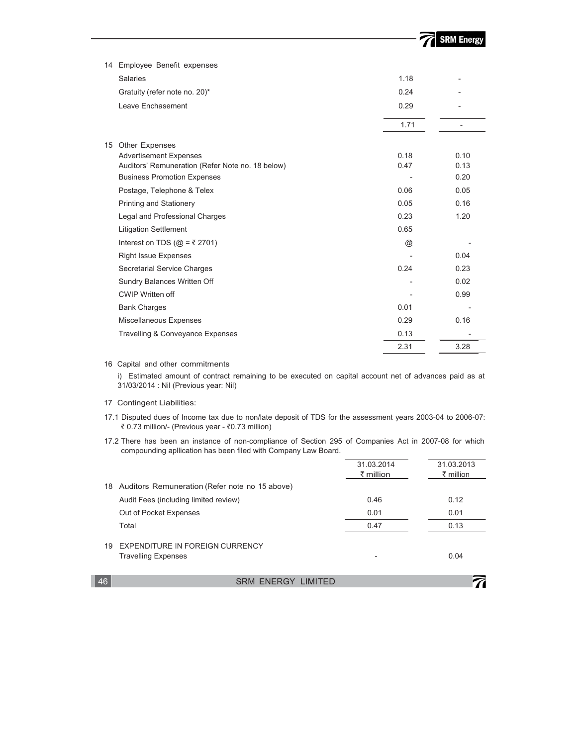| | | |
|---|---|---|
| **14 Employee Benefit expenses** | | |
| Salaries | 1.18 | - |
| Gratuity (refer note no. 20)* | 0.24 | - |
| Leave Enchasement | 0.29 | - |
| | 1.71 | - |
| **15 Other Expenses** | | |
| Advertisement Expenses | 0.18 | 0.10 |
| Auditors' Remuneration (Refer Note no. 18 below) | 0.47 | 0.13 |
| Business Promotion Expenses | - | 0.20 |
| Postage, Telephone & Telex | 0.06 | 0.05 |
| Printing and Stationery | 0.05 | 0.16 |
| Legal and Professional Charges | 0.23 | 1.20 |
| Litigation Settlement | 0.65 | |
| Interest on TDS (@ = ₹ 2701) | @ | - |
| Right Issue Expenses | - | 0.04 |
| Secretarial Service Charges | 0.24 | 0.23 |
| Sundry Balances Written Off | - | 0.02 |
| CWIP Written off | - | 0.99 |
| Bank Charges | 0.01 | - |
| Miscellaneous Expenses | 0.29 | 0.16 |
| Travelling & Conveyance Expenses | 0.13 | - |
| | 2.31 | 3.28 |

16 Capital and other commitments

i) Estimated amount of contract remaining to be executed on capital account net of advances paid as at 31/03/2014 : Nil (Previous year: Nil)

17 Contingent Liabilities:

17.1 Disputed dues of Income tax due to non/late deposit of TDS for the assessment years 2003-04 to 2006-07: ₹ 0.73 million/- (Previous year - ₹0.73 million)

17.2 There has been an instance of non-compliance of Section 295 of Companies Act in 2007-08 for which compounding apllication has been filed with Company Law Board.

| | 31.03.2014 ₹ million | 31.03.2013 ₹ million |
|---|---|---|
| **18 Auditors Remuneration (Refer note no 15 above)** | | |
| Audit Fees (including limited review) | 0.46 | 0.12 |
| Out of Pocket Expenses | 0.01 | 0.01 |
| Total | 0.47 | 0.13 |
| **19 EXPENDITURE IN FOREIGN CURRENCY** | | |
| Travelling Expenses | - | 0.04 |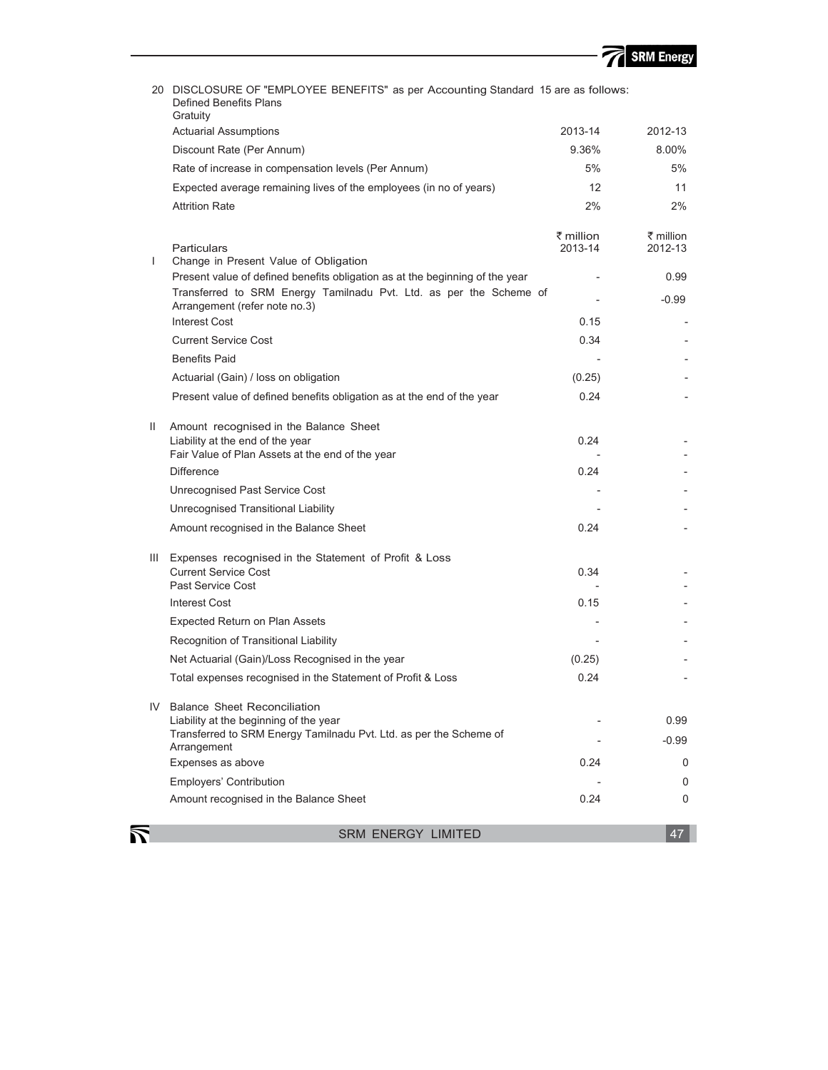20 DISCLOSURE OF "EMPLOYEE BENEFITS" as per Accounting Standard 15 are as follows:

Defined Benefits Plans

Gratuity

| Actuarial Assumptions | 2013-14 | 2012-13 |
|---|---|---|
| Discount Rate (Per Annum) | 9.36% | 8.00% |
| Rate of increase in compensation levels (Per Annum) | 5% | 5% |
| Expected average remaining lives of the employees (in no of years) | 12 | 11 |
| Attrition Rate | 2% | 2% |

| | Particulars | ₹ million 2013-14 | ₹ million 2012-13 |
|---|---|---|---|
| I | Change in Present Value of Obligation | | |
| | Present value of defined benefits obligation as at the beginning of the year | - | 0.99 |
| | Transferred to SRM Energy Tamilnadu Pvt. Ltd. as per the Scheme of Arrangement (refer note no.3) | - | -0.99 |
| | Interest Cost | 0.15 | - |
| | Current Service Cost | 0.34 | - |
| | Benefits Paid | - | - |
| | Actuarial (Gain) / loss on obligation | (0.25) | - |
| | Present value of defined benefits obligation as at the end of the year | 0.24 | - |
| II | Amount recognised in the Balance Sheet | | |
| | Liability at the end of the year | 0.24 | - |
| | Fair Value of Plan Assets at the end of the year | - | - |
| | Difference | 0.24 | - |
| | Unrecognised Past Service Cost | - | - |
| | Unrecognised Transitional Liability | - | - |
| | Amount recognised in the Balance Sheet | 0.24 | - |
| III | Expenses recognised in the Statement of Profit & Loss | | |
| | Current Service Cost | 0.34 | - |
| | Past Service Cost | - | - |
| | Interest Cost | 0.15 | - |
| | Expected Return on Plan Assets | - | - |
| | Recognition of Transitional Liability | - | - |
| | Net Actuarial (Gain)/Loss Recognised in the year | (0.25) | - |
| | Total expenses recognised in the Statement of Profit & Loss | 0.24 | - |
| IV | Balance Sheet Reconciliation | | |
| | Liability at the beginning of the year | - | 0.99 |
| | Transferred to SRM Energy Tamilnadu Pvt. Ltd. as per the Scheme of Arrangement | - | -0.99 |
| | Expenses as above | 0.24 | 0 |
| | Employers' Contribution | - | 0 |
| | Amount recognised in the Balance Sheet | 0.24 | 0 |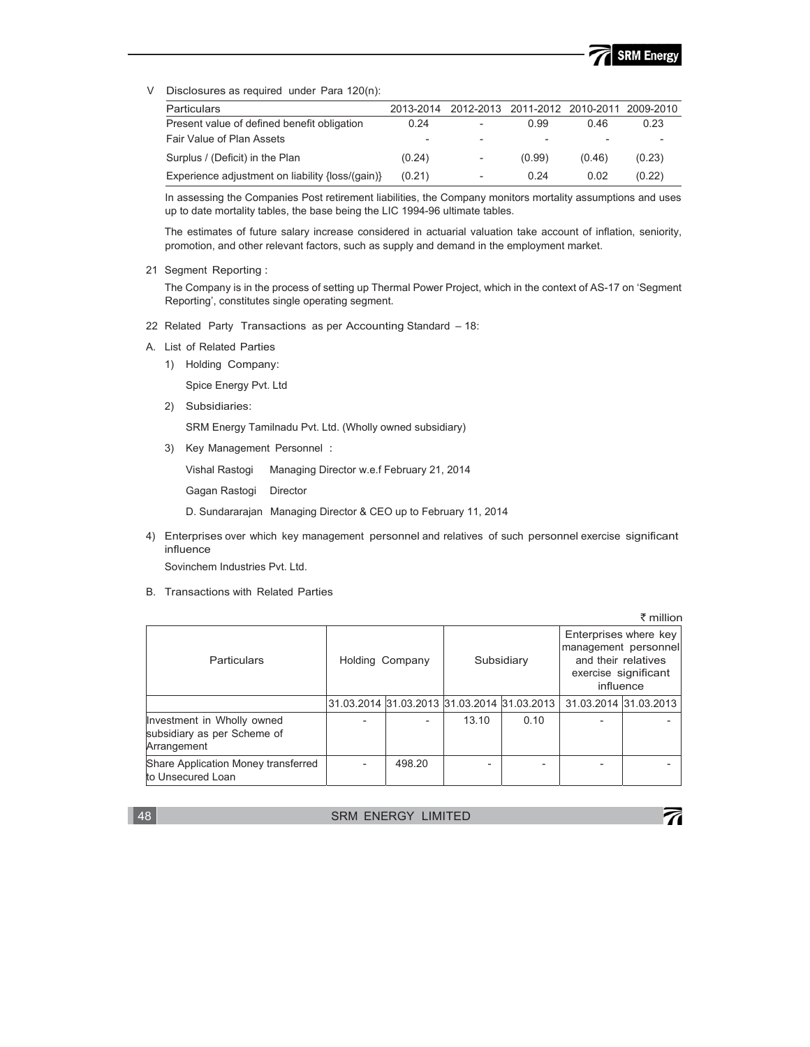V Disclosures as required under Para 120(n):

| Particulars | 2013-2014 | 2012-2013 | 2011-2012 | 2010-2011 | 2009-2010 |
|---|---|---|---|---|---|
| Present value of defined benefit obligation | 0.24 | - | 0.99 | 0.46 | 0.23 |
| Fair Value of Plan Assets | - | - | - | - | - |
| Surplus / (Deficit) in the Plan | (0.24) | - | (0.99) | (0.46) | (0.23) |
| Experience adjustment on liability {loss/(gain)} | (0.21) | - | 0.24 | 0.02 | (0.22) |

In assessing the Companies Post retirement liabilities, the Company monitors mortality assumptions and uses up to date mortality tables, the base being the LIC 1994-96 ultimate tables.

The estimates of future salary increase considered in actuarial valuation take account of inflation, seniority, promotion, and other relevant factors, such as supply and demand in the employment market.

21 Segment Reporting :

The Company is in the process of setting up Thermal Power Project, which in the context of AS-17 on 'Segment Reporting', constitutes single operating segment.

22 Related Party Transactions as per Accounting Standard – 18:

A. List of Related Parties

1) Holding Company:

Spice Energy Pvt. Ltd

2) Subsidiaries:

SRM Energy Tamilnadu Pvt. Ltd. (Wholly owned subsidiary)

3) Key Management Personnel :

Vishal Rastogi Managing Director w.e.f February 21, 2014

Gagan Rastogi Director

D. Sundararajan Managing Director & CEO up to February 11, 2014

4) Enterprises over which key management personnel and relatives of such personnel exercise significant influence

Sovinchem Industries Pvt. Ltd.

B. Transactions with Related Parties

₹ million

| Particulars | Holding Company | | Subsidiary | | Enterprises where key management personnel and their relatives exercise significant influence | |
|---|---|---|---|---|---|---|
| | 31.03.2014 | 31.03.2013 | 31.03.2014 | 31.03.2013 | 31.03.2014 | 31.03.2013 |
| Investment in Wholly owned subsidiary as per Scheme of Arrangement | - | - | 13.10 | 0.10 | - | - |
| Share Application Money transferred to Unsecured Loan | - | 498.20 | - | - | - | - |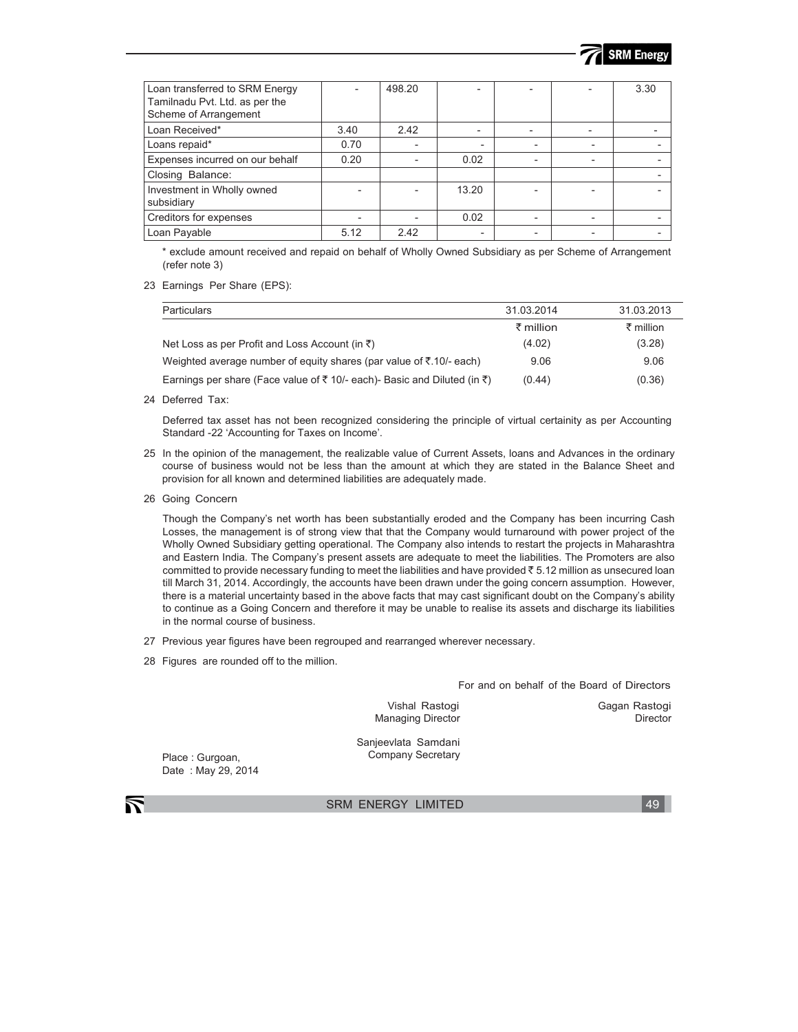| | | | | | | |
|---|---|---|---|---|---|---|
| Loan transferred to SRM Energy Tamilnadu Pvt. Ltd. as per the Scheme of Arrangement | - | 498.20 | - | - | - | 3.30 |
| Loan Received* | 3.40 | 2.42 | - | - | - | - |
| Loans repaid* | 0.70 | - | - | - | - | - |
| Expenses incurred on our behalf | 0.20 | - | 0.02 | - | - | - |
| Closing Balance: | | | | | | - |
| Investment in Wholly owned subsidiary | - | - | 13.20 | - | - | - |
| Creditors for expenses | - | - | 0.02 | - | - | - |
| Loan Payable | 5.12 | 2.42 | - | - | - | - |

\* exclude amount received and repaid on behalf of Wholly Owned Subsidiary as per Scheme of Arrangement (refer note 3)

23 Earnings Per Share (EPS):

| Particulars | 31.03.2014 | 31.03.2013 |
|---|---|---|
| | ₹ million | ₹ million |
| Net Loss as per Profit and Loss Account (in ₹) | (4.02) | (3.28) |
| Weighted average number of equity shares (par value of ₹.10/- each) | 9.06 | 9.06 |
| Earnings per share (Face value of ₹ 10/- each)- Basic and Diluted (in ₹) | (0.44) | (0.36) |

24 Deferred Tax:

Deferred tax asset has not been recognized considering the principle of virtual certainity as per Accounting Standard -22 'Accounting for Taxes on Income'.

25 In the opinion of the management, the realizable value of Current Assets, loans and Advances in the ordinary course of business would not be less than the amount at which they are stated in the Balance Sheet and provision for all known and determined liabilities are adequately made.

26 Going Concern

Though the Company's net worth has been substantially eroded and the Company has been incurring Cash Losses, the management is of strong view that that the Company would turnaround with power project of the Wholly Owned Subsidiary getting operational. The Company also intends to restart the projects in Maharashtra and Eastern India. The Company's present assets are adequate to meet the liabilities. The Promoters are also committed to provide necessary funding to meet the liabilities and have provided ₹ 5.12 million as unsecured loan till March 31, 2014. Accordingly, the accounts have been drawn under the going concern assumption. However, there is a material uncertainty based in the above facts that may cast significant doubt on the Company's ability to continue as a Going Concern and therefore it may be unable to realise its assets and discharge its liabilities in the normal course of business.

27 Previous year figures have been regrouped and rearranged wherever necessary.

28 Figures are rounded off to the million.

For and on behalf of the Board of Directors

Vishal Rastogi
Managing Director

Gagan Rastogi
Director

Sanjeevlata Samdani
Company Secretary

Place : Gurgoan,
Date : May 29, 2014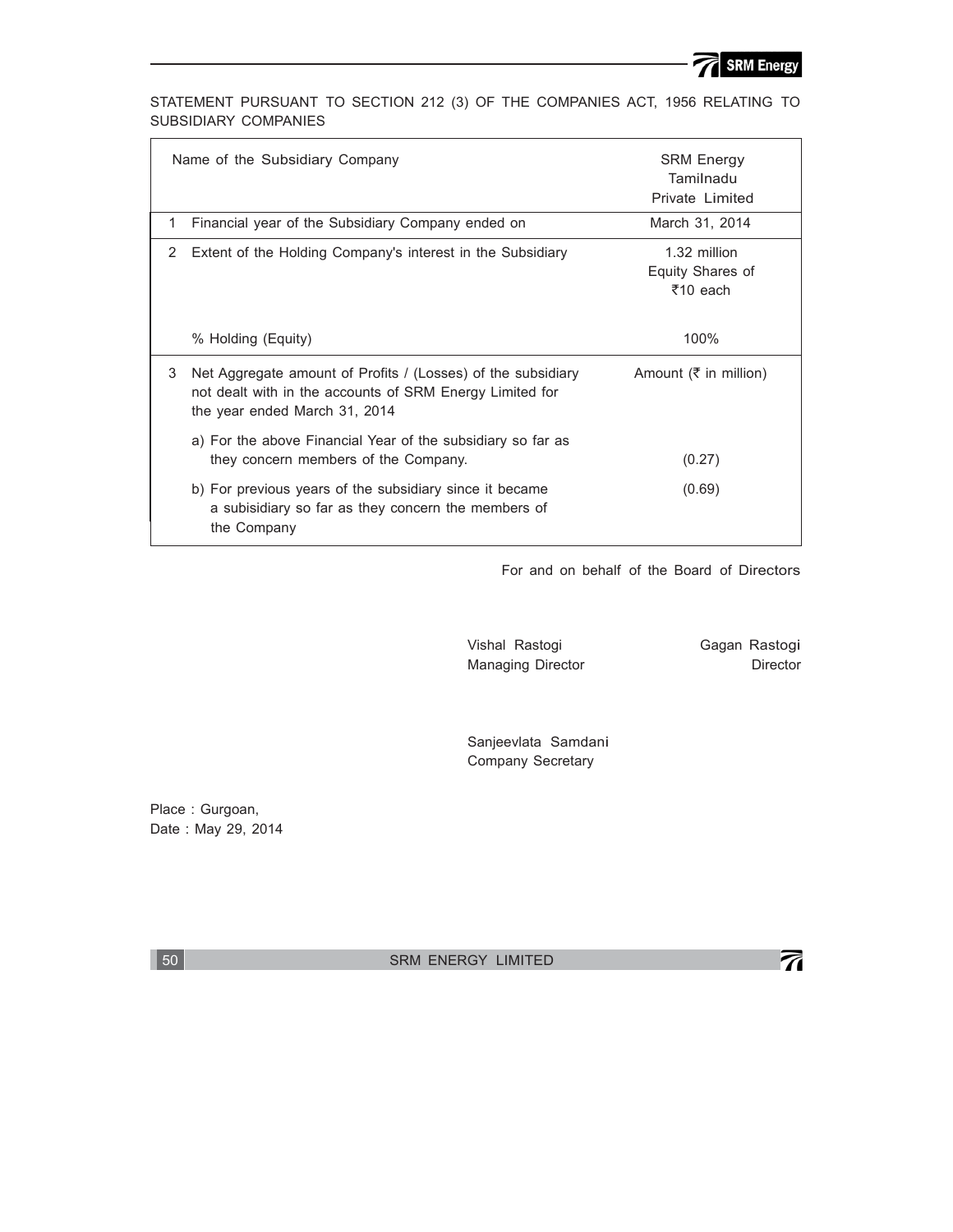STATEMENT PURSUANT TO SECTION 212 (3) OF THE COMPANIES ACT, 1956 RELATING TO SUBSIDIARY COMPANIES

| | Name of the Subsidiary Company | SRM Energy Tamilnadu Private Limited |
|---|---|---|
| 1 | Financial year of the Subsidiary Company ended on | March 31, 2014 |
| 2 | Extent of the Holding Company's interest in the Subsidiary | 1.32 million Equity Shares of ₹10 each |
| | % Holding (Equity) | 100% |
| 3 | Net Aggregate amount of Profits / (Losses) of the subsidiary not dealt with in the accounts of SRM Energy Limited for the year ended March 31, 2014 | Amount (₹ in million) |
| | a) For the above Financial Year of the subsidiary so far as they concern members of the Company. | (0.27) |
| | b) For previous years of the subsidiary since it became a subisidiary so far as they concern the members of the Company | (0.69) |

For and on behalf of the Board of Directors

Vishal Rastogi
Managing Director

Gagan Rastogi
Director

Sanjeevlata Samdani
Company Secretary

Place : Gurgoan,
Date : May 29, 2014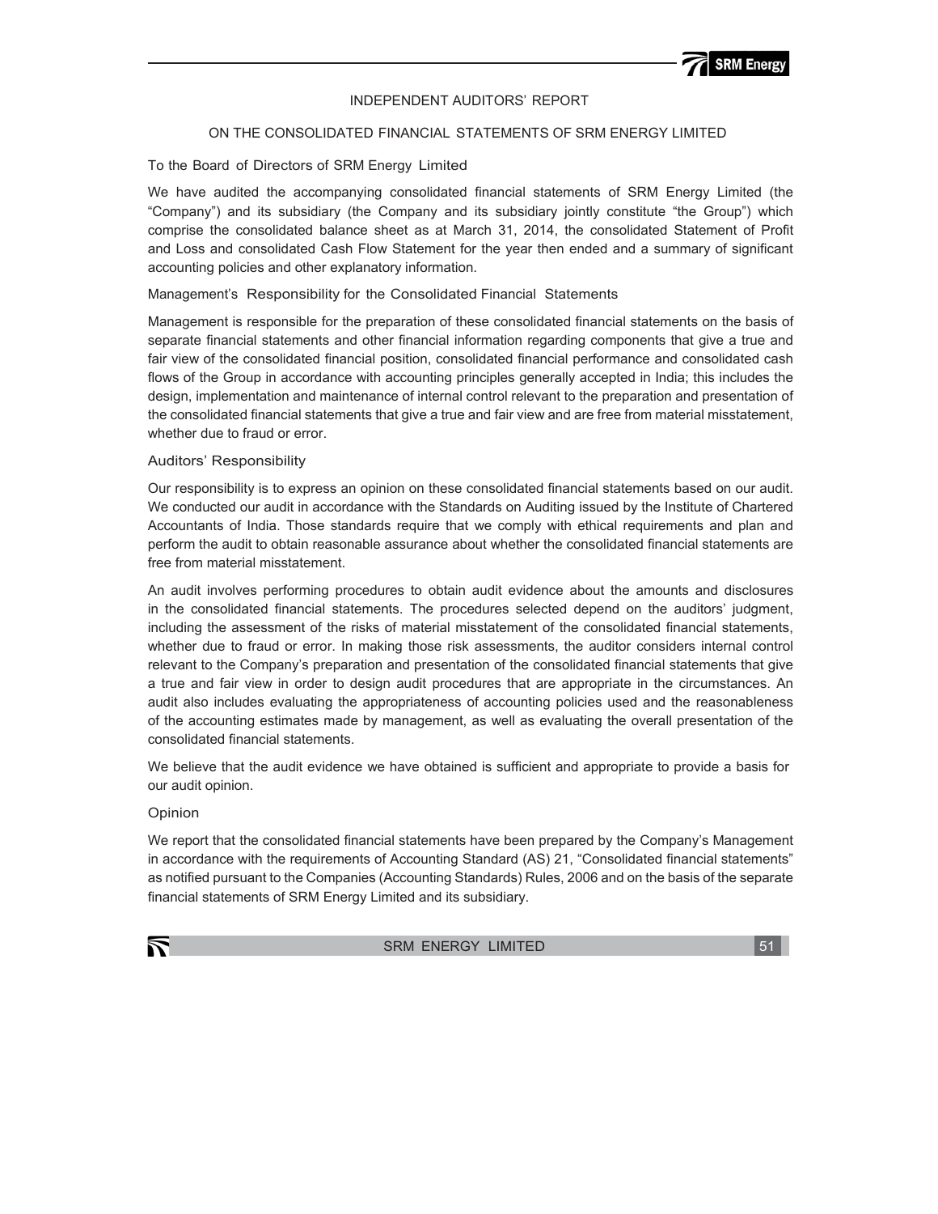# INDEPENDENT AUDITORS' REPORT

## ON THE CONSOLIDATED FINANCIAL STATEMENTS OF SRM ENERGY LIMITED

To the Board of Directors of SRM Energy Limited

We have audited the accompanying consolidated financial statements of SRM Energy Limited (the "Company") and its subsidiary (the Company and its subsidiary jointly constitute "the Group") which comprise the consolidated balance sheet as at March 31, 2014, the consolidated Statement of Profit and Loss and consolidated Cash Flow Statement for the year then ended and a summary of significant accounting policies and other explanatory information.

### Management's Responsibility for the Consolidated Financial Statements

Management is responsible for the preparation of these consolidated financial statements on the basis of separate financial statements and other financial information regarding components that give a true and fair view of the consolidated financial position, consolidated financial performance and consolidated cash flows of the Group in accordance with accounting principles generally accepted in India; this includes the design, implementation and maintenance of internal control relevant to the preparation and presentation of the consolidated financial statements that give a true and fair view and are free from material misstatement, whether due to fraud or error.

### Auditors' Responsibility

Our responsibility is to express an opinion on these consolidated financial statements based on our audit. We conducted our audit in accordance with the Standards on Auditing issued by the Institute of Chartered Accountants of India. Those standards require that we comply with ethical requirements and plan and perform the audit to obtain reasonable assurance about whether the consolidated financial statements are free from material misstatement.

An audit involves performing procedures to obtain audit evidence about the amounts and disclosures in the consolidated financial statements. The procedures selected depend on the auditors' judgment, including the assessment of the risks of material misstatement of the consolidated financial statements, whether due to fraud or error. In making those risk assessments, the auditor considers internal control relevant to the Company's preparation and presentation of the consolidated financial statements that give a true and fair view in order to design audit procedures that are appropriate in the circumstances. An audit also includes evaluating the appropriateness of accounting policies used and the reasonableness of the accounting estimates made by management, as well as evaluating the overall presentation of the consolidated financial statements.

We believe that the audit evidence we have obtained is sufficient and appropriate to provide a basis for our audit opinion.

### Opinion

We report that the consolidated financial statements have been prepared by the Company's Management in accordance with the requirements of Accounting Standard (AS) 21, "Consolidated financial statements" as notified pursuant to the Companies (Accounting Standards) Rules, 2006 and on the basis of the separate financial statements of SRM Energy Limited and its subsidiary.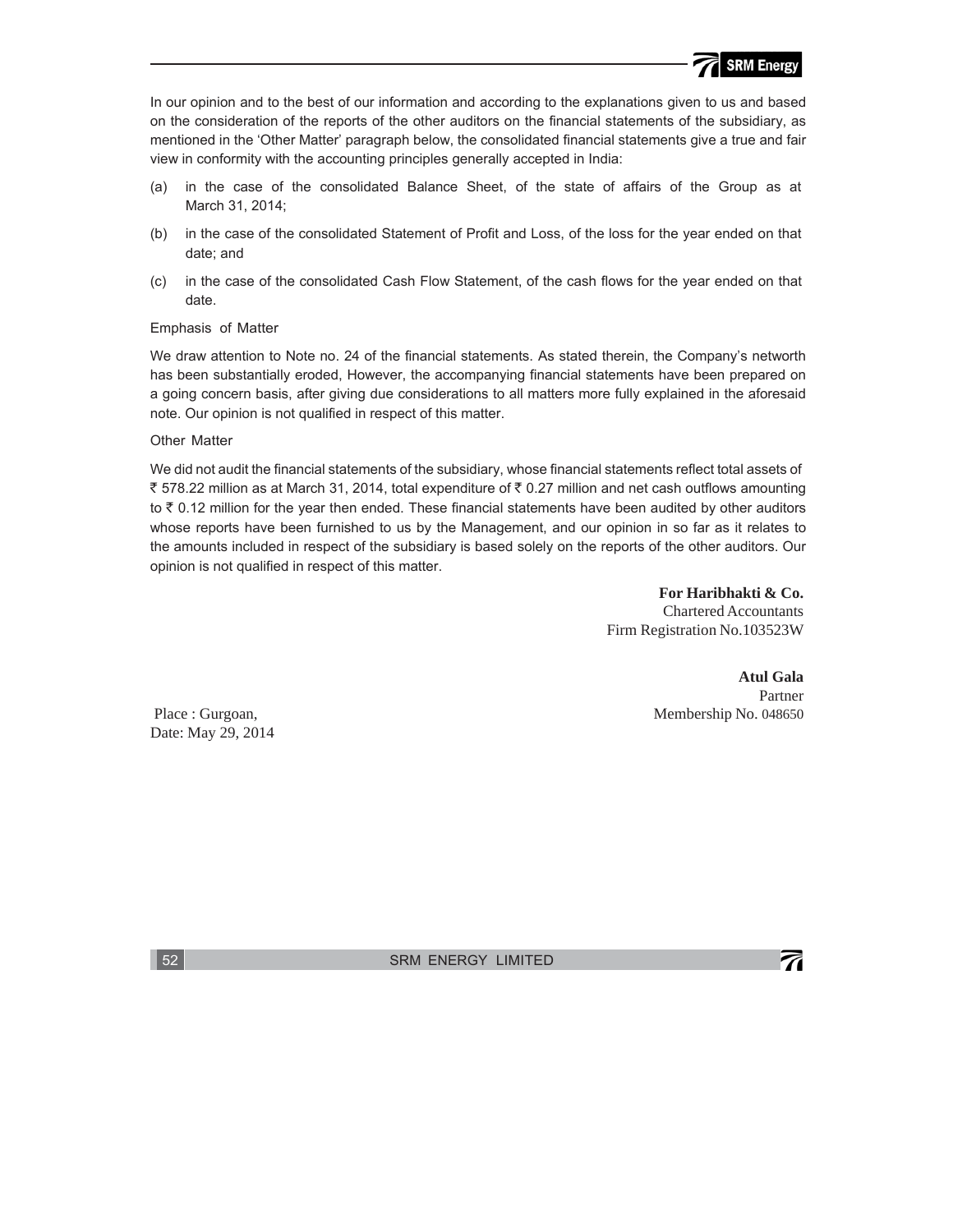In our opinion and to the best of our information and according to the explanations given to us and based on the consideration of the reports of the other auditors on the financial statements of the subsidiary, as mentioned in the 'Other Matter' paragraph below, the consolidated financial statements give a true and fair view in conformity with the accounting principles generally accepted in India:

(a) in the case of the consolidated Balance Sheet, of the state of affairs of the Group as at March 31, 2014;

(b) in the case of the consolidated Statement of Profit and Loss, of the loss for the year ended on that date; and

(c) in the case of the consolidated Cash Flow Statement, of the cash flows for the year ended on that date.

Emphasis of Matter

We draw attention to Note no. 24 of the financial statements. As stated therein, the Company's networth has been substantially eroded, However, the accompanying financial statements have been prepared on a going concern basis, after giving due considerations to all matters more fully explained in the aforesaid note. Our opinion is not qualified in respect of this matter.

Other Matter

We did not audit the financial statements of the subsidiary, whose financial statements reflect total assets of ₹ 578.22 million as at March 31, 2014, total expenditure of ₹ 0.27 million and net cash outflows amounting to ₹ 0.12 million for the year then ended. These financial statements have been audited by other auditors whose reports have been furnished to us by the Management, and our opinion in so far as it relates to the amounts included in respect of the subsidiary is based solely on the reports of the other auditors. Our opinion is not qualified in respect of this matter.

**For Haribhakti & Co.**
Chartered Accountants
Firm Registration No.103523W

**Atul Gala**
Partner
Membership No. 048650

Place : Gurgoan,
Date: May 29, 2014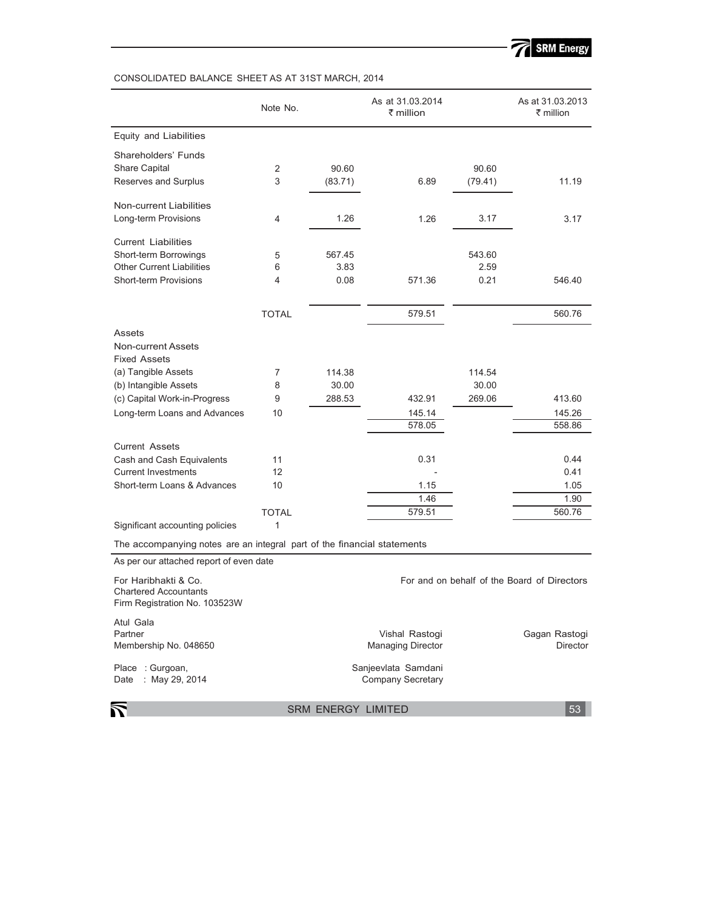CONSOLIDATED BALANCE SHEET AS AT 31ST MARCH, 2014

| | Note No. | | As at 31.03.2014 ₹ million | | As at 31.03.2013 ₹ million |
|---|---|---|---|---|---|
| **Equity and Liabilities** | | | | | |
| Shareholders' Funds | | | | | |
| Share Capital | 2 | 90.60 | | 90.60 | |
| Reserves and Surplus | 3 | (83.71) | 6.89 | (79.41) | 11.19 |
| Non-current Liabilities | | | | | |
| Long-term Provisions | 4 | 1.26 | 1.26 | 3.17 | 3.17 |
| Current Liabilities | | | | | |
| Short-term Borrowings | 5 | 567.45 | | 543.60 | |
| Other Current Liabilities | 6 | 3.83 | | 2.59 | |
| Short-term Provisions | 4 | 0.08 | 571.36 | 0.21 | 546.40 |
| | TOTAL | | 579.51 | | 560.76 |
| **Assets** | | | | | |
| Non-current Assets | | | | | |
| Fixed Assets | | | | | |
| (a) Tangible Assets | 7 | 114.38 | | 114.54 | |
| (b) Intangible Assets | 8 | 30.00 | | 30.00 | |
| (c) Capital Work-in-Progress | 9 | 288.53 | 432.91 | 269.06 | 413.60 |
| Long-term Loans and Advances | 10 | | 145.14 | | 145.26 |
| | | | 578.05 | | 558.86 |
| Current Assets | | | | | |
| Cash and Cash Equivalents | 11 | | 0.31 | | 0.44 |
| Current Investments | 12 | | - | | 0.41 |
| Short-term Loans & Advances | 10 | | 1.15 | | 1.05 |
| | | | 1.46 | | 1.90 |
| | TOTAL | | 579.51 | | 560.76 |
| Significant accounting policies | 1 | | | | |

The accompanying notes are an integral part of the financial statements

As per our attached report of even date

For Haribhakti & Co.
Chartered Accountants
Firm Registration No. 103523W

For and on behalf of the Board of Directors

Atul Gala
Partner
Membership No. 048650

Vishal Rastogi
Managing Director

Gagan Rastogi
Director

Place : Gurgoan,
Date : May 29, 2014

Sanjeevlata Samdani
Company Secretary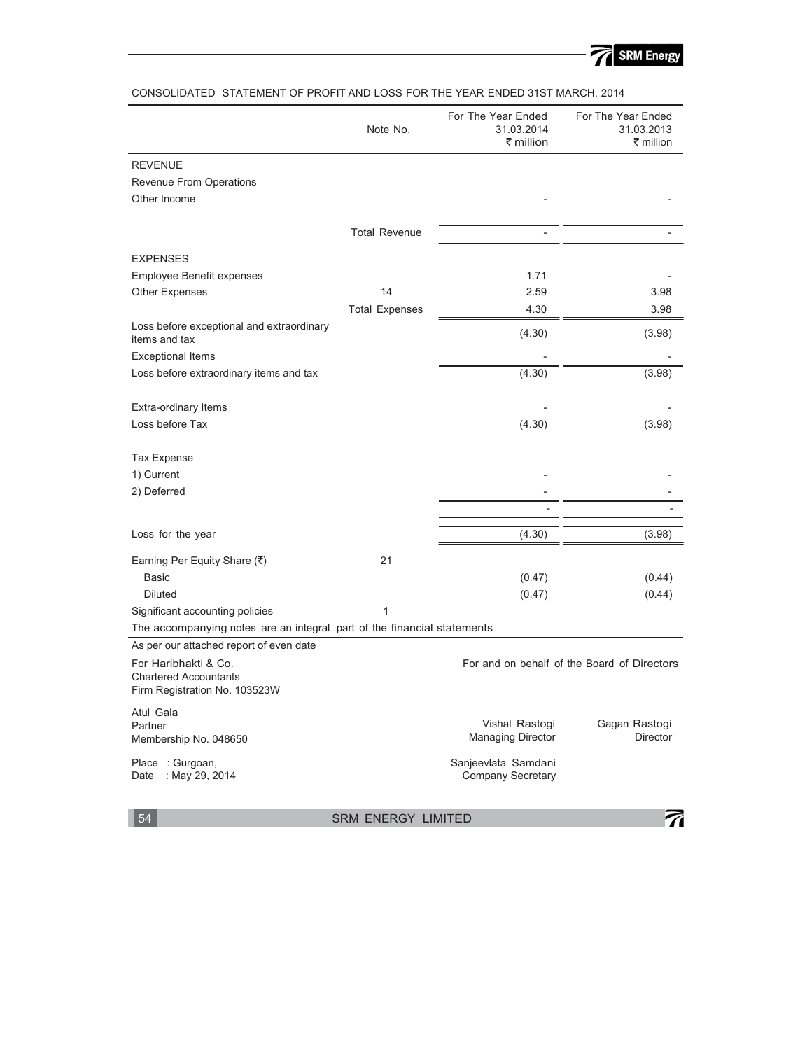CONSOLIDATED STATEMENT OF PROFIT AND LOSS FOR THE YEAR ENDED 31ST MARCH, 2014

| | Note No. | For The Year Ended 31.03.2014 ₹ million | For The Year Ended 31.03.2013 ₹ million |
|---|---|---|---|
| **REVENUE** | | | |
| Revenue From Operations | | | |
| Other Income | | - | - |
| | Total Revenue | - | - |
| **EXPENSES** | | | |
| Employee Benefit expenses | | 1.71 | - |
| Other Expenses | 14 | 2.59 | 3.98 |
| | Total Expenses | 4.30 | 3.98 |
| Loss before exceptional and extraordinary items and tax | | (4.30) | (3.98) |
| Exceptional Items | | - | - |
| Loss before extraordinary items and tax | | (4.30) | (3.98) |
| Extra-ordinary Items | | - | - |
| Loss before Tax | | (4.30) | (3.98) |
| Tax Expense | | | |
| 1) Current | | - | - |
| 2) Deferred | | - | - |
| | | - | - |
| Loss for the year | | (4.30) | (3.98) |
| Earning Per Equity Share (₹) | 21 | | |
| Basic | | (0.47) | (0.44) |
| Diluted | | (0.47) | (0.44) |
| Significant accounting policies | 1 | | |

The accompanying notes are an integral part of the financial statements

As per our attached report of even date

For Haribhakti & Co.
Chartered Accountants
Firm Registration No. 103523W

Atul Gala
Partner
Membership No. 048650

Place : Gurgoan,
Date : May 29, 2014

For and on behalf of the Board of Directors

Vishal Rastogi
Managing Director

Gagan Rastogi
Director

Sanjeevlata Samdani
Company Secretary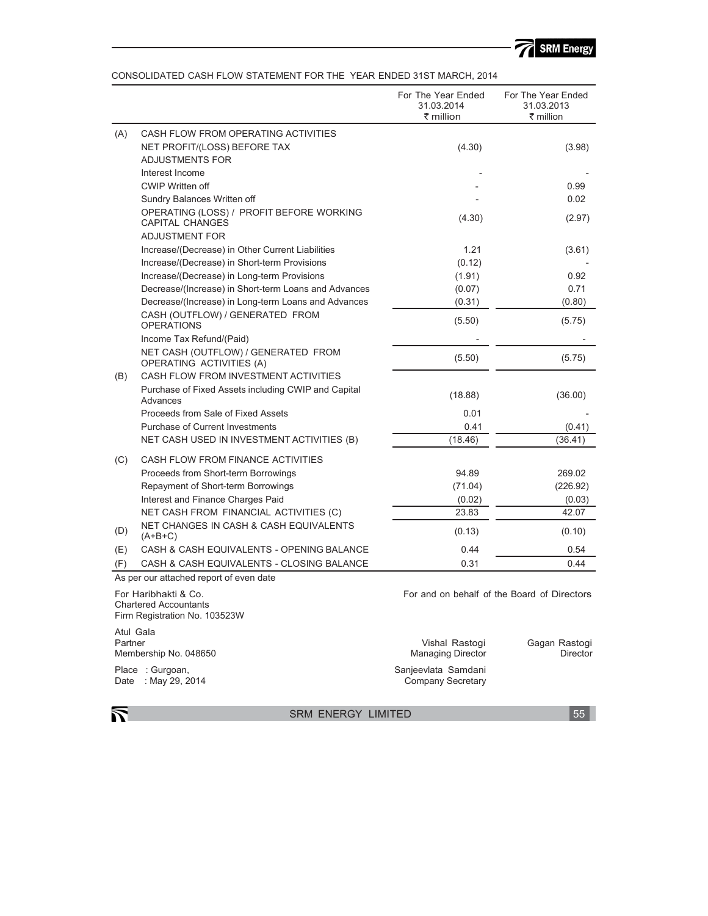CONSOLIDATED CASH FLOW STATEMENT FOR THE YEAR ENDED 31ST MARCH, 2014

| | | For The Year Ended 31.03.2014 ₹ million | For The Year Ended 31.03.2013 ₹ million |
|---|---|---|---|
| (A) | CASH FLOW FROM OPERATING ACTIVITIES | | |
| | NET PROFIT/(LOSS) BEFORE TAX | (4.30) | (3.98) |
| | ADJUSTMENTS FOR | | |
| | Interest Income | - | - |
| | CWIP Written off | - | 0.99 |
| | Sundry Balances Written off | - | 0.02 |
| | OPERATING (LOSS) / PROFIT BEFORE WORKING CAPITAL CHANGES | (4.30) | (2.97) |
| | ADJUSTMENT FOR | | |
| | Increase/(Decrease) in Other Current Liabilities | 1.21 | (3.61) |
| | Increase/(Decrease) in Short-term Provisions | (0.12) | - |
| | Increase/(Decrease) in Long-term Provisions | (1.91) | 0.92 |
| | Decrease/(Increase) in Short-term Loans and Advances | (0.07) | 0.71 |
| | Decrease/(Increase) in Long-term Loans and Advances | (0.31) | (0.80) |
| | CASH (OUTFLOW) / GENERATED FROM OPERATIONS | (5.50) | (5.75) |
| | Income Tax Refund/(Paid) | - | - |
| | NET CASH (OUTFLOW) / GENERATED FROM OPERATING ACTIVITIES (A) | (5.50) | (5.75) |
| (B) | CASH FLOW FROM INVESTMENT ACTIVITIES | | |
| | Purchase of Fixed Assets including CWIP and Capital Advances | (18.88) | (36.00) |
| | Proceeds from Sale of Fixed Assets | 0.01 | - |
| | Purchase of Current Investments | 0.41 | (0.41) |
| | NET CASH USED IN INVESTMENT ACTIVITIES (B) | (18.46) | (36.41) |
| (C) | CASH FLOW FROM FINANCE ACTIVITIES | | |
| | Proceeds from Short-term Borrowings | 94.89 | 269.02 |
| | Repayment of Short-term Borrowings | (71.04) | (226.92) |
| | Interest and Finance Charges Paid | (0.02) | (0.03) |
| | NET CASH FROM FINANCIAL ACTIVITIES (C) | 23.83 | 42.07 |
| (D) | NET CHANGES IN CASH & CASH EQUIVALENTS (A+B+C) | (0.13) | (0.10) |
| (E) | CASH & CASH EQUIVALENTS - OPENING BALANCE | 0.44 | 0.54 |
| (F) | CASH & CASH EQUIVALENTS - CLOSING BALANCE | 0.31 | 0.44 |

As per our attached report of even date

For Haribhakti & Co.
Chartered Accountants
Firm Registration No. 103523W

Atul Gala
Partner
Membership No. 048650

Place : Gurgoan,
Date : May 29, 2014

For and on behalf of the Board of Directors

Vishal Rastogi
Managing Director

Gagan Rastogi
Director

Sanjeevlata Samdani
Company Secretary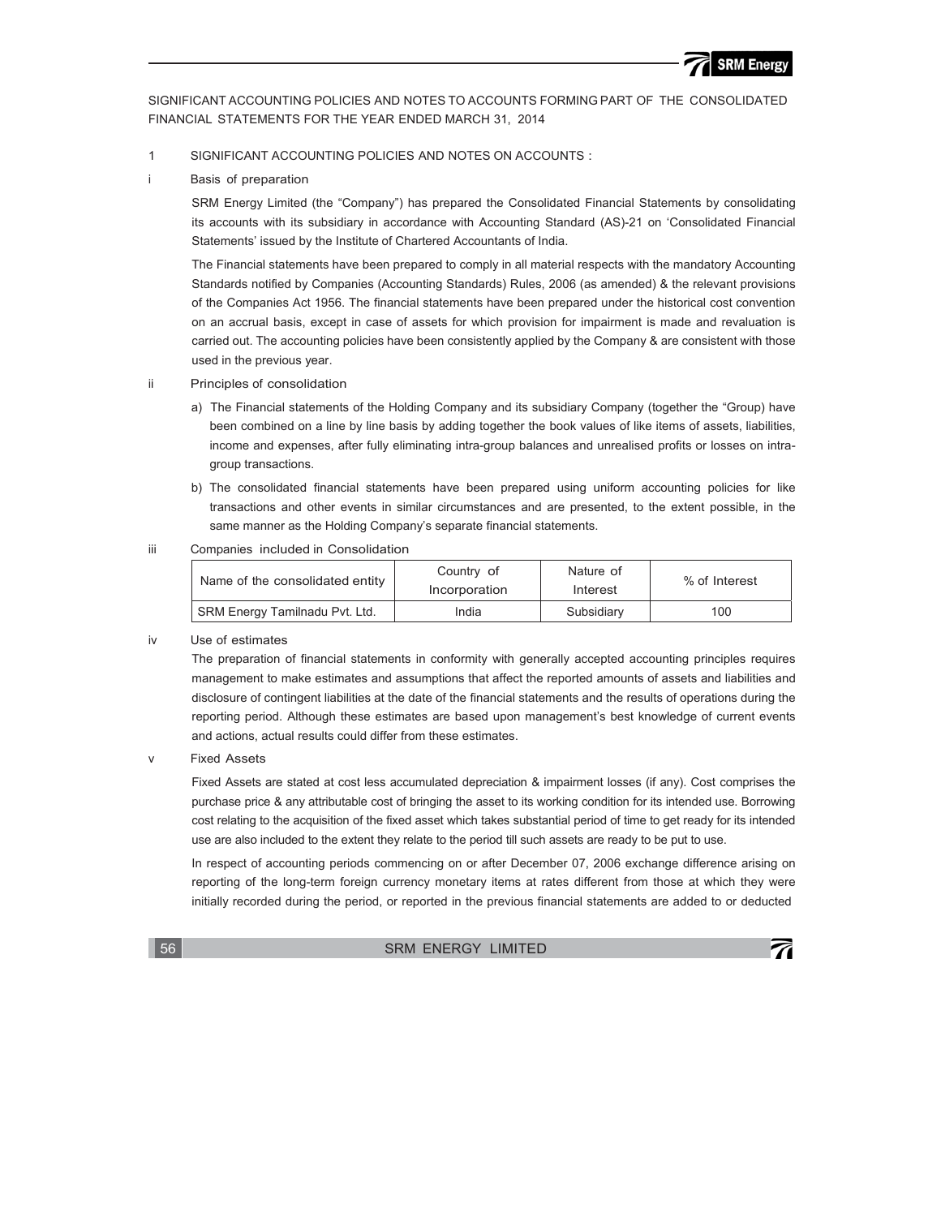SIGNIFICANT ACCOUNTING POLICIES AND NOTES TO ACCOUNTS FORMING PART OF THE CONSOLIDATED FINANCIAL STATEMENTS FOR THE YEAR ENDED MARCH 31, 2014

1 SIGNIFICANT ACCOUNTING POLICIES AND NOTES ON ACCOUNTS :

i Basis of preparation

SRM Energy Limited (the "Company") has prepared the Consolidated Financial Statements by consolidating its accounts with its subsidiary in accordance with Accounting Standard (AS)-21 on 'Consolidated Financial Statements' issued by the Institute of Chartered Accountants of India.

The Financial statements have been prepared to comply in all material respects with the mandatory Accounting Standards notified by Companies (Accounting Standards) Rules, 2006 (as amended) & the relevant provisions of the Companies Act 1956. The financial statements have been prepared under the historical cost convention on an accrual basis, except in case of assets for which provision for impairment is made and revaluation is carried out. The accounting policies have been consistently applied by the Company & are consistent with those used in the previous year.

ii Principles of consolidation

a) The Financial statements of the Holding Company and its subsidiary Company (together the "Group) have been combined on a line by line basis by adding together the book values of like items of assets, liabilities, income and expenses, after fully eliminating intra-group balances and unrealised profits or losses on intra-group transactions.

b) The consolidated financial statements have been prepared using uniform accounting policies for like transactions and other events in similar circumstances and are presented, to the extent possible, in the same manner as the Holding Company's separate financial statements.

iii Companies included in Consolidation

| Name of the consolidated entity | Country of Incorporation | Nature of Interest | % of Interest |
|---|---|---|---|
| SRM Energy Tamilnadu Pvt. Ltd. | India | Subsidiary | 100 |

iv Use of estimates

The preparation of financial statements in conformity with generally accepted accounting principles requires management to make estimates and assumptions that affect the reported amounts of assets and liabilities and disclosure of contingent liabilities at the date of the financial statements and the results of operations during the reporting period. Although these estimates are based upon management's best knowledge of current events and actions, actual results could differ from these estimates.

v Fixed Assets

Fixed Assets are stated at cost less accumulated depreciation & impairment losses (if any). Cost comprises the purchase price & any attributable cost of bringing the asset to its working condition for its intended use. Borrowing cost relating to the acquisition of the fixed asset which takes substantial period of time to get ready for its intended use are also included to the extent they relate to the period till such assets are ready to be put to use.

In respect of accounting periods commencing on or after December 07, 2006 exchange difference arising on reporting of the long-term foreign currency monetary items at rates different from those at which they were initially recorded during the period, or reported in the previous financial statements are added to or deducted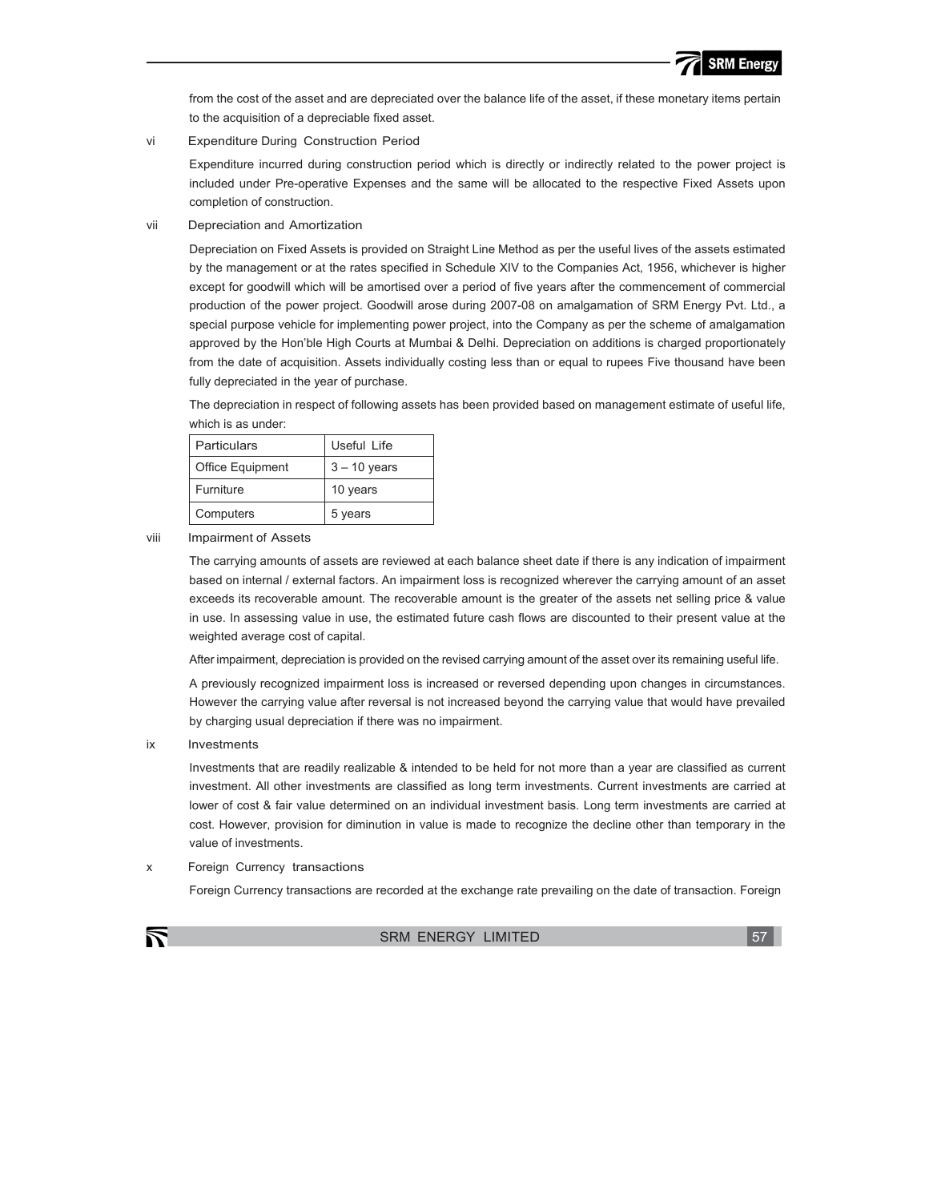from the cost of the asset and are depreciated over the balance life of the asset, if these monetary items pertain to the acquisition of a depreciable fixed asset.

vi Expenditure During Construction Period

Expenditure incurred during construction period which is directly or indirectly related to the power project is included under Pre-operative Expenses and the same will be allocated to the respective Fixed Assets upon completion of construction.

vii Depreciation and Amortization

Depreciation on Fixed Assets is provided on Straight Line Method as per the useful lives of the assets estimated by the management or at the rates specified in Schedule XIV to the Companies Act, 1956, whichever is higher except for goodwill which will be amortised over a period of five years after the commencement of commercial production of the power project. Goodwill arose during 2007-08 on amalgamation of SRM Energy Pvt. Ltd., a special purpose vehicle for implementing power project, into the Company as per the scheme of amalgamation approved by the Hon'ble High Courts at Mumbai & Delhi. Depreciation on additions is charged proportionately from the date of acquisition. Assets individually costing less than or equal to rupees Five thousand have been fully depreciated in the year of purchase.

The depreciation in respect of following assets has been provided based on management estimate of useful life, which is as under:

| Particulars | Useful Life |
|---|---|
| Office Equipment | 3 – 10 years |
| Furniture | 10 years |
| Computers | 5 years |

viii Impairment of Assets

The carrying amounts of assets are reviewed at each balance sheet date if there is any indication of impairment based on internal / external factors. An impairment loss is recognized wherever the carrying amount of an asset exceeds its recoverable amount. The recoverable amount is the greater of the assets net selling price & value in use. In assessing value in use, the estimated future cash flows are discounted to their present value at the weighted average cost of capital.

After impairment, depreciation is provided on the revised carrying amount of the asset over its remaining useful life.

A previously recognized impairment loss is increased or reversed depending upon changes in circumstances. However the carrying value after reversal is not increased beyond the carrying value that would have prevailed by charging usual depreciation if there was no impairment.

ix Investments

Investments that are readily realizable & intended to be held for not more than a year are classified as current investment. All other investments are classified as long term investments. Current investments are carried at lower of cost & fair value determined on an individual investment basis. Long term investments are carried at cost. However, provision for diminution in value is made to recognize the decline other than temporary in the value of investments.

x Foreign Currency transactions

Foreign Currency transactions are recorded at the exchange rate prevailing on the date of transaction. Foreign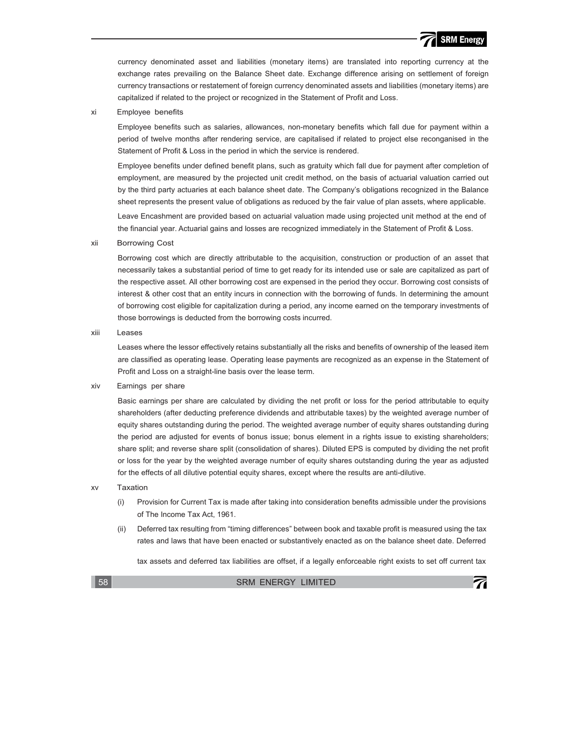currency denominated asset and liabilities (monetary items) are translated into reporting currency at the exchange rates prevailing on the Balance Sheet date. Exchange difference arising on settlement of foreign currency transactions or restatement of foreign currency denominated assets and liabilities (monetary items) are capitalized if related to the project or recognized in the Statement of Profit and Loss.

xi Employee benefits

Employee benefits such as salaries, allowances, non-monetary benefits which fall due for payment within a period of twelve months after rendering service, are capitalised if related to project else reconganised in the Statement of Profit & Loss in the period in which the service is rendered.

Employee benefits under defined benefit plans, such as gratuity which fall due for payment after completion of employment, are measured by the projected unit credit method, on the basis of actuarial valuation carried out by the third party actuaries at each balance sheet date. The Company's obligations recognized in the Balance sheet represents the present value of obligations as reduced by the fair value of plan assets, where applicable.

Leave Encashment are provided based on actuarial valuation made using projected unit method at the end of the financial year. Actuarial gains and losses are recognized immediately in the Statement of Profit & Loss.

xii Borrowing Cost

Borrowing cost which are directly attributable to the acquisition, construction or production of an asset that necessarily takes a substantial period of time to get ready for its intended use or sale are capitalized as part of the respective asset. All other borrowing cost are expensed in the period they occur. Borrowing cost consists of interest & other cost that an entity incurs in connection with the borrowing of funds. In determining the amount of borrowing cost eligible for capitalization during a period, any income earned on the temporary investments of those borrowings is deducted from the borrowing costs incurred.

xiii Leases

Leases where the lessor effectively retains substantially all the risks and benefits of ownership of the leased item are classified as operating lease. Operating lease payments are recognized as an expense in the Statement of Profit and Loss on a straight-line basis over the lease term.

xiv Earnings per share

Basic earnings per share are calculated by dividing the net profit or loss for the period attributable to equity shareholders (after deducting preference dividends and attributable taxes) by the weighted average number of equity shares outstanding during the period. The weighted average number of equity shares outstanding during the period are adjusted for events of bonus issue; bonus element in a rights issue to existing shareholders; share split; and reverse share split (consolidation of shares). Diluted EPS is computed by dividing the net profit or loss for the year by the weighted average number of equity shares outstanding during the year as adjusted for the effects of all dilutive potential equity shares, except where the results are anti-dilutive.

xv Taxation

(i) Provision for Current Tax is made after taking into consideration benefits admissible under the provisions of The Income Tax Act, 1961.

(ii) Deferred tax resulting from "timing differences" between book and taxable profit is measured using the tax rates and laws that have been enacted or substantively enacted as on the balance sheet date. Deferred tax assets and deferred tax liabilities are offset, if a legally enforceable right exists to set off current tax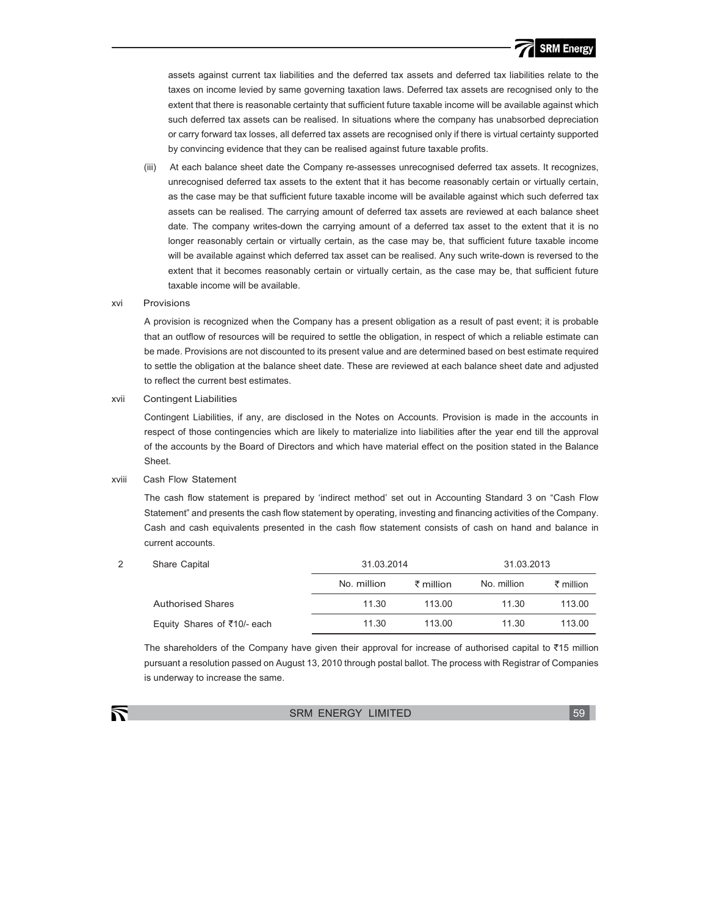assets against current tax liabilities and the deferred tax assets and deferred tax liabilities relate to the taxes on income levied by same governing taxation laws. Deferred tax assets are recognised only to the extent that there is reasonable certainty that sufficient future taxable income will be available against which such deferred tax assets can be realised. In situations where the company has unabsorbed depreciation or carry forward tax losses, all deferred tax assets are recognised only if there is virtual certainty supported by convincing evidence that they can be realised against future taxable profits.

(iii) At each balance sheet date the Company re-assesses unrecognised deferred tax assets. It recognizes, unrecognised deferred tax assets to the extent that it has become reasonably certain or virtually certain, as the case may be that sufficient future taxable income will be available against which such deferred tax assets can be realised. The carrying amount of deferred tax assets are reviewed at each balance sheet date. The company writes-down the carrying amount of a deferred tax asset to the extent that it is no longer reasonably certain or virtually certain, as the case may be, that sufficient future taxable income will be available against which deferred tax asset can be realised. Any such write-down is reversed to the extent that it becomes reasonably certain or virtually certain, as the case may be, that sufficient future taxable income will be available.

xvi Provisions

A provision is recognized when the Company has a present obligation as a result of past event; it is probable that an outflow of resources will be required to settle the obligation, in respect of which a reliable estimate can be made. Provisions are not discounted to its present value and are determined based on best estimate required to settle the obligation at the balance sheet date. These are reviewed at each balance sheet date and adjusted to reflect the current best estimates.

xvii Contingent Liabilities

Contingent Liabilities, if any, are disclosed in the Notes on Accounts. Provision is made in the accounts in respect of those contingencies which are likely to materialize into liabilities after the year end till the approval of the accounts by the Board of Directors and which have material effect on the position stated in the Balance Sheet.

xviii Cash Flow Statement

The cash flow statement is prepared by 'indirect method' set out in Accounting Standard 3 on "Cash Flow Statement" and presents the cash flow statement by operating, investing and financing activities of the Company. Cash and cash equivalents presented in the cash flow statement consists of cash on hand and balance in current accounts.

2 Share Capital

| | 31.03.2014 | | 31.03.2013 | |
|---|---|---|---|---|
| | No. million | ₹ million | No. million | ₹ million |
| Authorised Shares | 11.30 | 113.00 | 11.30 | 113.00 |
| Equity Shares of ₹10/- each | 11.30 | 113.00 | 11.30 | 113.00 |

The shareholders of the Company have given their approval for increase of authorised capital to ₹15 million pursuant a resolution passed on August 13, 2010 through postal ballot. The process with Registrar of Companies is underway to increase the same.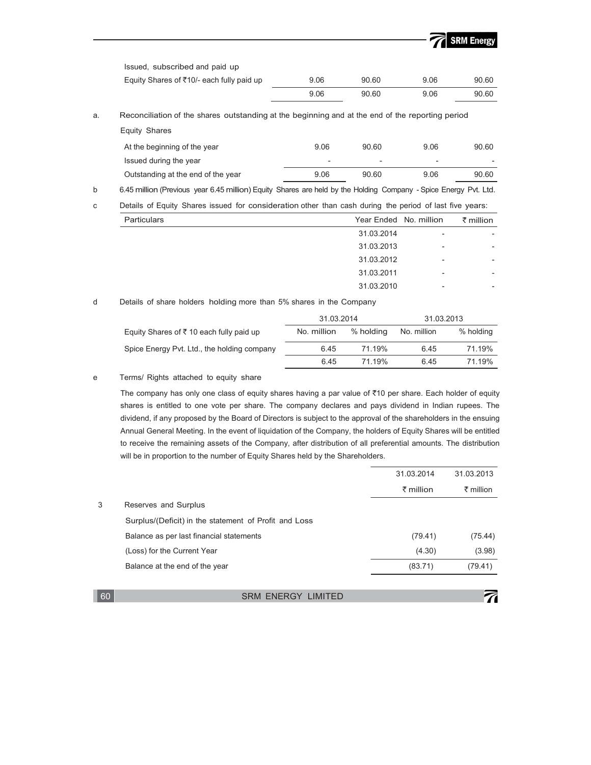| | | | | |
|---|---|---|---|---|
| Issued, subscribed and paid up | | | | |
| Equity Shares of ₹10/- each fully paid up | 9.06 | 90.60 | 9.06 | 90.60 |
| | 9.06 | 90.60 | 9.06 | 90.60 |

a. Reconciliation of the shares outstanding at the beginning and at the end of the reporting period

Equity Shares

| | | | | |
|---|---|---|---|---|
| At the beginning of the year | 9.06 | 90.60 | 9.06 | 90.60 |
| Issued during the year | - | - | - | - |
| Outstanding at the end of the year | 9.06 | 90.60 | 9.06 | 90.60 |

b 6.45 million (Previous year 6.45 million) Equity Shares are held by the Holding Company - Spice Energy Pvt. Ltd.

c Details of Equity Shares issued for consideration other than cash during the period of last five years:

| Particulars | Year Ended | No. million | ₹ million |
|---|---|---|---|
| | 31.03.2014 | - | - |
| | 31.03.2013 | - | - |
| | 31.03.2012 | - | - |
| | 31.03.2011 | - | - |
| | 31.03.2010 | - | - |

d Details of share holders holding more than 5% shares in the Company

| | 31.03.2014 | | 31.03.2013 | |
|---|---|---|---|---|
| Equity Shares of ₹ 10 each fully paid up | No. million | % holding | No. million | % holding |
| Spice Energy Pvt. Ltd., the holding company | 6.45 | 71.19% | 6.45 | 71.19% |
| | 6.45 | 71.19% | 6.45 | 71.19% |

e Terms/ Rights attached to equity share

The company has only one class of equity shares having a par value of ₹10 per share. Each holder of equity shares is entitled to one vote per share. The company declares and pays dividend in Indian rupees. The dividend, if any proposed by the Board of Directors is subject to the approval of the shareholders in the ensuing Annual General Meeting. In the event of liquidation of the Company, the holders of Equity Shares will be entitled to receive the remaining assets of the Company, after distribution of all preferential amounts. The distribution will be in proportion to the number of Equity Shares held by the Shareholders.

| | | 31.03.2014 | 31.03.2013 |
|---|---|---|---|
| | | ₹ million | ₹ million |
| 3 | Reserves and Surplus | | |
| | Surplus/(Deficit) in the statement of Profit and Loss | | |
| | Balance as per last financial statements | (79.41) | (75.44) |
| | (Loss) for the Current Year | (4.30) | (3.98) |
| | Balance at the end of the year | (83.71) | (79.41) |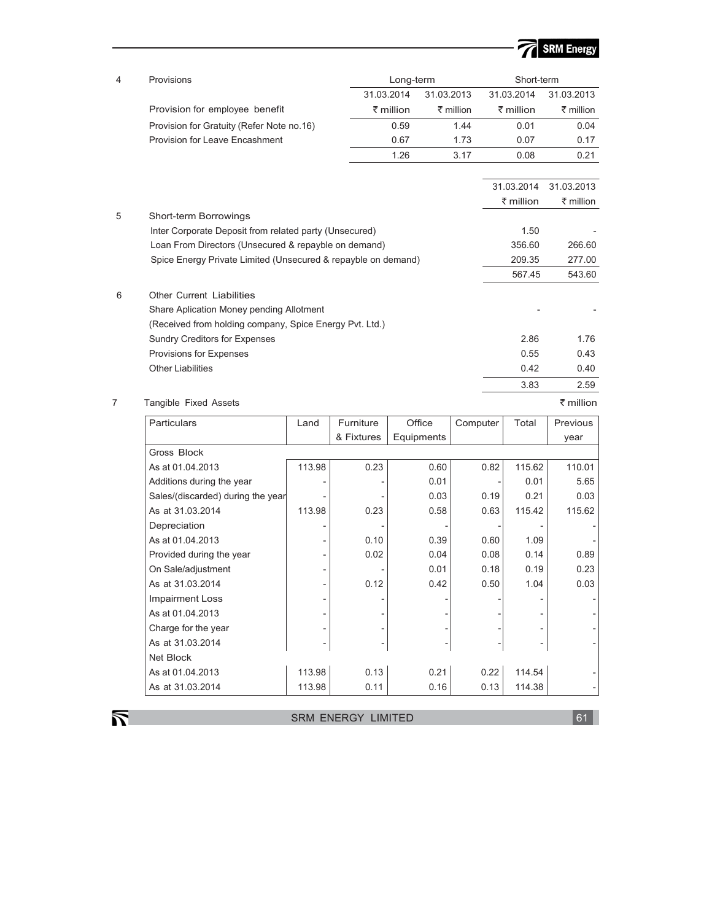**4 Provisions**

| | Long-term | | Short-term | |
|---|---|---|---|---|
| | 31.03.2014 | 31.03.2013 | 31.03.2014 | 31.03.2013 |
| Provision for employee benefit | ₹ million | ₹ million | ₹ million | ₹ million |
| Provision for Gratuity (Refer Note no.16) | 0.59 | 1.44 | 0.01 | 0.04 |
| Provision for Leave Encashment | 0.67 | 1.73 | 0.07 | 0.17 |
| | 1.26 | 3.17 | 0.08 | 0.21 |

| | | 31.03.2014 | 31.03.2013 |
|---|---|---|---|
| | | ₹ million | ₹ million |
| **5** | **Short-term Borrowings** | | |
| | Inter Corporate Deposit from related party (Unsecured) | 1.50 | - |
| | Loan From Directors (Unsecured & repayble on demand) | 356.60 | 266.60 |
| | Spice Energy Private Limited (Unsecured & repayble on demand) | 209.35 | 277.00 |
| | | 567.45 | 543.60 |
| **6** | **Other Current Liabilities** | | |
| | Share Aplication Money pending Allotment | - | - |
| | (Received from holding company, Spice Energy Pvt. Ltd.) | | |
| | Sundry Creditors for Expenses | 2.86 | 1.76 |
| | Provisions for Expenses | 0.55 | 0.43 |
| | Other Liabilities | 0.42 | 0.40 |
| | | 3.83 | 2.59 |

**7 Tangible Fixed Assets** ₹ million

| Particulars | Land | Furniture & Fixtures | Office Equipments | Computer | Total | Previous year |
|---|---|---|---|---|---|---|
| Gross Block | | | | | | |
| As at 01.04.2013 | 113.98 | 0.23 | 0.60 | 0.82 | 115.62 | 110.01 |
| Additions during the year | - | - | 0.01 | - | 0.01 | 5.65 |
| Sales/(discarded) during the year | - | - | 0.03 | 0.19 | 0.21 | 0.03 |
| As at 31.03.2014 | 113.98 | 0.23 | 0.58 | 0.63 | 115.42 | 115.62 |
| Depreciation | - | - | - | - | - | - |
| As at 01.04.2013 | - | 0.10 | 0.39 | 0.60 | 1.09 | - |
| Provided during the year | - | 0.02 | 0.04 | 0.08 | 0.14 | 0.89 |
| On Sale/adjustment | - | - | 0.01 | 0.18 | 0.19 | 0.23 |
| As at 31.03.2014 | - | 0.12 | 0.42 | 0.50 | 1.04 | 0.03 |
| Impairment Loss | - | - | - | - | - | - |
| As at 01.04.2013 | - | - | - | - | - | - |
| Charge for the year | - | - | - | - | - | - |
| As at 31.03.2014 | - | - | - | - | - | - |
| Net Block | | | | | | |
| As at 01.04.2013 | 113.98 | 0.13 | 0.21 | 0.22 | 114.54 | - |
| As at 31.03.2014 | 113.98 | 0.11 | 0.16 | 0.13 | 114.38 | - |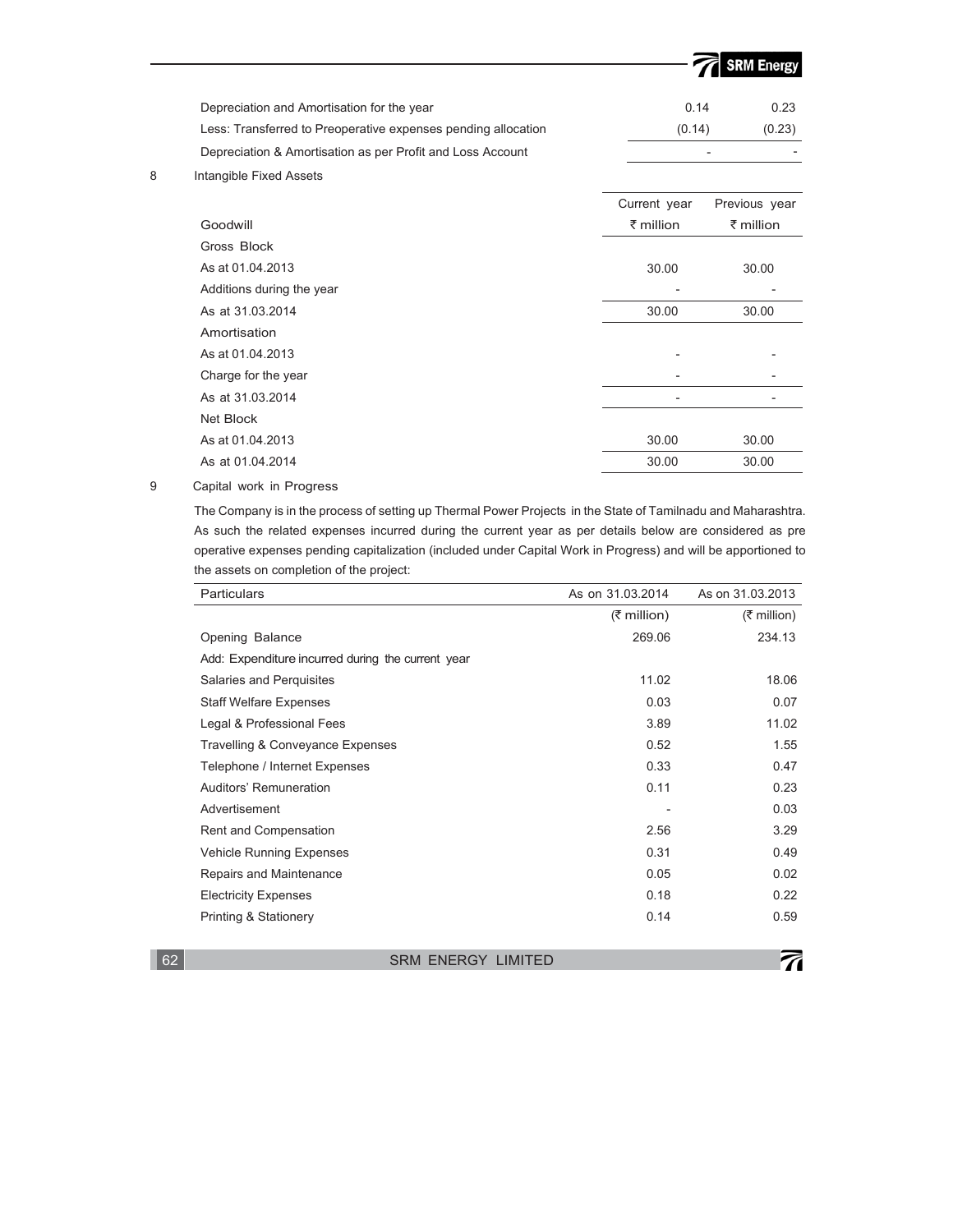| | | |
|---|---|---|
| Depreciation and Amortisation for the year | 0.14 | 0.23 |
| Less: Transferred to Preoperative expenses pending allocation | (0.14) | (0.23) |
| Depreciation & Amortisation as per Profit and Loss Account | - | - |

8 Intangible Fixed Assets

| Goodwill | Current year ₹ million | Previous year ₹ million |
|---|---|---|
| Gross Block | | |
| As at 01.04.2013 | 30.00 | 30.00 |
| Additions during the year | - | - |
| As at 31.03.2014 | 30.00 | 30.00 |
| Amortisation | | |
| As at 01.04.2013 | - | - |
| Charge for the year | - | - |
| As at 31.03.2014 | - | - |
| Net Block | | |
| As at 01.04.2013 | 30.00 | 30.00 |
| As at 01.04.2014 | 30.00 | 30.00 |

9 Capital work in Progress

The Company is in the process of setting up Thermal Power Projects in the State of Tamilnadu and Maharashtra. As such the related expenses incurred during the current year as per details below are considered as pre operative expenses pending capitalization (included under Capital Work in Progress) and will be apportioned to the assets on completion of the project:

| Particulars | As on 31.03.2014 | As on 31.03.2013 |
|---|---|---|
| | (₹ million) | (₹ million) |
| Opening Balance | 269.06 | 234.13 |
| Add: Expenditure incurred during the current year | | |
| Salaries and Perquisites | 11.02 | 18.06 |
| Staff Welfare Expenses | 0.03 | 0.07 |
| Legal & Professional Fees | 3.89 | 11.02 |
| Travelling & Conveyance Expenses | 0.52 | 1.55 |
| Telephone / Internet Expenses | 0.33 | 0.47 |
| Auditors' Remuneration | 0.11 | 0.23 |
| Advertisement | - | 0.03 |
| Rent and Compensation | 2.56 | 3.29 |
| Vehicle Running Expenses | 0.31 | 0.49 |
| Repairs and Maintenance | 0.05 | 0.02 |
| Electricity Expenses | 0.18 | 0.22 |
| Printing & Stationery | 0.14 | 0.59 |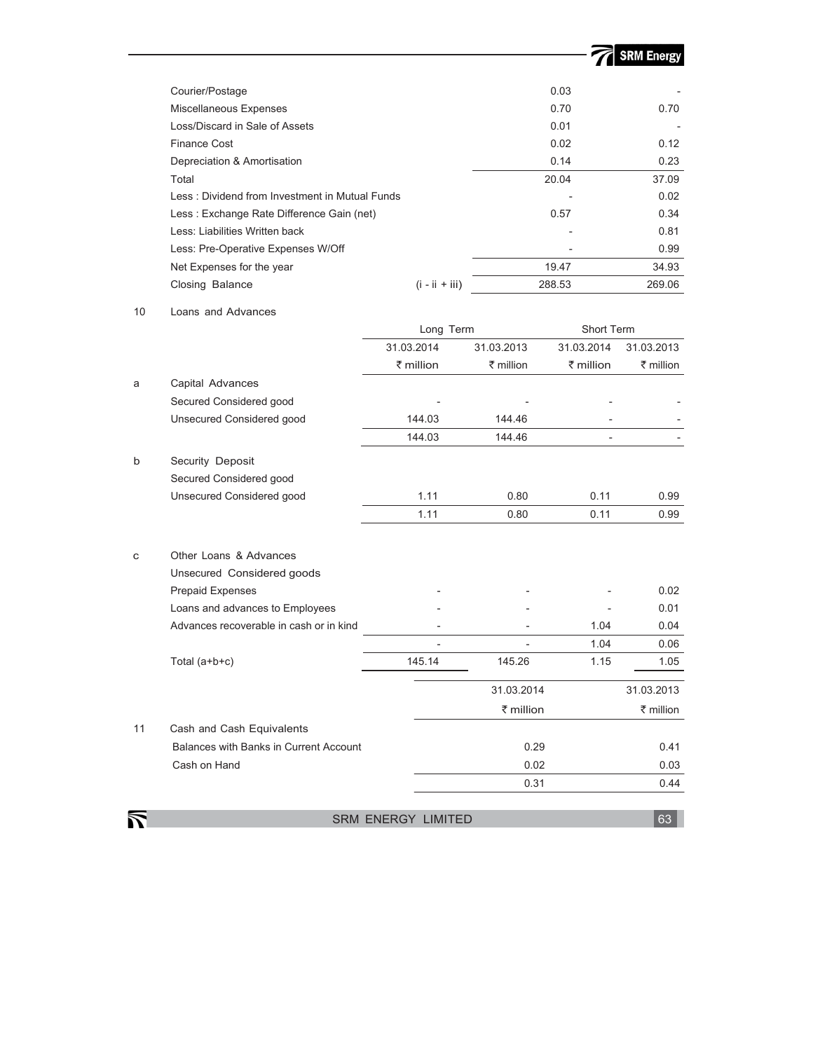| | | | |
|---|---|---|---|
| Courier/Postage | | 0.03 | - |
| Miscellaneous Expenses | | 0.70 | 0.70 |
| Loss/Discard in Sale of Assets | | 0.01 | - |
| Finance Cost | | 0.02 | 0.12 |
| Depreciation & Amortisation | | 0.14 | 0.23 |
| Total | | 20.04 | 37.09 |
| Less : Dividend from Investment in Mutual Funds | | - | 0.02 |
| Less : Exchange Rate Difference Gain (net) | | 0.57 | 0.34 |
| Less: Liabilities Written back | | - | 0.81 |
| Less: Pre-Operative Expenses W/Off | | - | 0.99 |
| Net Expenses for the year | | 19.47 | 34.93 |
| Closing Balance | (i - ii + iii) | 288.53 | 269.06 |

10 Loans and Advances

| | | Long Term | | Short Term | |
|---|---|---|---|---|---|
| | | 31.03.2014 | 31.03.2013 | 31.03.2014 | 31.03.2013 |
| | | ₹ million | ₹ million | ₹ million | ₹ million |
| a | Capital Advances | | | | |
| | Secured Considered good | - | - | - | - |
| | Unsecured Considered good | 144.03 | 144.46 | - | - |
| | | 144.03 | 144.46 | - | - |
| b | Security Deposit | | | | |
| | Secured Considered good | | | | |
| | Unsecured Considered good | 1.11 | 0.80 | 0.11 | 0.99 |
| | | 1.11 | 0.80 | 0.11 | 0.99 |
| c | Other Loans & Advances | | | | |
| | Unsecured Considered goods | | | | |
| | Prepaid Expenses | - | - | - | 0.02 |
| | Loans and advances to Employees | - | - | - | 0.01 |
| | Advances recoverable in cash or in kind | - | - | 1.04 | 0.04 |
| | | - | - | 1.04 | 0.06 |
| | Total (a+b+c) | 145.14 | 145.26 | 1.15 | 1.05 |

| | | 31.03.2014 | 31.03.2013 |
|---|---|---|---|
| | | ₹ million | ₹ million |
| 11 | Cash and Cash Equivalents | | |
| | Balances with Banks in Current Account | 0.29 | 0.41 |
| | Cash on Hand | 0.02 | 0.03 |
| | | 0.31 | 0.44 |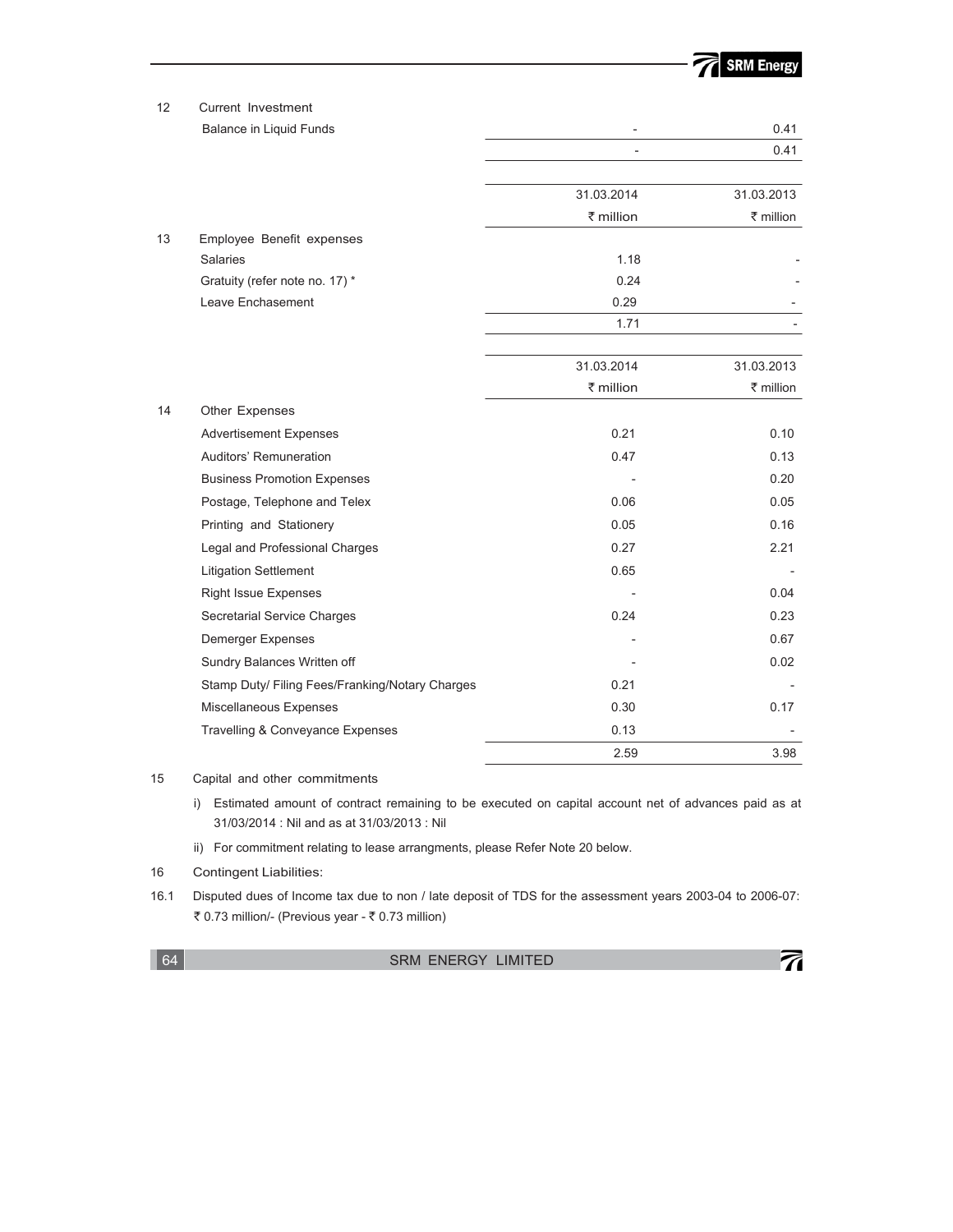| | | | |
|---|---|---|---|
| 12 | Current Investment | | |
| | Balance in Liquid Funds | - | 0.41 |
| | | - | 0.41 |

| | | 31.03.2014 | 31.03.2013 |
|---|---|---|---|
| | | ₹ million | ₹ million |
| 13 | Employee Benefit expenses | | |
| | Salaries | 1.18 | - |
| | Gratuity (refer note no. 17) * | 0.24 | - |
| | Leave Enchasement | 0.29 | - |
| | | 1.71 | - |

| | | 31.03.2014 | 31.03.2013 |
|---|---|---|---|
| | | ₹ million | ₹ million |
| 14 | Other Expenses | | |
| | Advertisement Expenses | 0.21 | 0.10 |
| | Auditors' Remuneration | 0.47 | 0.13 |
| | Business Promotion Expenses | - | 0.20 |
| | Postage, Telephone and Telex | 0.06 | 0.05 |
| | Printing and Stationery | 0.05 | 0.16 |
| | Legal and Professional Charges | 0.27 | 2.21 |
| | Litigation Settlement | 0.65 | - |
| | Right Issue Expenses | - | 0.04 |
| | Secretarial Service Charges | 0.24 | 0.23 |
| | Demerger Expenses | - | 0.67 |
| | Sundry Balances Written off | - | 0.02 |
| | Stamp Duty/ Filing Fees/Franking/Notary Charges | 0.21 | - |
| | Miscellaneous Expenses | 0.30 | 0.17 |
| | Travelling & Conveyance Expenses | 0.13 | - |
| | | 2.59 | 3.98 |

15 Capital and other commitments

i) Estimated amount of contract remaining to be executed on capital account net of advances paid as at 31/03/2014 : Nil and as at 31/03/2013 : Nil

ii) For commitment relating to lease arrangments, please Refer Note 20 below.

16 Contingent Liabilities:

16.1 Disputed dues of Income tax due to non / late deposit of TDS for the assessment years 2003-04 to 2006-07: ₹ 0.73 million/- (Previous year - ₹ 0.73 million)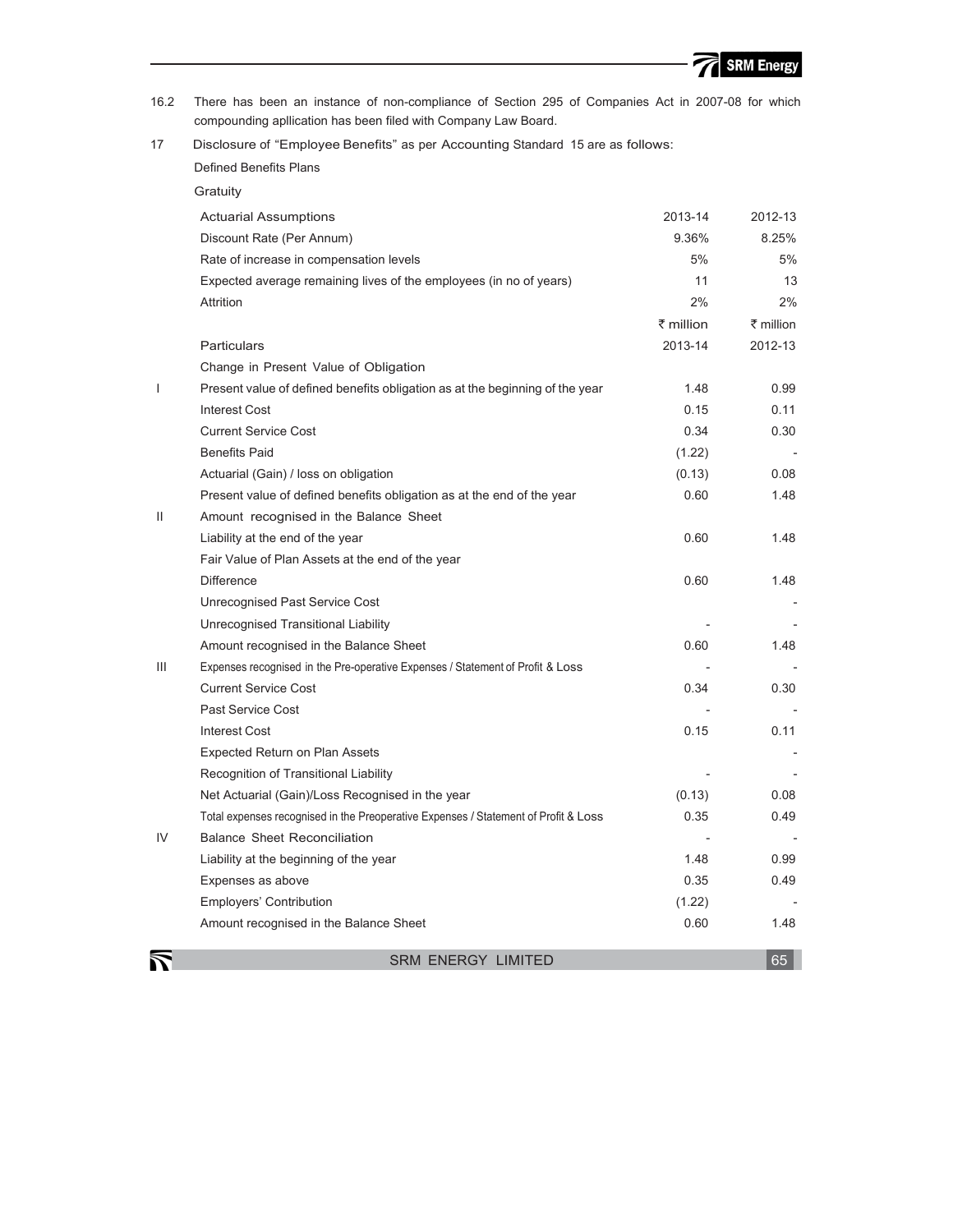16.2 There has been an instance of non-compliance of Section 295 of Companies Act in 2007-08 for which compounding apllication has been filed with Company Law Board.

17 Disclosure of "Employee Benefits" as per Accounting Standard 15 are as follows:

Defined Benefits Plans

Gratuity

| Actuarial Assumptions | 2013-14 | 2012-13 |
|---|---|---|
| Discount Rate (Per Annum) | 9.36% | 8.25% |
| Rate of increase in compensation levels | 5% | 5% |
| Expected average remaining lives of the employees (in no of years) | 11 | 13 |
| Attrition | 2% | 2% |

| | Particulars | ₹ million 2013-14 | ₹ million 2012-13 |
|---|---|---|---|
| | Change in Present Value of Obligation | | |
| I | Present value of defined benefits obligation as at the beginning of the year | 1.48 | 0.99 |
| | Interest Cost | 0.15 | 0.11 |
| | Current Service Cost | 0.34 | 0.30 |
| | Benefits Paid | (1.22) | - |
| | Actuarial (Gain) / loss on obligation | (0.13) | 0.08 |
| | Present value of defined benefits obligation as at the end of the year | 0.60 | 1.48 |
| II | Amount recognised in the Balance Sheet | | |
| | Liability at the end of the year | 0.60 | 1.48 |
| | Fair Value of Plan Assets at the end of the year | | |
| | Difference | 0.60 | 1.48 |
| | Unrecognised Past Service Cost | | - |
| | Unrecognised Transitional Liability | - | - |
| | Amount recognised in the Balance Sheet | 0.60 | 1.48 |
| III | Expenses recognised in the Pre-operative Expenses / Statement of Profit & Loss | - | - |
| | Current Service Cost | 0.34 | 0.30 |
| | Past Service Cost | - | - |
| | Interest Cost | 0.15 | 0.11 |
| | Expected Return on Plan Assets | | - |
| | Recognition of Transitional Liability | - | - |
| | Net Actuarial (Gain)/Loss Recognised in the year | (0.13) | 0.08 |
| | Total expenses recognised in the Preoperative Expenses / Statement of Profit & Loss | 0.35 | 0.49 |
| IV | Balance Sheet Reconciliation | - | - |
| | Liability at the beginning of the year | 1.48 | 0.99 |
| | Expenses as above | 0.35 | 0.49 |
| | Employers' Contribution | (1.22) | - |
| | Amount recognised in the Balance Sheet | 0.60 | 1.48 |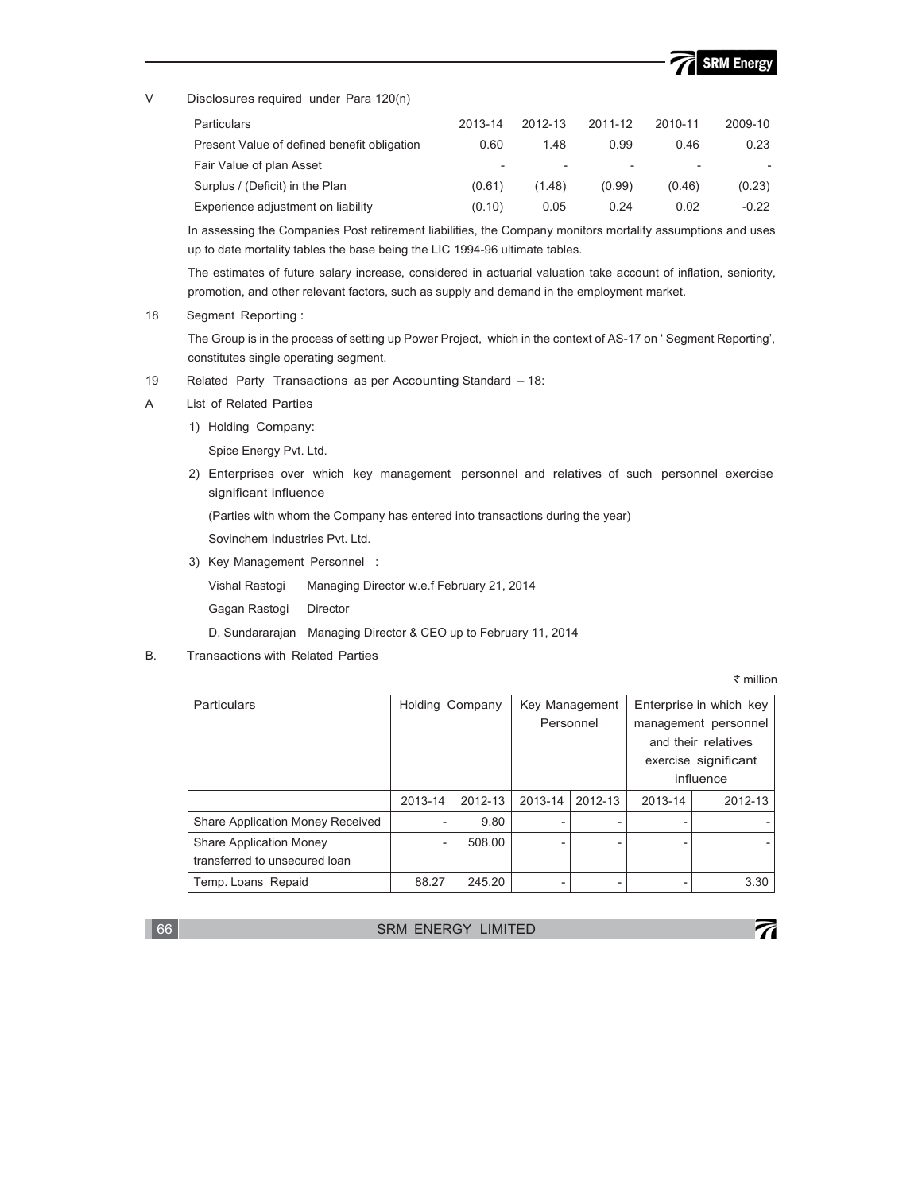V Disclosures required under Para 120(n)

| Particulars | 2013-14 | 2012-13 | 2011-12 | 2010-11 | 2009-10 |
|---|---|---|---|---|---|
| Present Value of defined benefit obligation | 0.60 | 1.48 | 0.99 | 0.46 | 0.23 |
| Fair Value of plan Asset | - | - | - | - | - |
| Surplus / (Deficit) in the Plan | (0.61) | (1.48) | (0.99) | (0.46) | (0.23) |
| Experience adjustment on liability | (0.10) | 0.05 | 0.24 | 0.02 | -0.22 |

In assessing the Companies Post retirement liabilities, the Company monitors mortality assumptions and uses up to date mortality tables the base being the LIC 1994-96 ultimate tables.

The estimates of future salary increase, considered in actuarial valuation take account of inflation, seniority, promotion, and other relevant factors, such as supply and demand in the employment market.

18 Segment Reporting :

The Group is in the process of setting up Power Project, which in the context of AS-17 on ' Segment Reporting', constitutes single operating segment.

19 Related Party Transactions as per Accounting Standard – 18:

A List of Related Parties

1) Holding Company:

Spice Energy Pvt. Ltd.

2) Enterprises over which key management personnel and relatives of such personnel exercise significant influence

(Parties with whom the Company has entered into transactions during the year)

Sovinchem Industries Pvt. Ltd.

3) Key Management Personnel :

Vishal Rastogi Managing Director w.e.f February 21, 2014

Gagan Rastogi Director

D. Sundararajan Managing Director & CEO up to February 11, 2014

B. Transactions with Related Parties

₹ million

| Particulars | Holding Company | | Key Management Personnel | | Enterprise in which key management personnel and their relatives exercise significant influence | |
|---|---|---|---|---|---|---|
| | 2013-14 | 2012-13 | 2013-14 | 2012-13 | 2013-14 | 2012-13 |
| Share Application Money Received | - | 9.80 | - | - | - | - |
| Share Application Money transferred to unsecured loan | - | 508.00 | - | - | - | - |
| Temp. Loans Repaid | 88.27 | 245.20 | - | - | - | 3.30 |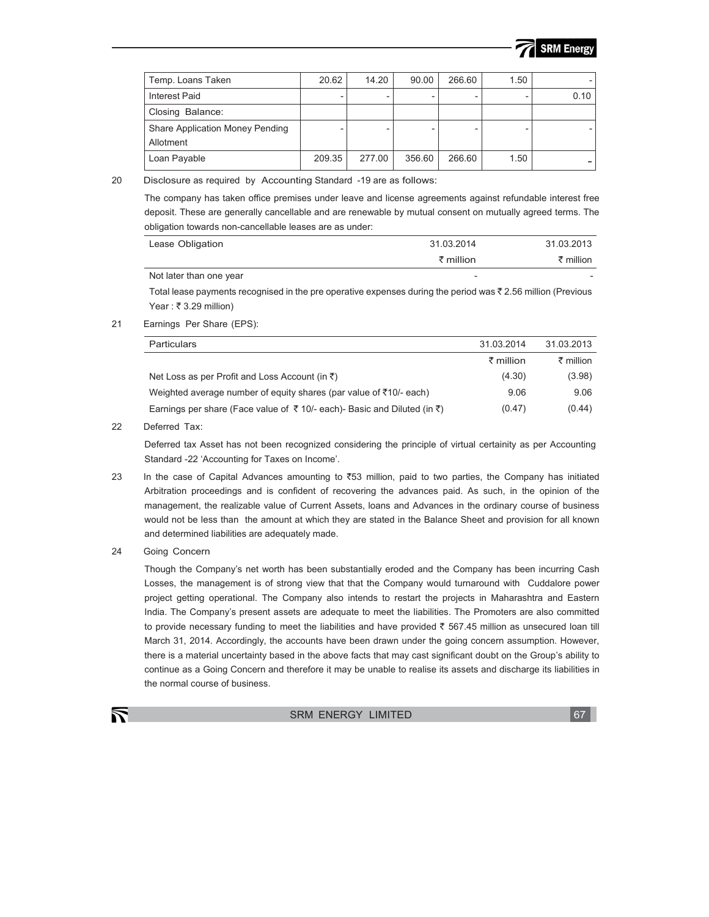| | | | | | | |
|---|---|---|---|---|---|---|
| Temp. Loans Taken | 20.62 | 14.20 | 90.00 | 266.60 | 1.50 | - |
| Interest Paid | - | - | - | - | - | 0.10 |
| Closing Balance: | | | | | | |
| Share Application Money Pending Allotment | - | - | - | - | - | - |
| Loan Payable | 209.35 | 277.00 | 356.60 | 266.60 | 1.50 | - |

20 Disclosure as required by Accounting Standard -19 are as follows:

The company has taken office premises under leave and license agreements against refundable interest free deposit. These are generally cancellable and are renewable by mutual consent on mutually agreed terms. The obligation towards non-cancellable leases are as under:

| Lease Obligation | 31.03.2014 | 31.03.2013 |
|---|---|---|
| | ₹ million | ₹ million |
| Not later than one year | - | - |

Total lease payments recognised in the pre operative expenses during the period was ₹ 2.56 million (Previous Year : ₹ 3.29 million)

21 Earnings Per Share (EPS):

| Particulars | 31.03.2014 | 31.03.2013 |
|---|---|---|
| | ₹ million | ₹ million |
| Net Loss as per Profit and Loss Account (in ₹) | (4.30) | (3.98) |
| Weighted average number of equity shares (par value of ₹10/- each) | 9.06 | 9.06 |
| Earnings per share (Face value of ₹ 10/- each)- Basic and Diluted (in ₹) | (0.47) | (0.44) |

22 Deferred Tax:

Deferred tax Asset has not been recognized considering the principle of virtual certainity as per Accounting Standard -22 'Accounting for Taxes on Income'.

23 In the case of Capital Advances amounting to ₹53 million, paid to two parties, the Company has initiated Arbitration proceedings and is confident of recovering the advances paid. As such, in the opinion of the management, the realizable value of Current Assets, loans and Advances in the ordinary course of business would not be less than the amount at which they are stated in the Balance Sheet and provision for all known and determined liabilities are adequately made.

24 Going Concern

Though the Company's net worth has been substantially eroded and the Company has been incurring Cash Losses, the management is of strong view that that the Company would turnaround with Cuddalore power project getting operational. The Company also intends to restart the projects in Maharashtra and Eastern India. The Company's present assets are adequate to meet the liabilities. The Promoters are also committed to provide necessary funding to meet the liabilities and have provided ₹ 567.45 million as unsecured loan till March 31, 2014. Accordingly, the accounts have been drawn under the going concern assumption. However, there is a material uncertainty based in the above facts that may cast significant doubt on the Group's ability to continue as a Going Concern and therefore it may be unable to realise its assets and discharge its liabilities in the normal course of business.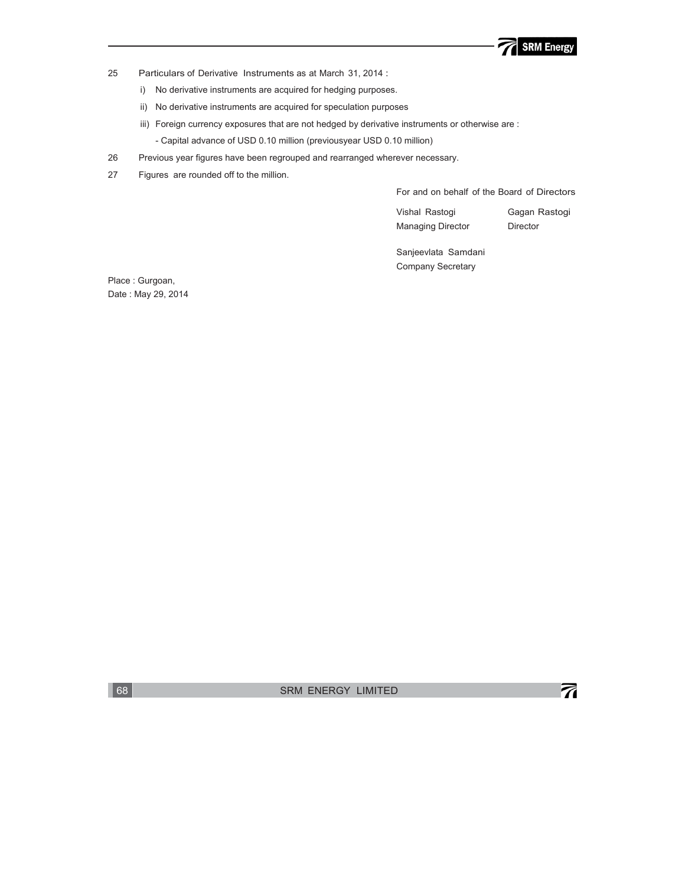25 Particulars of Derivative Instruments as at March 31, 2014 :

i) No derivative instruments are acquired for hedging purposes.

ii) No derivative instruments are acquired for speculation purposes

iii) Foreign currency exposures that are not hedged by derivative instruments or otherwise are :

- Capital advance of USD 0.10 million (previousyear USD 0.10 million)

26 Previous year figures have been regrouped and rearranged wherever necessary.

27 Figures are rounded off to the million.

For and on behalf of the Board of Directors

| | |
|---|---|
| Vishal Rastogi<br>Managing Director | Gagan Rastogi<br>Director |

Sanjeevlata Samdani
Company Secretary

Place : Gurgoan,
Date : May 29, 2014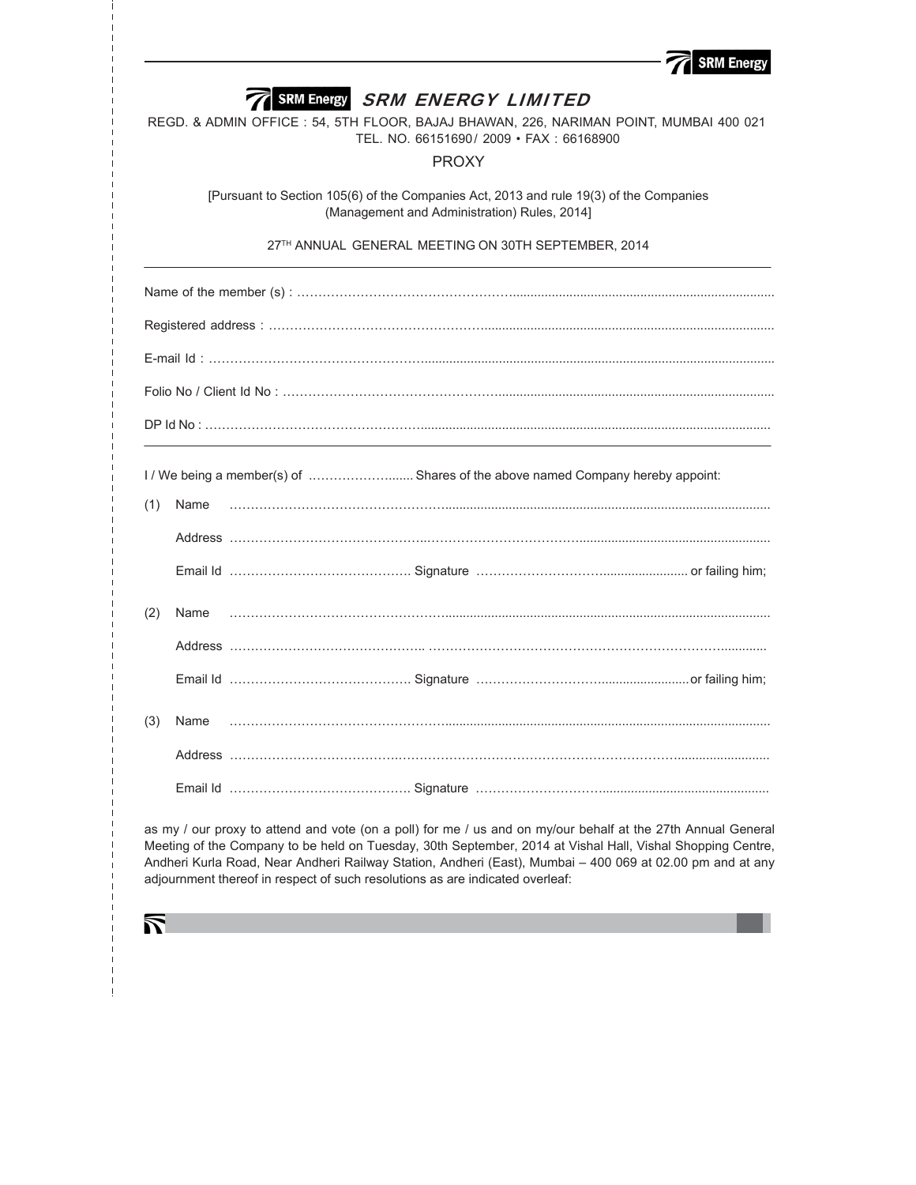# SRM ENERGY LIMITED

REGD. & ADMIN OFFICE : 54, 5TH FLOOR, BAJAJ BHAWAN, 226, NARIMAN POINT, MUMBAI 400 021
TEL. NO. 66151690/ 2009 • FAX : 66168900

## PROXY

[Pursuant to Section 105(6) of the Companies Act, 2013 and rule 19(3) of the Companies (Management and Administration) Rules, 2014]

27TH ANNUAL GENERAL MEETING ON 30TH SEPTEMBER, 2014

---

Name of the member (s) : ……………………………………………………………………………………………

Registered address : ……………………………………………………………………………………………

E-mail Id : ……………………………………………………………………………………………

Folio No / Client Id No : ……………………………………………………………………………………………

DP Id No : ……………………………………………………………………………………………

---

I / We being a member(s) of …………………....... Shares of the above named Company hereby appoint:

(1) Name ……………………………………………………………………………………………

Address ……………………………………………………………………………………………

Email Id ……………………………………. Signature ……………………………................... or failing him;

(2) Name ……………………………………………………………………………………………

Address ……………………………………………………………………………………………

Email Id ……………………………………. Signature ……………………………................... or failing him;

(3) Name ……………………………………………………………………………………………

Address ……………………………………………………………………………………………

Email Id ……………………………………. Signature ……………………………………………

as my / our proxy to attend and vote (on a poll) for me / us and on my/our behalf at the 27th Annual General Meeting of the Company to be held on Tuesday, 30th September, 2014 at Vishal Hall, Vishal Shopping Centre, Andheri Kurla Road, Near Andheri Railway Station, Andheri (East), Mumbai – 400 069 at 02.00 pm and at any adjournment thereof in respect of such resolutions as are indicated overleaf: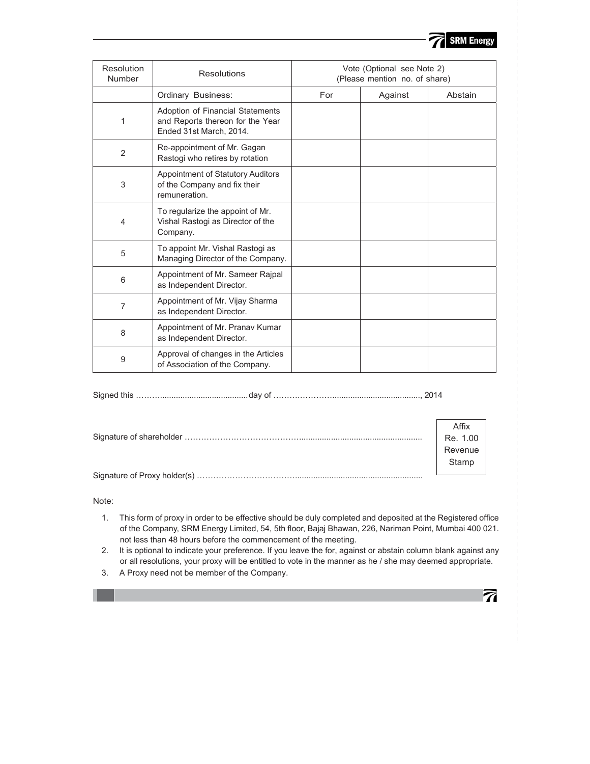| Resolution Number | Resolutions | Vote (Optional see Note 2) (Please mention no. of share) | | |
|---|---|---|---|---|
| | Ordinary Business: | For | Against | Abstain |
| 1 | Adoption of Financial Statements and Reports thereon for the Year Ended 31st March, 2014. | | | |
| 2 | Re-appointment of Mr. Gagan Rastogi who retires by rotation | | | |
| 3 | Appointment of Statutory Auditors of the Company and fix their remuneration. | | | |
| 4 | To regularize the appoint of Mr. Vishal Rastogi as Director of the Company. | | | |
| 5 | To appoint Mr. Vishal Rastogi as Managing Director of the Company. | | | |
| 6 | Appointment of Mr. Sameer Rajpal as Independent Director. | | | |
| 7 | Appointment of Mr. Vijay Sharma as Independent Director. | | | |
| 8 | Appointment of Mr. Pranav Kumar as Independent Director. | | | |
| 9 | Approval of changes in the Articles of Association of the Company. | | | |

Signed this ……......................................day of ………………......................................, 2014

Signature of shareholder ………………………………………......................................................

Affix Re. 1.00 Revenue Stamp

Signature of Proxy holder(s) ………………………………….......................................................

Note:

1. This form of proxy in order to be effective should be duly completed and deposited at the Registered office of the Company, SRM Energy Limited, 54, 5th floor, Bajaj Bhawan, 226, Nariman Point, Mumbai 400 021. not less than 48 hours before the commencement of the meeting.
2. It is optional to indicate your preference. If you leave the for, against or abstain column blank against any or all resolutions, your proxy will be entitled to vote in the manner as he / she may deemed appropriate.
3. A Proxy need not be member of the Company.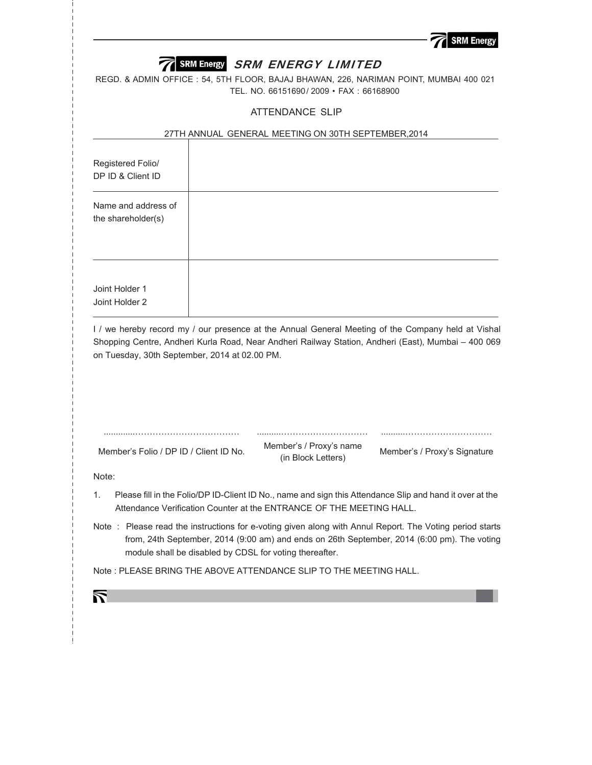# SRM ENERGY LIMITED

REGD. & ADMIN OFFICE : 54, 5TH FLOOR, BAJAJ BHAWAN, 226, NARIMAN POINT, MUMBAI 400 021
TEL. NO. 66151690/ 2009 • FAX : 66168900

## ATTENDANCE SLIP

27TH ANNUAL GENERAL MEETING ON 30TH SEPTEMBER,2014

| | |
|---|---|
| Registered Folio/ DP ID & Client ID | |
| Name and address of the shareholder(s) | |
| Joint Holder 1<br>Joint Holder 2 | |

I / we hereby record my / our presence at the Annual General Meeting of the Company held at Vishal Shopping Centre, Andheri Kurla Road, Near Andheri Railway Station, Andheri (East), Mumbai – 400 069 on Tuesday, 30th September, 2014 at 02.00 PM.

| ............................................ | ............................................ | ............................................ |
|---|---|---|
| Member's Folio / DP ID / Client ID No. | Member's / Proxy's name (in Block Letters) | Member's / Proxy's Signature |

Note:

1. Please fill in the Folio/DP ID-Client ID No., name and sign this Attendance Slip and hand it over at the Attendance Verification Counter at the ENTRANCE OF THE MEETING HALL.

Note : Please read the instructions for e-voting given along with Annul Report. The Voting period starts from, 24th September, 2014 (9:00 am) and ends on 26th September, 2014 (6:00 pm). The voting module shall be disabled by CDSL for voting thereafter.

Note : PLEASE BRING THE ABOVE ATTENDANCE SLIP TO THE MEETING HALL.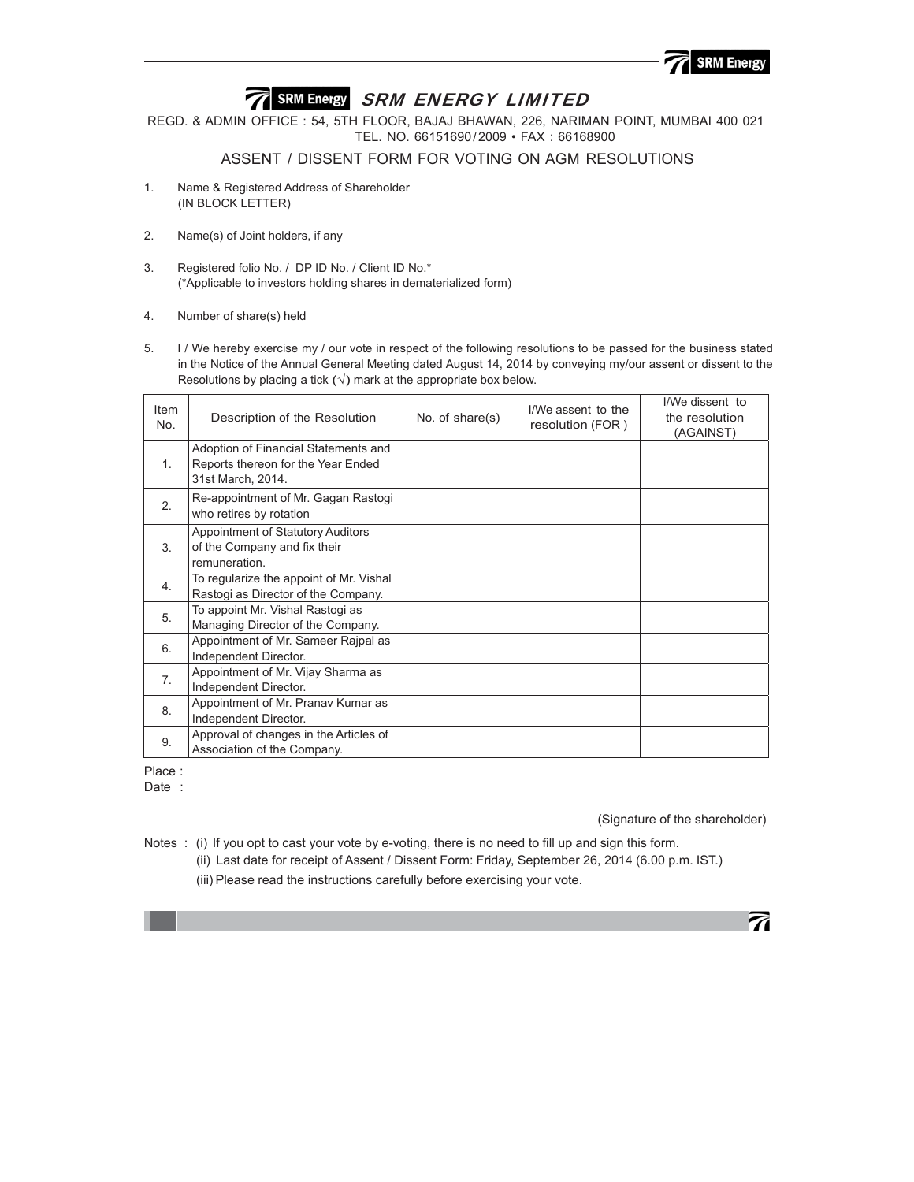# SRM ENERGY LIMITED

REGD. & ADMIN OFFICE : 54, 5TH FLOOR, BAJAJ BHAWAN, 226, NARIMAN POINT, MUMBAI 400 021
TEL. NO. 66151690/2009 • FAX : 66168900

## ASSENT / DISSENT FORM FOR VOTING ON AGM RESOLUTIONS

1. Name & Registered Address of Shareholder
   (IN BLOCK LETTER)

2. Name(s) of Joint holders, if any

3. Registered folio No. / DP ID No. / Client ID No.*
   (*Applicable to investors holding shares in dematerialized form)

4. Number of share(s) held

5. I / We hereby exercise my / our vote in respect of the following resolutions to be passed for the business stated in the Notice of the Annual General Meeting dated August 14, 2014 by conveying my/our assent or dissent to the Resolutions by placing a tick (√) mark at the appropriate box below.

| Item No. | Description of the Resolution | No. of share(s) | I/We assent to the resolution (FOR ) | I/We dissent to the resolution (AGAINST) |
|---|---|---|---|---|
| 1. | Adoption of Financial Statements and Reports thereon for the Year Ended 31st March, 2014. | | | |
| 2. | Re-appointment of Mr. Gagan Rastogi who retires by rotation | | | |
| 3. | Appointment of Statutory Auditors of the Company and fix their remuneration. | | | |
| 4. | To regularize the appoint of Mr. Vishal Rastogi as Director of the Company. | | | |
| 5. | To appoint Mr. Vishal Rastogi as Managing Director of the Company. | | | |
| 6. | Appointment of Mr. Sameer Rajpal as Independent Director. | | | |
| 7. | Appointment of Mr. Vijay Sharma as Independent Director. | | | |
| 8. | Appointment of Mr. Pranav Kumar as Independent Director. | | | |
| 9. | Approval of changes in the Articles of Association of the Company. | | | |

Place :

Date :

(Signature of the shareholder)

Notes : (i) If you opt to cast your vote by e-voting, there is no need to fill up and sign this form.

(ii) Last date for receipt of Assent / Dissent Form: Friday, September 26, 2014 (6.00 p.m. IST.)

(iii) Please read the instructions carefully before exercising your vote.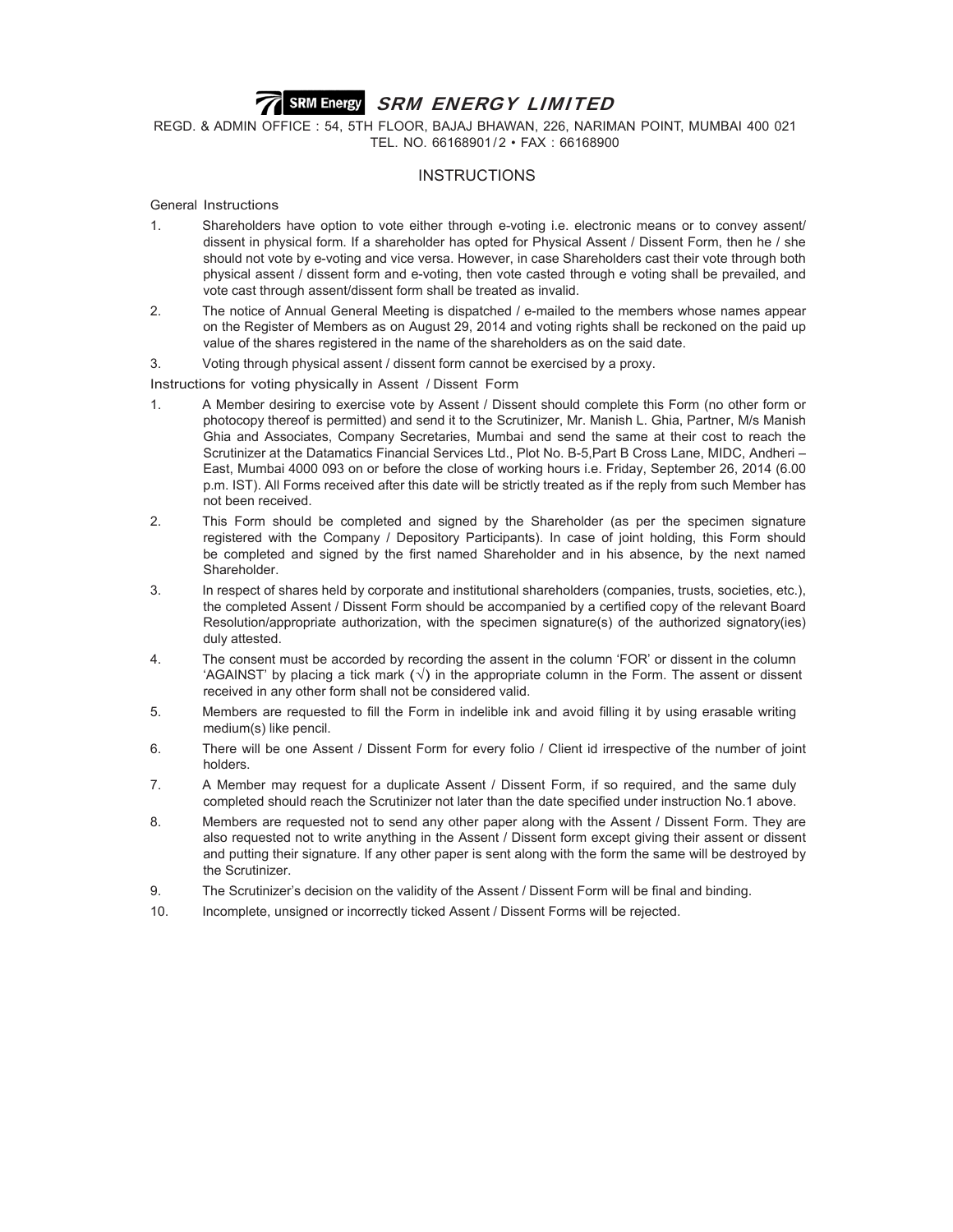# SRM ENERGY LIMITED

REGD. & ADMIN OFFICE : 54, 5TH FLOOR, BAJAJ BHAWAN, 226, NARIMAN POINT, MUMBAI 400 021
TEL. NO. 66168901/2 • FAX : 66168900

## INSTRUCTIONS

### General Instructions

1. Shareholders have option to vote either through e-voting i.e. electronic means or to convey assent/ dissent in physical form. If a shareholder has opted for Physical Assent / Dissent Form, then he / she should not vote by e-voting and vice versa. However, in case Shareholders cast their vote through both physical assent / dissent form and e-voting, then vote casted through e voting shall be prevailed, and vote cast through assent/dissent form shall be treated as invalid.
2. The notice of Annual General Meeting is dispatched / e-mailed to the members whose names appear on the Register of Members as on August 29, 2014 and voting rights shall be reckoned on the paid up value of the shares registered in the name of the shareholders as on the said date.
3. Voting through physical assent / dissent form cannot be exercised by a proxy.

### Instructions for voting physically in Assent / Dissent Form

1. A Member desiring to exercise vote by Assent / Dissent should complete this Form (no other form or photocopy thereof is permitted) and send it to the Scrutinizer, Mr. Manish L. Ghia, Partner, M/s Manish Ghia and Associates, Company Secretaries, Mumbai and send the same at their cost to reach the Scrutinizer at the Datamatics Financial Services Ltd., Plot No. B-5,Part B Cross Lane, MIDC, Andheri – East, Mumbai 4000 093 on or before the close of working hours i.e. Friday, September 26, 2014 (6.00 p.m. IST). All Forms received after this date will be strictly treated as if the reply from such Member has not been received.
2. This Form should be completed and signed by the Shareholder (as per the specimen signature registered with the Company / Depository Participants). In case of joint holding, this Form should be completed and signed by the first named Shareholder and in his absence, by the next named Shareholder.
3. In respect of shares held by corporate and institutional shareholders (companies, trusts, societies, etc.), the completed Assent / Dissent Form should be accompanied by a certified copy of the relevant Board Resolution/appropriate authorization, with the specimen signature(s) of the authorized signatory(ies) duly attested.
4. The consent must be accorded by recording the assent in the column 'FOR' or dissent in the column 'AGAINST' by placing a tick mark (√) in the appropriate column in the Form. The assent or dissent received in any other form shall not be considered valid.
5. Members are requested to fill the Form in indelible ink and avoid filling it by using erasable writing medium(s) like pencil.
6. There will be one Assent / Dissent Form for every folio / Client id irrespective of the number of joint holders.
7. A Member may request for a duplicate Assent / Dissent Form, if so required, and the same duly completed should reach the Scrutinizer not later than the date specified under instruction No.1 above.
8. Members are requested not to send any other paper along with the Assent / Dissent Form. They are also requested not to write anything in the Assent / Dissent form except giving their assent or dissent and putting their signature. If any other paper is sent along with the form the same will be destroyed by the Scrutinizer.
9. The Scrutinizer's decision on the validity of the Assent / Dissent Form will be final and binding.
10. Incomplete, unsigned or incorrectly ticked Assent / Dissent Forms will be rejected.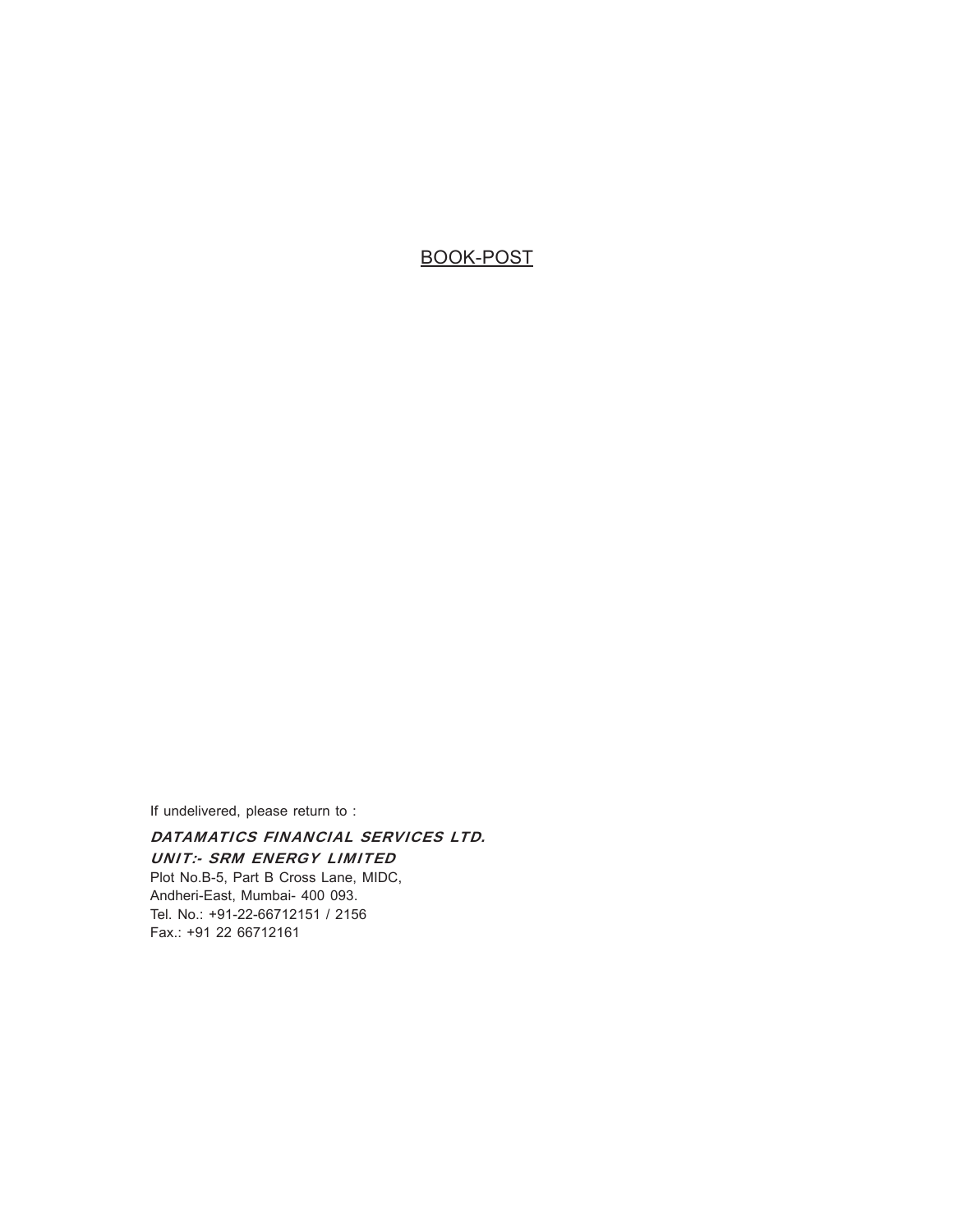BOOK-POST

If undelivered, please return to :

***DATAMATICS FINANCIAL SERVICES LTD.***
***UNIT:- SRM ENERGY LIMITED***
Plot No.B-5, Part B Cross Lane, MIDC,
Andheri-East, Mumbai- 400 093.
Tel. No.: +91-22-66712151 / 2156
Fax.: +91 22 66712161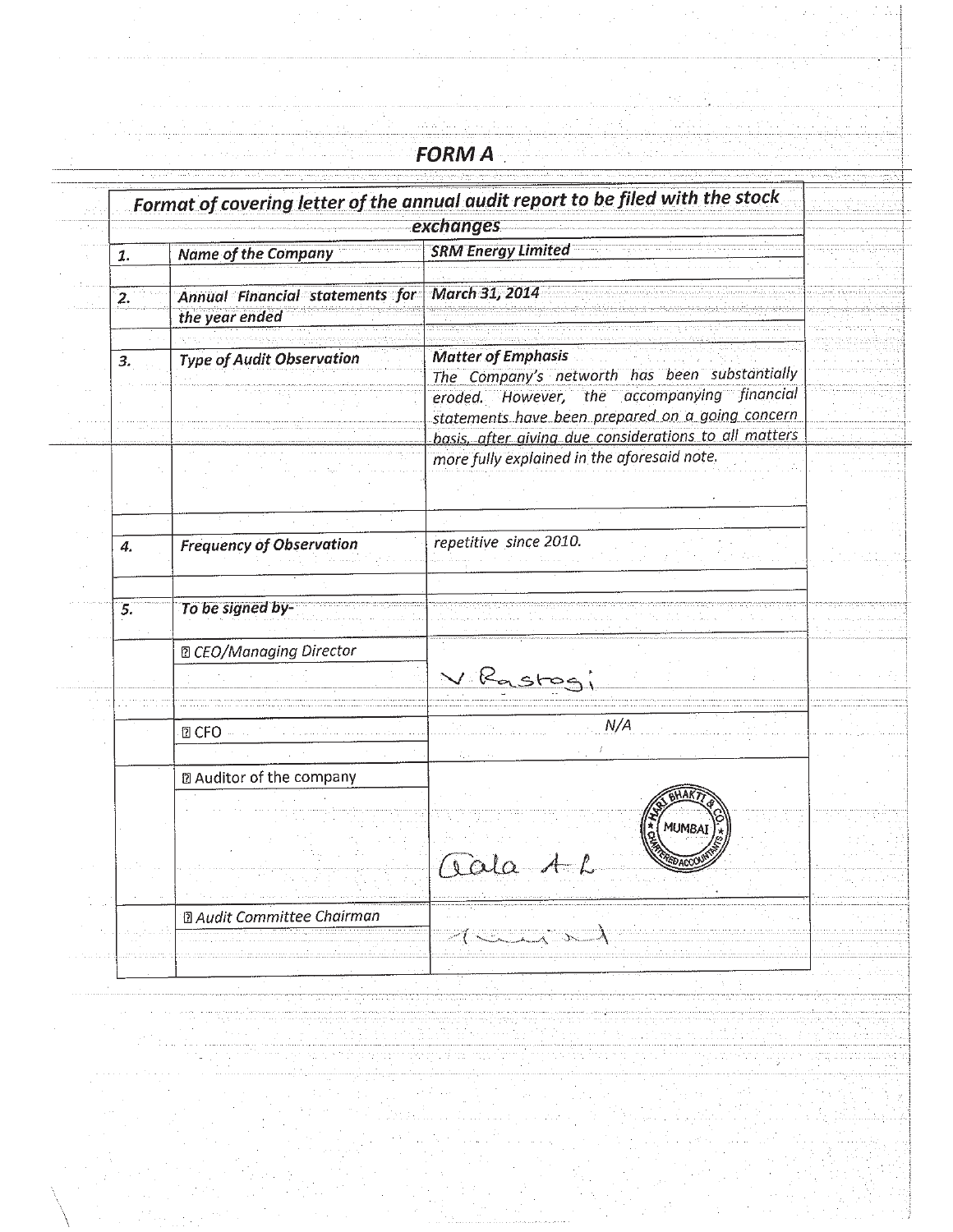# FORM A

| | | |
|---|---|---|
| | ***Format of covering letter of the annual audit report to be filed with the stock exchanges*** | |
| ***1.*** | ***Name of the Company*** | ***SRM Energy Limited*** |
| ***2.*** | ***Annual Financial statements for the year ended*** | ***March 31, 2014*** |
| ***3.*** | ***Type of Audit Observation*** | ***Matter of Emphasis*** *The Company's networth has been substantially eroded. However, the accompanying financial statements have been prepared on a going concern basis, after giving due considerations to all matters more fully explained in the aforesaid note.* |
| ***4.*** | ***Frequency of Observation*** | *repetitive since 2010.* |
| ***5.*** | ***To be signed by-*** | |
| | *CEO/Managing Director* | V Rastogi |
| | CFO | *N/A* |
| | Auditor of the company | (Signature) (Stamp: HARI BHAKTI & CO. MUMBAI CHARTERED ACCOUNTANTS) |
| | *Audit Committee Chairman* | (Signature) |